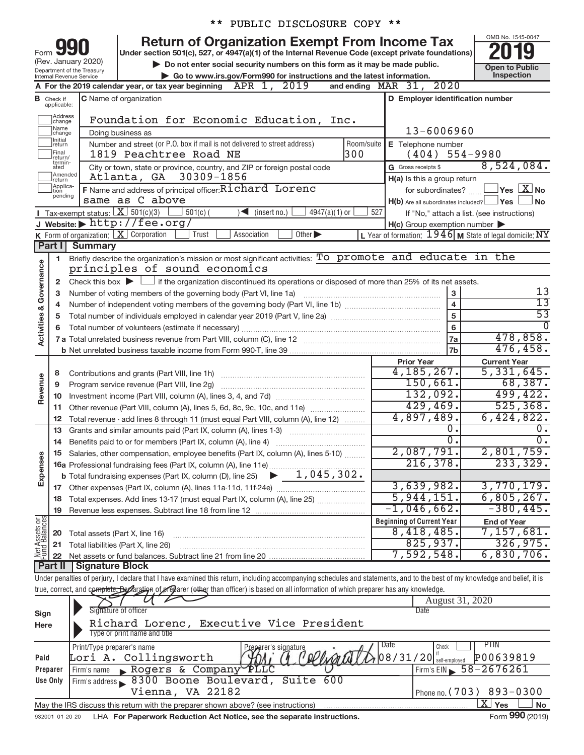** PUBLIC DISCLOSURE COPY **

# Form 990 — Return of Organization Exempt From Income Tax

(Rev. January 2020) Department of the Treasury Internal Revenue Service

Under section 501(c), 527, or 4947(a)(1) of the Internal Revenue Code (except private foundations)

▶ Do not enter social security numbers on this form as it may be made public.

▶ Go to www.irs.gov/Form990 for instructions and the latest information.

OMB No. 1545-0047 — **2019** — Open to Public Inspection

**A** For the 2019 calendar year, or tax year beginning APR 1, 2019 and ending MAR 31, 2020

**B** Check if applicable: Address change, Name change, Initial return, Final return/terminated, Amended return, Application pending

**C** Name of organization: Foundation for Economic Education, Inc.

Doing business as

Number and street (or P.O. box if mail is not delivered to street address): 1819 Peachtree Road NE — Room/suite: 300

City or town, state or province, country, and ZIP or foreign postal code: Atlanta, GA 30309-1856

**F** Name and address of principal officer: Richard Lorenc, same as C above

**D** Employer identification number: 13-6006960

**E** Telephone number: (404) 554-9980

**G** Gross receipts $ 8,524,084.

**H(a)** Is this a group return for subordinates? ☐ Yes ☒ No

**H(b)** Are all subordinates included? ☐ Yes ☐ No — If "No," attach a list. (see instructions)

**H(c)** Group exemption number ▶

**I** Tax-exempt status: ☒ 501(c)(3) ☐ 501(c) ( ) ◀ (insert no.) ☐ 4947(a)(1) or ☐ 527

**J** Website: ▶ http://fee.org/

**K** Form of organization: ☒ Corporation ☐ Trust ☐ Association ☐ Other ▶

**L** Year of formation: 1946 **M** State of legal domicile: NY

## Part I Summary

**Activities & Governance**

1. Briefly describe the organization's mission or most significant activities: To promote and educate in the principles of sound economics
2. Check this box ▶ ☐ if the organization discontinued its operations or disposed of more than 25% of its net assets.

| | | Line | Value |
|---|---|---|---|
| 3 | Number of voting members of the governing body (Part VI, line 1a) | 3 | 13 |
| 4 | Number of independent voting members of the governing body (Part VI, line 1b) | 4 | 13 |
| 5 | Total number of individuals employed in calendar year 2019 (Part V, line 2a) | 5 | 53 |
| 6 | Total number of volunteers (estimate if necessary) | 6 | 0 |
| 7a | Total unrelated business revenue from Part VIII, column (C), line 12 | 7a | 478,858. |
| 7b | Net unrelated business taxable income from Form 990-T, line 39 | 7b | 476,458. |

| | | Prior Year | Current Year |
|---|---|---|---|
| **Revenue** | | | |
| 8 | Contributions and grants (Part VIII, line 1h) | 4,185,267. | 5,331,645. |
| 9 | Program service revenue (Part VIII, line 2g) | 150,661. | 68,387. |
| 10 | Investment income (Part VIII, column (A), lines 3, 4, and 7d) | 132,092. | 499,422. |
| 11 | Other revenue (Part VIII, column (A), lines 5, 6d, 8c, 9c, 10c, and 11e) | 429,469. | 525,368. |
| 12 | Total revenue - add lines 8 through 11 (must equal Part VIII, column (A), line 12) | 4,897,489. | 6,424,822. |
| **Expenses** | | | |
| 13 | Grants and similar amounts paid (Part IX, column (A), lines 1-3) | 0. | 0. |
| 14 | Benefits paid to or for members (Part IX, column (A), line 4) | 0. | 0. |
| 15 | Salaries, other compensation, employee benefits (Part IX, column (A), lines 5-10) | 2,087,791. | 2,801,759. |
| 16a | Professional fundraising fees (Part IX, column (A), line 11e) | 216,378. | 233,329. |
| b | Total fundraising expenses (Part IX, column (D), line 25) ▶ 1,045,302. | | |
| 17 | Other expenses (Part IX, column (A), lines 11a-11d, 11f-24e) | 3,639,982. | 3,770,179. |
| 18 | Total expenses. Add lines 13-17 (must equal Part IX, column (A), line 25) | 5,944,151. | 6,805,267. |
| 19 | Revenue less expenses. Subtract line 18 from line 12 | -1,046,662. | -380,445. |
| **Net Assets or Fund Balances** | | **Beginning of Current Year** | **End of Year** |
| 20 | Total assets (Part X, line 16) | 8,418,485. | 7,157,681. |
| 21 | Total liabilities (Part X, line 26) | 825,937. | 326,975. |
| 22 | Net assets or fund balances. Subtract line 21 from line 20 | 7,592,548. | 6,830,706. |

## Part II Signature Block

Under penalties of perjury, I declare that I have examined this return, including accompanying schedules and statements, and to the best of my knowledge and belief, it is true, correct, and complete. Declaration of preparer (other than officer) is based on all information of which preparer has any knowledge.

**Sign Here**

Signature of officer — Date: August 31, 2020

Richard Lorenc, Executive Vice President
Type or print name and title

**Paid Preparer Use Only**

| Print/Type preparer's name | Preparer's signature | Date | Check ☐ if self-employed | PTIN |
|---|---|---|---|---|
| Lori A. Collingsworth | Lori A. Collingsworth | 08/31/20 | | P00639819 |

Firm's name ▶ Rogers & Company PLLC — Firm's EIN ▶ 58-2676261

Firm's address ▶ 8300 Boone Boulevard, Suite 600, Vienna, VA 22182 — Phone no. (703) 893-0300

May the IRS discuss this return with the preparer shown above? (see instructions) ☒ Yes ☐ No

932001 01-20-20 LHA For Paperwork Reduction Act Notice, see the separate instructions. Form **990** (2019)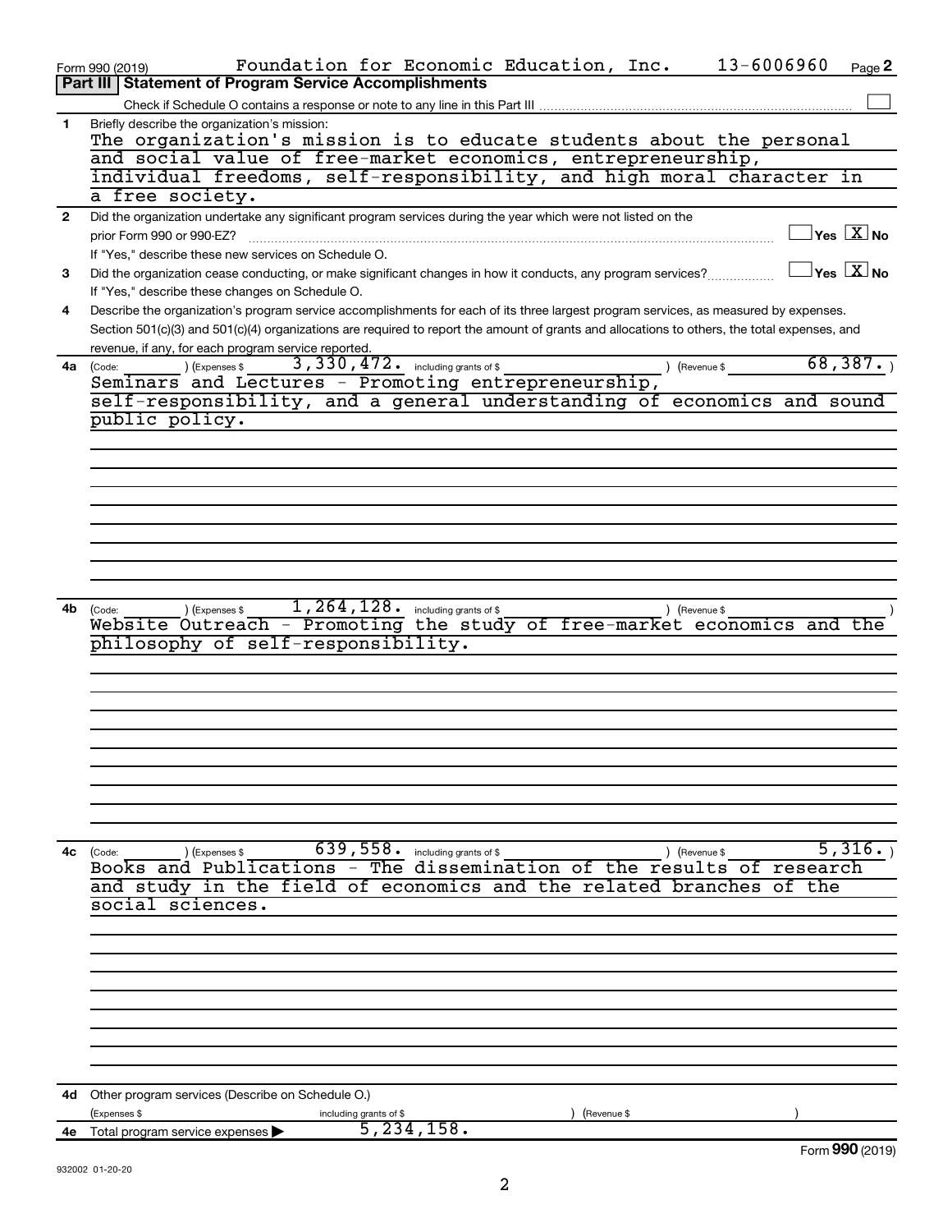Form 990 (2019) Foundation for Economic Education, Inc. 13-6006960 Page 2

## Part III | Statement of Program Service Accomplishments

Check if Schedule O contains a response or note to any line in this Part III ☐

**1** Briefly describe the organization's mission:

The organization's mission is to educate students about the personal and social value of free-market economics, entrepreneurship, individual freedoms, self-responsibility, and high moral character in a free society.

**2** Did the organization undertake any significant program services during the year which were not listed on the prior Form 990 or 990-EZ? ☐ Yes ☒ No

If "Yes," describe these new services on Schedule O.

**3** Did the organization cease conducting, or make significant changes in how it conducts, any program services? ☐ Yes ☒ No

If "Yes," describe these changes on Schedule O.

**4** Describe the organization's program service accomplishments for each of its three largest program services, as measured by expenses. Section 501(c)(3) and 501(c)(4) organizations are required to report the amount of grants and allocations to others, the total expenses, and revenue, if any, for each program service reported.

**4a** (Code: ) (Expenses $ 3,330,472. including grants of $ ) (Revenue $ 68,387. )

Seminars and Lectures - Promoting entrepreneurship, self-responsibility, and a general understanding of economics and sound public policy.

**4b** (Code: ) (Expenses $ 1,264,128. including grants of $ ) (Revenue $ )

Website Outreach - Promoting the study of free-market economics and the philosophy of self-responsibility.

**4c** (Code: ) (Expenses $ 639,558. including grants of $ ) (Revenue $ 5,316. )

Books and Publications - The dissemination of the results of research and study in the field of economics and the related branches of the social sciences.

**4d** Other program services (Describe on Schedule O.)

(Expenses $ including grants of $ ) (Revenue $ )

**4e** Total program service expenses ▶ 5,234,158.

Form **990** (2019)

932002 01-20-20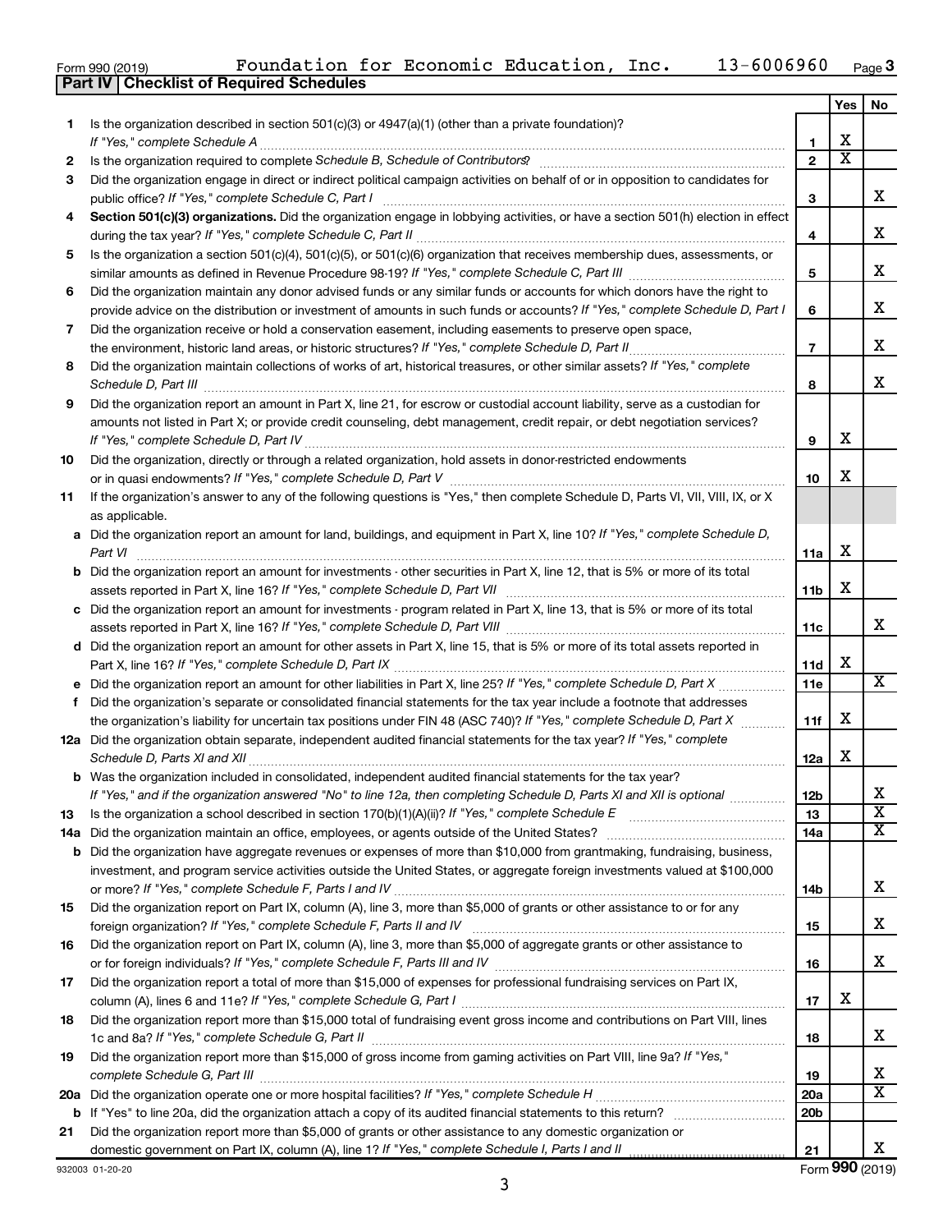Form 990 (2019) Foundation for Economic Education, Inc. 13-6006960 Page 3

## Part IV | Checklist of Required Schedules

| | | | Yes | No |
|---|---|---|---|---|
| 1 | Is the organization described in section 501(c)(3) or 4947(a)(1) (other than a private foundation)? *If "Yes," complete Schedule A* | 1 | X | |
| 2 | Is the organization required to complete *Schedule B, Schedule of Contributors*? | 2 | X | |
| 3 | Did the organization engage in direct or indirect political campaign activities on behalf of or in opposition to candidates for public office? *If "Yes," complete Schedule C, Part I* | 3 | | X |
| 4 | **Section 501(c)(3) organizations.** Did the organization engage in lobbying activities, or have a section 501(h) election in effect during the tax year? *If "Yes," complete Schedule C, Part II* | 4 | | X |
| 5 | Is the organization a section 501(c)(4), 501(c)(5), or 501(c)(6) organization that receives membership dues, assessments, or similar amounts as defined in Revenue Procedure 98-19? *If "Yes," complete Schedule C, Part III* | 5 | | X |
| 6 | Did the organization maintain any donor advised funds or any similar funds or accounts for which donors have the right to provide advice on the distribution or investment of amounts in such funds or accounts? *If "Yes," complete Schedule D, Part I* | 6 | | X |
| 7 | Did the organization receive or hold a conservation easement, including easements to preserve open space, the environment, historic land areas, or historic structures? *If "Yes," complete Schedule D, Part II* | 7 | | X |
| 8 | Did the organization maintain collections of works of art, historical treasures, or other similar assets? *If "Yes," complete Schedule D, Part III* | 8 | | X |
| 9 | Did the organization report an amount in Part X, line 21, for escrow or custodial account liability, serve as a custodian for amounts not listed in Part X; or provide credit counseling, debt management, credit repair, or debt negotiation services? *If "Yes," complete Schedule D, Part IV* | 9 | X | |
| 10 | Did the organization, directly or through a related organization, hold assets in donor-restricted endowments or in quasi endowments? *If "Yes," complete Schedule D, Part V* | 10 | X | |
| 11 | If the organization's answer to any of the following questions is "Yes," then complete Schedule D, Parts VI, VII, VIII, IX, or X as applicable. | | | |
| a | Did the organization report an amount for land, buildings, and equipment in Part X, line 10? *If "Yes," complete Schedule D, Part VI* | 11a | X | |
| b | Did the organization report an amount for investments - other securities in Part X, line 12, that is 5% or more of its total assets reported in Part X, line 16? *If "Yes," complete Schedule D, Part VII* | 11b | X | |
| c | Did the organization report an amount for investments - program related in Part X, line 13, that is 5% or more of its total assets reported in Part X, line 16? *If "Yes," complete Schedule D, Part VIII* | 11c | | X |
| d | Did the organization report an amount for other assets in Part X, line 15, that is 5% or more of its total assets reported in Part X, line 16? *If "Yes," complete Schedule D, Part IX* | 11d | X | |
| e | Did the organization report an amount for other liabilities in Part X, line 25? *If "Yes," complete Schedule D, Part X* | 11e | | X |
| f | Did the organization's separate or consolidated financial statements for the tax year include a footnote that addresses the organization's liability for uncertain tax positions under FIN 48 (ASC 740)? *If "Yes," complete Schedule D, Part X* | 11f | X | |
| 12a | Did the organization obtain separate, independent audited financial statements for the tax year? *If "Yes," complete Schedule D, Parts XI and XII* | 12a | X | |
| b | Was the organization included in consolidated, independent audited financial statements for the tax year? *If "Yes," and if the organization answered "No" to line 12a, then completing Schedule D, Parts XI and XII is optional* | 12b | | X |
| 13 | Is the organization a school described in section 170(b)(1)(A)(ii)? *If "Yes," complete Schedule E* | 13 | | X |
| 14a | Did the organization maintain an office, employees, or agents outside of the United States? | 14a | | X |
| b | Did the organization have aggregate revenues or expenses of more than $10,000 from grantmaking, fundraising, business, investment, and program service activities outside the United States, or aggregate foreign investments valued at $100,000 or more? *If "Yes," complete Schedule F, Parts I and IV* | 14b | | X |
| 15 | Did the organization report on Part IX, column (A), line 3, more than $5,000 of grants or other assistance to or for any foreign organization? *If "Yes," complete Schedule F, Parts II and IV* | 15 | | X |
| 16 | Did the organization report on Part IX, column (A), line 3, more than $5,000 of aggregate grants or other assistance to or for foreign individuals? *If "Yes," complete Schedule F, Parts III and IV* | 16 | | X |
| 17 | Did the organization report a total of more than $15,000 of expenses for professional fundraising services on Part IX, column (A), lines 6 and 11e? *If "Yes," complete Schedule G, Part I* | 17 | X | |
| 18 | Did the organization report more than $15,000 total of fundraising event gross income and contributions on Part VIII, lines 1c and 8a? *If "Yes," complete Schedule G, Part II* | 18 | | X |
| 19 | Did the organization report more than $15,000 of gross income from gaming activities on Part VIII, line 9a? *If "Yes," complete Schedule G, Part III* | 19 | | X |
| 20a | Did the organization operate one or more hospital facilities? *If "Yes," complete Schedule H* | 20a | | X |
| b | If "Yes" to line 20a, did the organization attach a copy of its audited financial statements to this return? | 20b | | |
| 21 | Did the organization report more than $5,000 of grants or other assistance to any domestic organization or domestic government on Part IX, column (A), line 1? *If "Yes," complete Schedule I, Parts I and II* | 21 | | X |

932003 01-20-20 Form **990** (2019)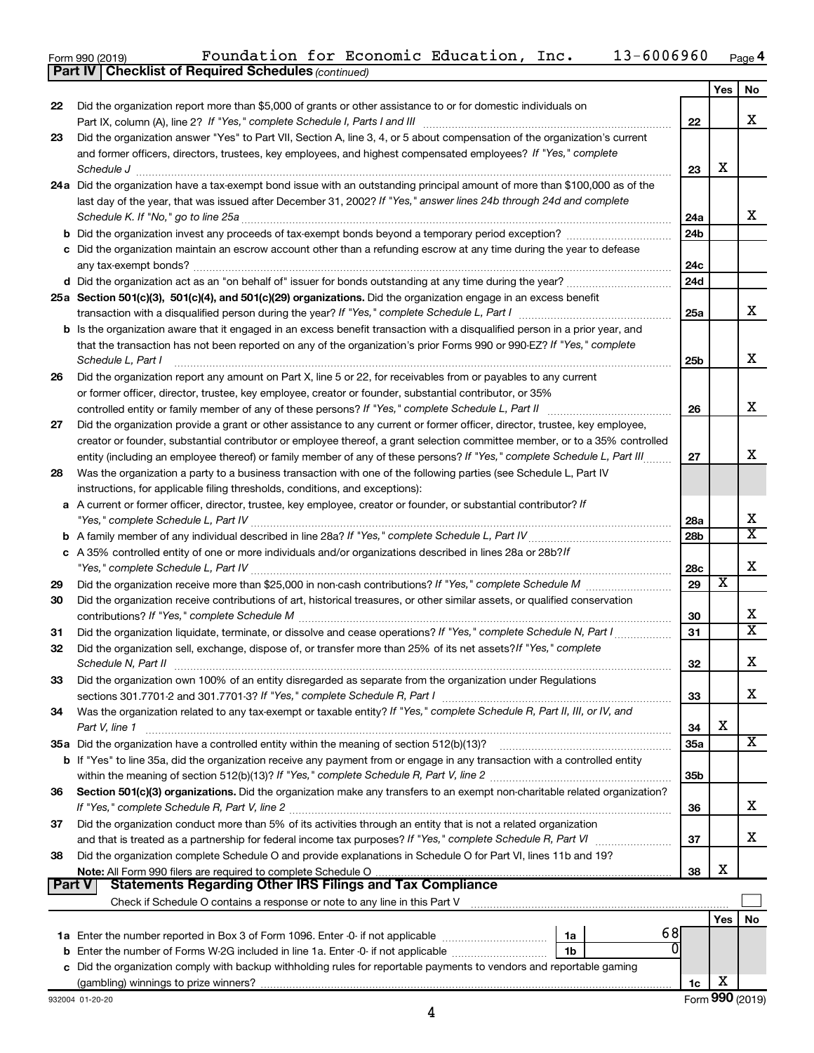Form 990 (2019) Foundation for Economic Education, Inc. 13-6006960 Page 4

**Part IV Checklist of Required Schedules** *(continued)*

| | | | Yes | No |
|---|---|---|---|---|
| 22 | Did the organization report more than $5,000 of grants or other assistance to or for domestic individuals on Part IX, column (A), line 2? *If "Yes," complete Schedule I, Parts I and III* | 22 | | X |
| 23 | Did the organization answer "Yes" to Part VII, Section A, line 3, 4, or 5 about compensation of the organization's current and former officers, directors, trustees, key employees, and highest compensated employees? *If "Yes," complete Schedule J* | 23 | X | |
| 24a | Did the organization have a tax-exempt bond issue with an outstanding principal amount of more than $100,000 as of the last day of the year, that was issued after December 31, 2002? *If "Yes," answer lines 24b through 24d and complete Schedule K. If "No," go to line 25a* | 24a | | X |
| b | Did the organization invest any proceeds of tax-exempt bonds beyond a temporary period exception? | 24b | | |
| c | Did the organization maintain an escrow account other than a refunding escrow at any time during the year to defease any tax-exempt bonds? | 24c | | |
| d | Did the organization act as an "on behalf of" issuer for bonds outstanding at any time during the year? | 24d | | |
| 25a | **Section 501(c)(3), 501(c)(4), and 501(c)(29) organizations.** Did the organization engage in an excess benefit transaction with a disqualified person during the year? *If "Yes," complete Schedule L, Part I* | 25a | | X |
| b | Is the organization aware that it engaged in an excess benefit transaction with a disqualified person in a prior year, and that the transaction has not been reported on any of the organization's prior Forms 990 or 990-EZ? *If "Yes," complete Schedule L, Part I* | 25b | | X |
| 26 | Did the organization report any amount on Part X, line 5 or 22, for receivables from or payables to any current or former officer, director, trustee, key employee, creator or founder, substantial contributor, or 35% controlled entity or family member of any of these persons? *If "Yes," complete Schedule L, Part II* | 26 | | X |
| 27 | Did the organization provide a grant or other assistance to any current or former officer, director, trustee, key employee, creator or founder, substantial contributor or employee thereof, a grant selection committee member, or to a 35% controlled entity (including an employee thereof) or family member of any of these persons? *If "Yes," complete Schedule L, Part III* | 27 | | X |
| 28 | Was the organization a party to a business transaction with one of the following parties (see Schedule L, Part IV instructions, for applicable filing thresholds, conditions, and exceptions): | | | |
| a | A current or former officer, director, trustee, key employee, creator or founder, or substantial contributor? *If "Yes," complete Schedule L, Part IV* | 28a | | X |
| b | A family member of any individual described in line 28a? *If "Yes," complete Schedule L, Part IV* | 28b | | X |
| c | A 35% controlled entity of one or more individuals and/or organizations described in lines 28a or 28b? *If "Yes," complete Schedule L, Part IV* | 28c | | X |
| 29 | Did the organization receive more than $25,000 in non-cash contributions? *If "Yes," complete Schedule M* | 29 | X | |
| 30 | Did the organization receive contributions of art, historical treasures, or other similar assets, or qualified conservation contributions? *If "Yes," complete Schedule M* | 30 | | X |
| 31 | Did the organization liquidate, terminate, or dissolve and cease operations? *If "Yes," complete Schedule N, Part I* | 31 | | X |
| 32 | Did the organization sell, exchange, dispose of, or transfer more than 25% of its net assets? *If "Yes," complete Schedule N, Part II* | 32 | | X |
| 33 | Did the organization own 100% of an entity disregarded as separate from the organization under Regulations sections 301.7701-2 and 301.7701-3? *If "Yes," complete Schedule R, Part I* | 33 | | X |
| 34 | Was the organization related to any tax-exempt or taxable entity? *If "Yes," complete Schedule R, Part II, III, or IV, and Part V, line 1* | 34 | X | |
| 35a | Did the organization have a controlled entity within the meaning of section 512(b)(13)? | 35a | | X |
| b | If "Yes" to line 35a, did the organization receive any payment from or engage in any transaction with a controlled entity within the meaning of section 512(b)(13)? *If "Yes," complete Schedule R, Part V, line 2* | 35b | | |
| 36 | **Section 501(c)(3) organizations.** Did the organization make any transfers to an exempt non-charitable related organization? *If "Yes," complete Schedule R, Part V, line 2* | 36 | | X |
| 37 | Did the organization conduct more than 5% of its activities through an entity that is not a related organization and that is treated as a partnership for federal income tax purposes? *If "Yes," complete Schedule R, Part VI* | 37 | | X |
| 38 | Did the organization complete Schedule O and provide explanations in Schedule O for Part VI, lines 11b and 19? **Note:** All Form 990 filers are required to complete Schedule O | 38 | X | |

**Part V Statements Regarding Other IRS Filings and Tax Compliance**

Check if Schedule O contains a response or note to any line in this Part V ☐

| | | | | | Yes | No |
|---|---|---|---|---|---|---|
| 1a | Enter the number reported in Box 3 of Form 1096. Enter -0- if not applicable | 1a | 68 | | | |
| b | Enter the number of Forms W-2G included in line 1a. Enter -0- if not applicable | 1b | 0 | | | |
| c | Did the organization comply with backup withholding rules for reportable payments to vendors and reportable gaming (gambling) winnings to prize winners? | | | 1c | X | |

932004 01-20-20 Form **990** (2019)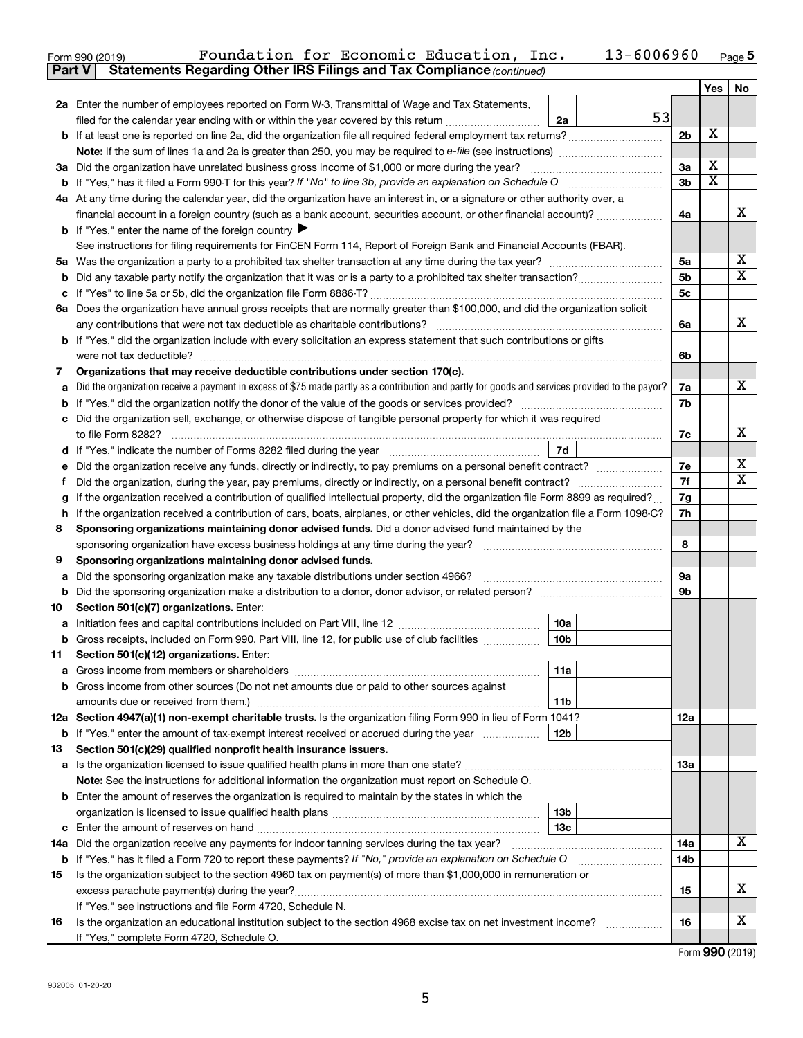Form 990 (2019) Foundation for Economic Education, Inc. 13-6006960 Page 5

**Part V Statements Regarding Other IRS Filings and Tax Compliance** *(continued)*

| | | | | Yes | No |
|---|---|---|---|---|---|
| **2a** | Enter the number of employees reported on Form W-3, Transmittal of Wage and Tax Statements, filed for the calendar year ending with or within the year covered by this return | 2a 53 | | | |
| **b** | If at least one is reported on line 2a, did the organization file all required federal employment tax returns? | | 2b | X | |
| | **Note:** If the sum of lines 1a and 2a is greater than 250, you may be required to *e-file* (see instructions) | | | | |
| **3a** | Did the organization have unrelated business gross income of $1,000 or more during the year? | | 3a | X | |
| **b** | If "Yes," has it filed a Form 990-T for this year? *If "No" to line 3b, provide an explanation on Schedule O* | | 3b | X | |
| **4a** | At any time during the calendar year, did the organization have an interest in, or a signature or other authority over, a financial account in a foreign country (such as a bank account, securities account, or other financial account)? | | 4a | | X |
| **b** | If "Yes," enter the name of the foreign country ▶ | | | | |
| | See instructions for filing requirements for FinCEN Form 114, Report of Foreign Bank and Financial Accounts (FBAR). | | | | |
| **5a** | Was the organization a party to a prohibited tax shelter transaction at any time during the tax year? | | 5a | | X |
| **b** | Did any taxable party notify the organization that it was or is a party to a prohibited tax shelter transaction? | | 5b | | X |
| **c** | If "Yes" to line 5a or 5b, did the organization file Form 8886-T? | | 5c | | |
| **6a** | Does the organization have annual gross receipts that are normally greater than $100,000, and did the organization solicit any contributions that were not tax deductible as charitable contributions? | | 6a | | X |
| **b** | If "Yes," did the organization include with every solicitation an express statement that such contributions or gifts were not tax deductible? | | 6b | | |
| **7** | **Organizations that may receive deductible contributions under section 170(c).** | | | | |
| **a** | Did the organization receive a payment in excess of $75 made partly as a contribution and partly for goods and services provided to the payor? | | 7a | | X |
| **b** | If "Yes," did the organization notify the donor of the value of the goods or services provided? | | 7b | | |
| **c** | Did the organization sell, exchange, or otherwise dispose of tangible personal property for which it was required to file Form 8282? | | 7c | | X |
| **d** | If "Yes," indicate the number of Forms 8282 filed during the year | 7d | | | |
| **e** | Did the organization receive any funds, directly or indirectly, to pay premiums on a personal benefit contract? | | 7e | | X |
| **f** | Did the organization, during the year, pay premiums, directly or indirectly, on a personal benefit contract? | | 7f | | X |
| **g** | If the organization received a contribution of qualified intellectual property, did the organization file Form 8899 as required? | | 7g | | |
| **h** | If the organization received a contribution of cars, boats, airplanes, or other vehicles, did the organization file a Form 1098-C? | | 7h | | |
| **8** | **Sponsoring organizations maintaining donor advised funds.** Did a donor advised fund maintained by the sponsoring organization have excess business holdings at any time during the year? | | 8 | | |
| **9** | **Sponsoring organizations maintaining donor advised funds.** | | | | |
| **a** | Did the sponsoring organization make any taxable distributions under section 4966? | | 9a | | |
| **b** | Did the sponsoring organization make a distribution to a donor, donor advisor, or related person? | | 9b | | |
| **10** | **Section 501(c)(7) organizations.** Enter: | | | | |
| **a** | Initiation fees and capital contributions included on Part VIII, line 12 | 10a | | | |
| **b** | Gross receipts, included on Form 990, Part VIII, line 12, for public use of club facilities | 10b | | | |
| **11** | **Section 501(c)(12) organizations.** Enter: | | | | |
| **a** | Gross income from members or shareholders | 11a | | | |
| **b** | Gross income from other sources (Do not net amounts due or paid to other sources against amounts due or received from them.) | 11b | | | |
| **12a** | **Section 4947(a)(1) non-exempt charitable trusts.** Is the organization filing Form 990 in lieu of Form 1041? | | 12a | | |
| **b** | If "Yes," enter the amount of tax-exempt interest received or accrued during the year | 12b | | | |
| **13** | **Section 501(c)(29) qualified nonprofit health insurance issuers.** | | | | |
| **a** | Is the organization licensed to issue qualified health plans in more than one state? | | 13a | | |
| | **Note:** See the instructions for additional information the organization must report on Schedule O. | | | | |
| **b** | Enter the amount of reserves the organization is required to maintain by the states in which the organization is licensed to issue qualified health plans | 13b | | | |
| **c** | Enter the amount of reserves on hand | 13c | | | |
| **14a** | Did the organization receive any payments for indoor tanning services during the tax year? | | 14a | | X |
| **b** | If "Yes," has it filed a Form 720 to report these payments? *If "No," provide an explanation on Schedule O* | | 14b | | |
| **15** | Is the organization subject to the section 4960 tax on payment(s) of more than $1,000,000 in remuneration or excess parachute payment(s) during the year? | | 15 | | X |
| | If "Yes," see instructions and file Form 4720, Schedule N. | | | | |
| **16** | Is the organization an educational institution subject to the section 4968 excise tax on net investment income? | | 16 | | X |
| | If "Yes," complete Form 4720, Schedule O. | | | | |

Form **990** (2019)

932005 01-20-20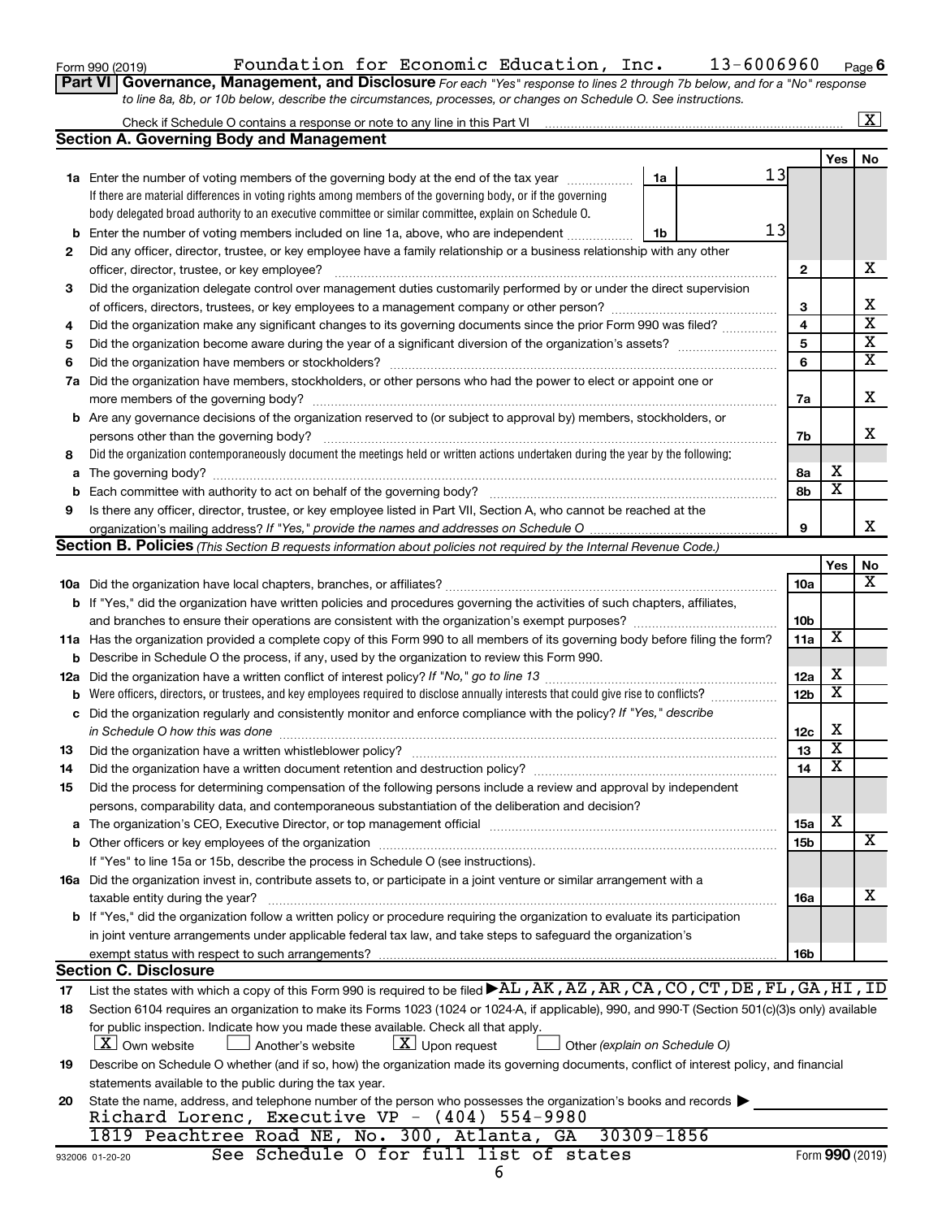Form 990 (2019) Foundation for Economic Education, Inc. 13-6006960 Page 6

**Part VI Governance, Management, and Disclosure** *For each "Yes" response to lines 2 through 7b below, and for a "No" response to line 8a, 8b, or 10b below, describe the circumstances, processes, or changes on Schedule O. See instructions.*

Check if Schedule O contains a response or note to any line in this Part VI ... [X]

## Section A. Governing Body and Management

| | | | | | Yes | No |
|---|---|---|---|---|---|---|
| **1a** | Enter the number of voting members of the governing body at the end of the tax year | 1a | 13 | | | |
| | If there are material differences in voting rights among members of the governing body, or if the governing body delegated broad authority to an executive committee or similar committee, explain on Schedule O. | | | | | |
| **b** | Enter the number of voting members included on line 1a, above, who are independent | 1b | 13 | | | |
| **2** | Did any officer, director, trustee, or key employee have a family relationship or a business relationship with any other officer, director, trustee, or key employee? | | | 2 | | X |
| **3** | Did the organization delegate control over management duties customarily performed by or under the direct supervision of officers, directors, trustees, or key employees to a management company or other person? | | | 3 | | X |
| **4** | Did the organization make any significant changes to its governing documents since the prior Form 990 was filed? | | | 4 | | X |
| **5** | Did the organization become aware during the year of a significant diversion of the organization's assets? | | | 5 | | X |
| **6** | Did the organization have members or stockholders? | | | 6 | | X |
| **7a** | Did the organization have members, stockholders, or other persons who had the power to elect or appoint one or more members of the governing body? | | | 7a | | X |
| **b** | Are any governance decisions of the organization reserved to (or subject to approval by) members, stockholders, or persons other than the governing body? | | | 7b | | X |
| **8** | Did the organization contemporaneously document the meetings held or written actions undertaken during the year by the following: | | | | | |
| **a** | The governing body? | | | 8a | X | |
| **b** | Each committee with authority to act on behalf of the governing body? | | | 8b | X | |
| **9** | Is there any officer, director, trustee, or key employee listed in Part VII, Section A, who cannot be reached at the organization's mailing address? *If "Yes," provide the names and addresses on Schedule O* | | | 9 | | X |

## Section B. Policies *(This Section B requests information about policies not required by the Internal Revenue Code.)*

| | | | Yes | No |
|---|---|---|---|---|
| **10a** | Did the organization have local chapters, branches, or affiliates? | 10a | | X |
| **b** | If "Yes," did the organization have written policies and procedures governing the activities of such chapters, affiliates, and branches to ensure their operations are consistent with the organization's exempt purposes? | 10b | | |
| **11a** | Has the organization provided a complete copy of this Form 990 to all members of its governing body before filing the form? | 11a | X | |
| **b** | Describe in Schedule O the process, if any, used by the organization to review this Form 990. | | | |
| **12a** | Did the organization have a written conflict of interest policy? *If "No," go to line 13* | 12a | X | |
| **b** | Were officers, directors, or trustees, and key employees required to disclose annually interests that could give rise to conflicts? | 12b | X | |
| **c** | Did the organization regularly and consistently monitor and enforce compliance with the policy? *If "Yes," describe in Schedule O how this was done* | 12c | X | |
| **13** | Did the organization have a written whistleblower policy? | 13 | X | |
| **14** | Did the organization have a written document retention and destruction policy? | 14 | X | |
| **15** | Did the process for determining compensation of the following persons include a review and approval by independent persons, comparability data, and contemporaneous substantiation of the deliberation and decision? | | | |
| **a** | The organization's CEO, Executive Director, or top management official | 15a | X | |
| **b** | Other officers or key employees of the organization | 15b | | X |
| | If "Yes" to line 15a or 15b, describe the process in Schedule O (see instructions). | | | |
| **16a** | Did the organization invest in, contribute assets to, or participate in a joint venture or similar arrangement with a taxable entity during the year? | 16a | | X |
| **b** | If "Yes," did the organization follow a written policy or procedure requiring the organization to evaluate its participation in joint venture arrangements under applicable federal tax law, and take steps to safeguard the organization's exempt status with respect to such arrangements? | 16b | | |

## Section C. Disclosure

**17** List the states with which a copy of this Form 990 is required to be filed ▶ AL,AK,AZ,AR,CA,CO,CT,DE,FL,GA,HI,ID

**18** Section 6104 requires an organization to make its Forms 1023 (1024 or 1024-A, if applicable), 990, and 990-T (Section 501(c)(3)s only) available for public inspection. Indicate how you made these available. Check all that apply.

[X] Own website [ ] Another's website [X] Upon request [ ] Other *(explain on Schedule O)*

**19** Describe on Schedule O whether (and if so, how) the organization made its governing documents, conflict of interest policy, and financial statements available to the public during the tax year.

**20** State the name, address, and telephone number of the person who possesses the organization's books and records ▶
Richard Lorenc, Executive VP - (404) 554-9980
1819 Peachtree Road NE, No. 300, Atlanta, GA 30309-1856

See Schedule O for full list of states

932006 01-20-20 Form **990** (2019)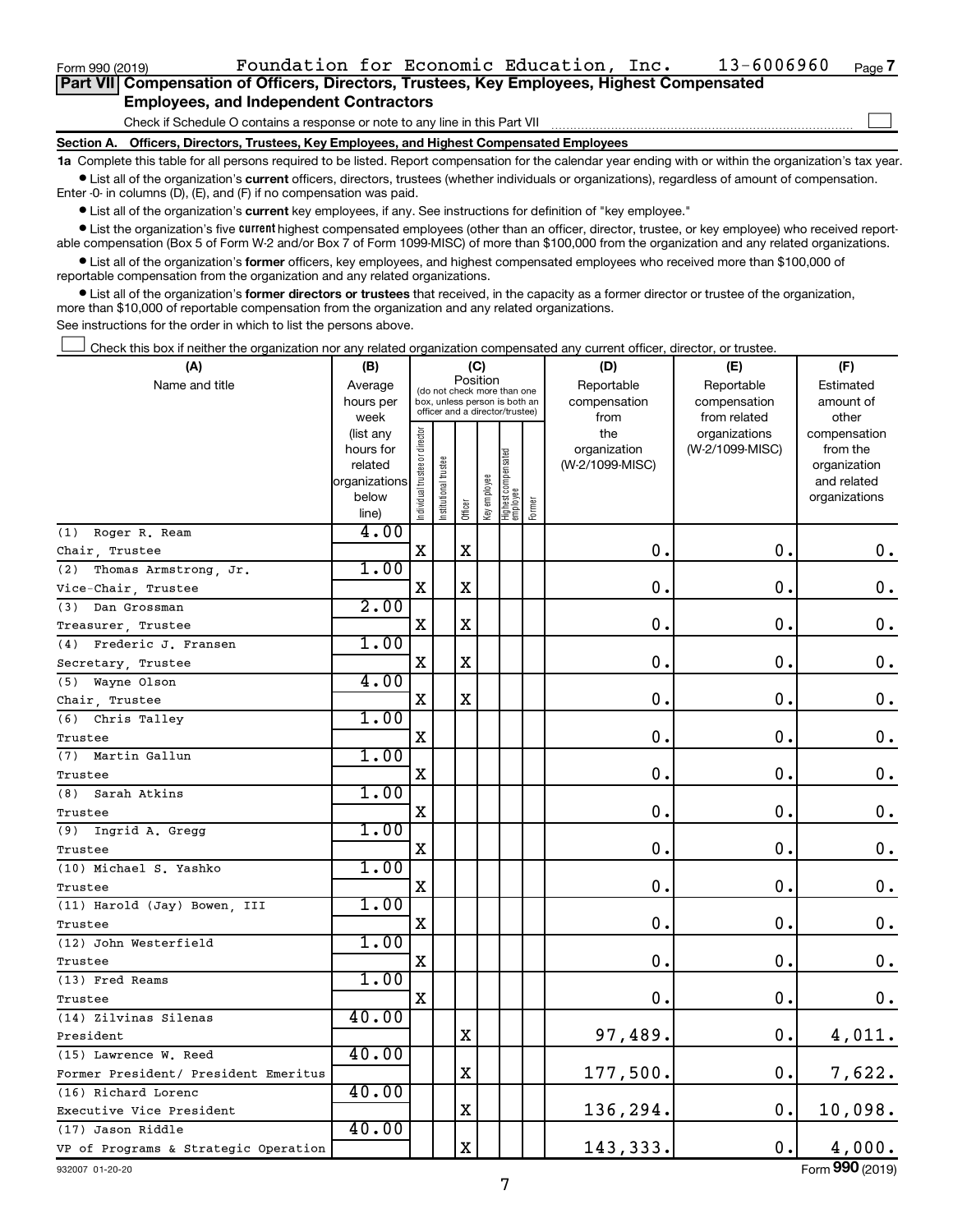Form 990 (2019) Foundation for Economic Education, Inc. 13-6006960 Page 7

**Part VII Compensation of Officers, Directors, Trustees, Key Employees, Highest Compensated Employees, and Independent Contractors**

Check if Schedule O contains a response or note to any line in this Part VII

**Section A. Officers, Directors, Trustees, Key Employees, and Highest Compensated Employees**

**1a** Complete this table for all persons required to be listed. Report compensation for the calendar year ending with or within the organization's tax year.

- List all of the organization's **current** officers, directors, trustees (whether individuals or organizations), regardless of amount of compensation. Enter -0- in columns (D), (E), and (F) if no compensation was paid.
- List all of the organization's **current** key employees, if any. See instructions for definition of "key employee."
- List the organization's five **current** highest compensated employees (other than an officer, director, trustee, or key employee) who received reportable compensation (Box 5 of Form W-2 and/or Box 7 of Form 1099-MISC) of more than $100,000 from the organization and any related organizations.
- List all of the organization's **former** officers, key employees, and highest compensated employees who received more than $100,000 of reportable compensation from the organization and any related organizations.
- List all of the organization's **former directors or trustees** that received, in the capacity as a former director or trustee of the organization, more than $10,000 of reportable compensation from the organization and any related organizations.

See instructions for the order in which to list the persons above.

Check this box if neither the organization nor any related organization compensated any current officer, director, or trustee.

| (A) Name and title | (B) Average hours per week (list any hours for related organizations below line) | (C) Position: Individual trustee or director | Institutional trustee | Officer | Key employee | Highest compensated employee | Former | (D) Reportable compensation from the organization (W-2/1099-MISC) | (E) Reportable compensation from related organizations (W-2/1099-MISC) | (F) Estimated amount of other compensation from the organization and related organizations |
|---|---|---|---|---|---|---|---|---|---|---|
| (1) Roger R. Ream<br>Chair, Trustee | 4.00 | X | | X | | | | 0. | 0. | 0. |
| (2) Thomas Armstrong, Jr.<br>Vice-Chair, Trustee | 1.00 | X | | X | | | | 0. | 0. | 0. |
| (3) Dan Grossman<br>Treasurer, Trustee | 2.00 | X | | X | | | | 0. | 0. | 0. |
| (4) Frederic J. Fransen<br>Secretary, Trustee | 1.00 | X | | X | | | | 0. | 0. | 0. |
| (5) Wayne Olson<br>Chair, Trustee | 4.00 | X | | X | | | | 0. | 0. | 0. |
| (6) Chris Talley<br>Trustee | 1.00 | X | | | | | | 0. | 0. | 0. |
| (7) Martin Gallun<br>Trustee | 1.00 | X | | | | | | 0. | 0. | 0. |
| (8) Sarah Atkins<br>Trustee | 1.00 | X | | | | | | 0. | 0. | 0. |
| (9) Ingrid A. Gregg<br>Trustee | 1.00 | X | | | | | | 0. | 0. | 0. |
| (10) Michael S. Yashko<br>Trustee | 1.00 | X | | | | | | 0. | 0. | 0. |
| (11) Harold (Jay) Bowen, III<br>Trustee | 1.00 | X | | | | | | 0. | 0. | 0. |
| (12) John Westerfield<br>Trustee | 1.00 | X | | | | | | 0. | 0. | 0. |
| (13) Fred Reams<br>Trustee | 1.00 | X | | | | | | 0. | 0. | 0. |
| (14) Zilvinas Silenas<br>President | 40.00 | | | X | | | | 97,489. | 0. | 4,011. |
| (15) Lawrence W. Reed<br>Former President/ President Emeritus | 40.00 | | | X | | | | 177,500. | 0. | 7,622. |
| (16) Richard Lorenc<br>Executive Vice President | 40.00 | | | X | | | | 136,294. | 0. | 10,098. |
| (17) Jason Riddle<br>VP of Programs & Strategic Operation | 40.00 | | | X | | | | 143,333. | 0. | 4,000. |

932007 01-20-20 Form **990** (2019)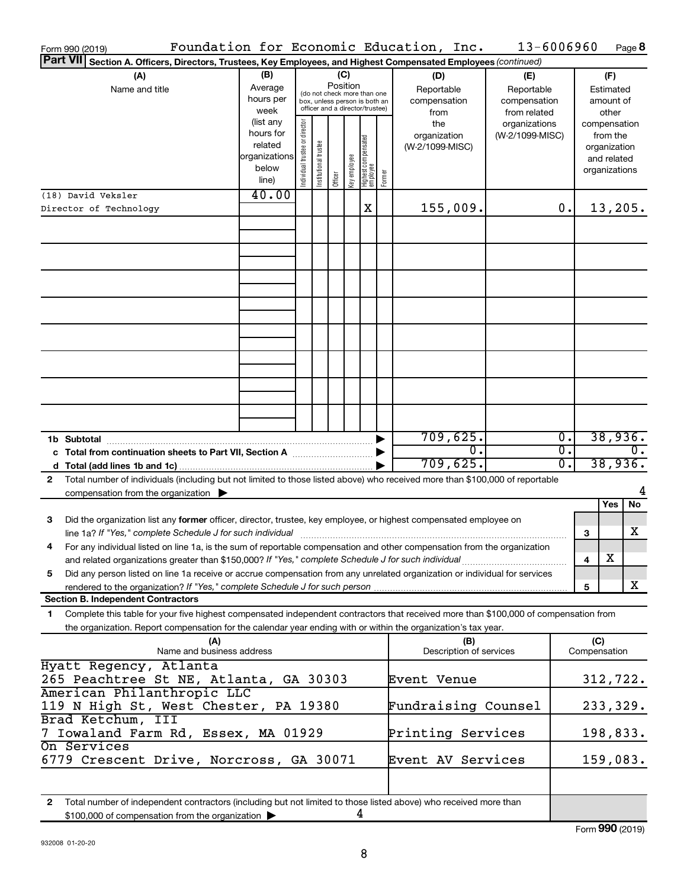Form 990 (2019) Foundation for Economic Education, Inc. 13-6006960 Page 8

**Part VII Section A. Officers, Directors, Trustees, Key Employees, and Highest Compensated Employees** *(continued)*

| (A) Name and title | (B) Average hours per week (list any hours for related organizations below line) | (C) Position: Individual trustee or director | Institutional trustee | Officer | Key employee | Highest compensated employee | Former | (D) Reportable compensation from the organization (W-2/1099-MISC) | (E) Reportable compensation from related organizations (W-2/1099-MISC) | (F) Estimated amount of other compensation from the organization and related organizations |
|---|---|---|---|---|---|---|---|---|---|---|
| (18) David Veksler<br>Director of Technology | 40.00 | | | | | X | | 155,009. | 0. | 13,205. |
| | | | | | | | | | | |
| | | | | | | | | | | |
| | | | | | | | | | | |
| | | | | | | | | | | |
| | | | | | | | | | | |
| | | | | | | | | | | |
| | | | | | | | | | | |
| | | | | | | | | | | |
| 1b Subtotal | | | | | | | ▶ | 709,625. | 0. | 38,936. |
| c Total from continuation sheets to Part VII, Section A | | | | | | | ▶ | 0. | 0. | 0. |
| d Total (add lines 1b and 1c) | | | | | | | ▶ | 709,625. | 0. | 38,936. |

2 Total number of individuals (including but not limited to those listed above) who received more than $100,000 of reportable compensation from the organization ▶ 4

| | | Yes | No |
|---|---|---|---|
| 3 Did the organization list any **former** officer, director, trustee, key employee, or highest compensated employee on line 1a? *If "Yes," complete Schedule J for such individual* | 3 | | X |
| 4 For any individual listed on line 1a, is the sum of reportable compensation and other compensation from the organization and related organizations greater than $150,000? *If "Yes," complete Schedule J for such individual* | 4 | X | |
| 5 Did any person listed on line 1a receive or accrue compensation from any unrelated organization or individual for services rendered to the organization? *If "Yes," complete Schedule J for such person* | 5 | | X |

**Section B. Independent Contractors**

1 Complete this table for your five highest compensated independent contractors that received more than $100,000 of compensation from the organization. Report compensation for the calendar year ending with or within the organization's tax year.

| (A) Name and business address | (B) Description of services | (C) Compensation |
|---|---|---|
| Hyatt Regency, Atlanta<br>265 Peachtree St NE, Atlanta, GA 30303 | Event Venue | 312,722. |
| American Philanthropic LLC<br>119 N High St, West Chester, PA 19380 | Fundraising Counsel | 233,329. |
| Brad Ketchum, III<br>7 Iowaland Farm Rd, Essex, MA 01929 | Printing Services | 198,833. |
| On Services<br>6779 Crescent Drive, Norcross, GA 30071 | Event AV Services | 159,083. |
| | | |

2 Total number of independent contractors (including but not limited to those listed above) who received more than $100,000 of compensation from the organization ▶ 4

Form **990** (2019)

932008 01-20-20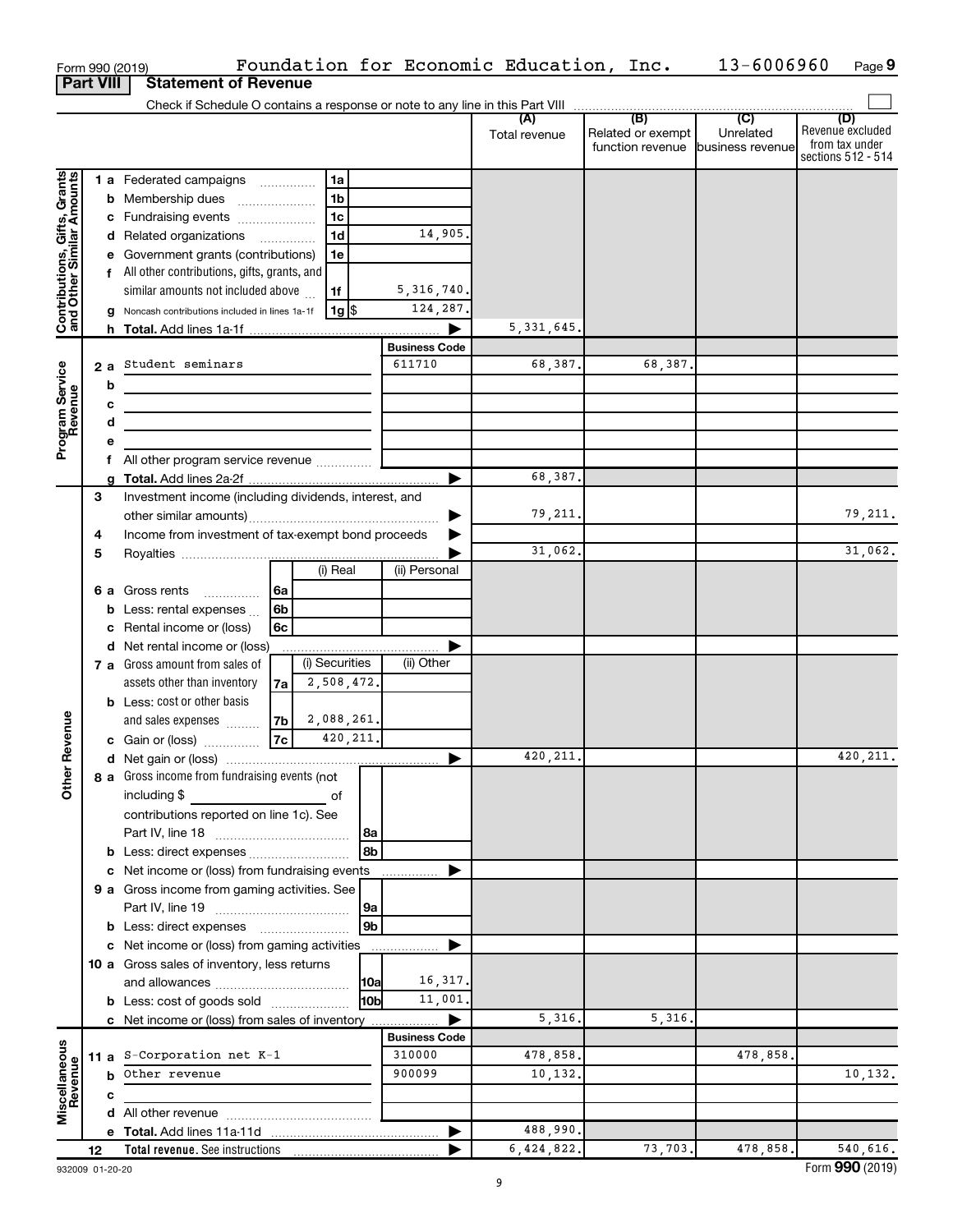Form 990 (2019) Foundation for Economic Education, Inc. 13-6006960 Page 9

**Part VIII Statement of Revenue**

Check if Schedule O contains a response or note to any line in this Part VIII

| | | | | | (A) Total revenue | (B) Related or exempt function revenue | (C) Unrelated business revenue | (D) Revenue excluded from tax under sections 512 - 514 |
|---|---|---|---|---|---|---|---|---|
| Contributions, Gifts, Grants and Other Similar Amounts | 1 a | Federated campaigns | 1a | | | | | |
| | b | Membership dues | 1b | | | | | |
| | c | Fundraising events | 1c | | | | | |
| | d | Related organizations | 1d | 14,905. | | | | |
| | e | Government grants (contributions) | 1e | | | | | |
| | f | All other contributions, gifts, grants, and similar amounts not included above | 1f | 5,316,740. | | | | |
| | g | Noncash contributions included in lines 1a-1f | 1g $ | 124,287. | | | | |
| | h | **Total.** Add lines 1a-1f | | ▶ | 5,331,645. | | | |
| | | | | Business Code | | | | |
| Program Service Revenue | 2 a | Student seminars | | 611710 | 68,387. | 68,387. | | |
| | b | | | | | | | |
| | c | | | | | | | |
| | d | | | | | | | |
| | e | | | | | | | |
| | f | All other program service revenue | | | | | | |
| | g | **Total.** Add lines 2a-2f | | ▶ | 68,387. | | | |
| Other Revenue | 3 | Investment income (including dividends, interest, and other similar amounts) | | ▶ | 79,211. | | | 79,211. |
| | 4 | Income from investment of tax-exempt bond proceeds | | ▶ | | | | |
| | 5 | Royalties | | ▶ | 31,062. | | | 31,062. |
| | | | (i) Real | (ii) Personal | | | | |
| | 6 a | Gross rents | 6a | | | | | |
| | b | Less: rental expenses | 6b | | | | | |
| | c | Rental income or (loss) | 6c | | | | | |
| | d | Net rental income or (loss) | | ▶ | | | | |
| | | | (i) Securities | (ii) Other | | | | |
| | 7 a | Gross amount from sales of assets other than inventory | 7a 2,508,472. | | | | | |
| | b | Less: cost or other basis and sales expenses | 7b 2,088,261. | | | | | |
| | c | Gain or (loss) | 7c 420,211. | | | | | |
| | d | Net gain or (loss) | | ▶ | 420,211. | | | 420,211. |
| | 8 a | Gross income from fundraising events (not including $ of contributions reported on line 1c). See Part IV, line 18 | 8a | | | | | |
| | b | Less: direct expenses | 8b | | | | | |
| | c | Net income or (loss) from fundraising events | | ▶ | | | | |
| | 9 a | Gross income from gaming activities. See Part IV, line 19 | 9a | | | | | |
| | b | Less: direct expenses | 9b | | | | | |
| | c | Net income or (loss) from gaming activities | | ▶ | | | | |
| | 10 a | Gross sales of inventory, less returns and allowances | 10a | 16,317. | | | | |
| | b | Less: cost of goods sold | 10b | 11,001. | | | | |
| | c | Net income or (loss) from sales of inventory | | ▶ | 5,316. | 5,316. | | |
| | | | | Business Code | | | | |
| Miscellaneous Revenue | 11 a | S-Corporation net K-1 | | 310000 | 478,858. | | 478,858. | |
| | b | Other revenue | | 900099 | 10,132. | | | 10,132. |
| | c | | | | | | | |
| | d | All other revenue | | | | | | |
| | e | **Total.** Add lines 11a-11d | | ▶ | 488,990. | | | |
| | 12 | **Total revenue.** See instructions | | ▶ | 6,424,822. | 73,703. | 478,858. | 540,616. |

932009 01-20-20 Form **990** (2019)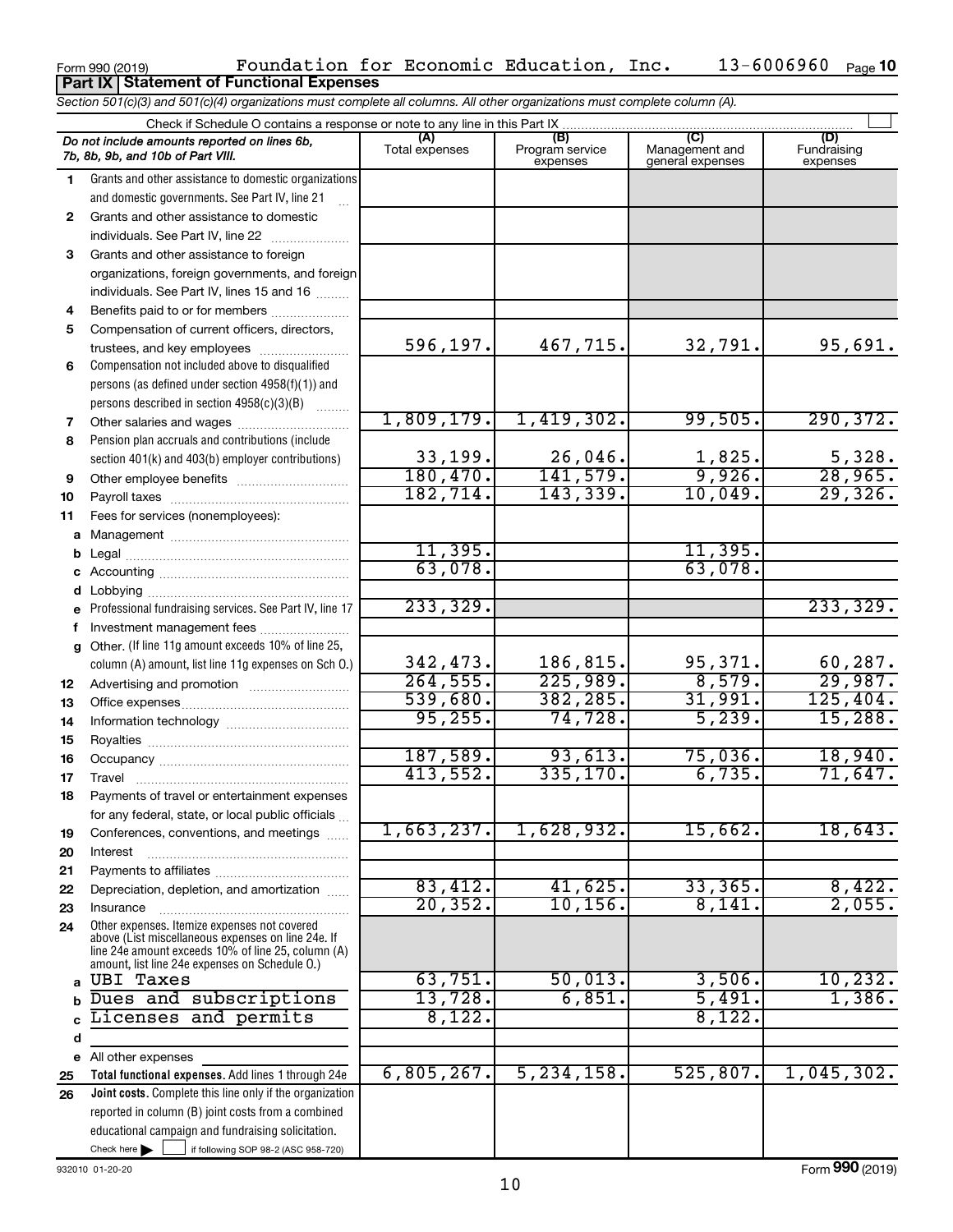Form 990 (2019) Foundation for Economic Education, Inc. 13-6006960 Page 10

**Part IX Statement of Functional Expenses**

*Section 501(c)(3) and 501(c)(4) organizations must complete all columns. All other organizations must complete column (A).*

Check if Schedule O contains a response or note to any line in this Part IX

| | *Do not include amounts reported on lines 6b, 7b, 8b, 9b, and 10b of Part VIII.* | (A) Total expenses | (B) Program service expenses | (C) Management and general expenses | (D) Fundraising expenses |
|---|---|---|---|---|---|
| 1 | Grants and other assistance to domestic organizations and domestic governments. See Part IV, line 21 | | | | |
| 2 | Grants and other assistance to domestic individuals. See Part IV, line 22 | | | | |
| 3 | Grants and other assistance to foreign organizations, foreign governments, and foreign individuals. See Part IV, lines 15 and 16 | | | | |
| 4 | Benefits paid to or for members | | | | |
| 5 | Compensation of current officers, directors, trustees, and key employees | 596,197. | 467,715. | 32,791. | 95,691. |
| 6 | Compensation not included above to disqualified persons (as defined under section 4958(f)(1)) and persons described in section 4958(c)(3)(B) | | | | |
| 7 | Other salaries and wages | 1,809,179. | 1,419,302. | 99,505. | 290,372. |
| 8 | Pension plan accruals and contributions (include section 401(k) and 403(b) employer contributions) | 33,199. | 26,046. | 1,825. | 5,328. |
| 9 | Other employee benefits | 180,470. | 141,579. | 9,926. | 28,965. |
| 10 | Payroll taxes | 182,714. | 143,339. | 10,049. | 29,326. |
| 11 | Fees for services (nonemployees): | | | | |
| a | Management | | | | |
| b | Legal | 11,395. | | 11,395. | |
| c | Accounting | 63,078. | | 63,078. | |
| d | Lobbying | | | | |
| e | Professional fundraising services. See Part IV, line 17 | 233,329. | | | 233,329. |
| f | Investment management fees | | | | |
| g | Other. (If line 11g amount exceeds 10% of line 25, column (A) amount, list line 11g expenses on Sch O.) | 342,473. | 186,815. | 95,371. | 60,287. |
| 12 | Advertising and promotion | 264,555. | 225,989. | 8,579. | 29,987. |
| 13 | Office expenses | 539,680. | 382,285. | 31,991. | 125,404. |
| 14 | Information technology | 95,255. | 74,728. | 5,239. | 15,288. |
| 15 | Royalties | | | | |
| 16 | Occupancy | 187,589. | 93,613. | 75,036. | 18,940. |
| 17 | Travel | 413,552. | 335,170. | 6,735. | 71,647. |
| 18 | Payments of travel or entertainment expenses for any federal, state, or local public officials | | | | |
| 19 | Conferences, conventions, and meetings | 1,663,237. | 1,628,932. | 15,662. | 18,643. |
| 20 | Interest | | | | |
| 21 | Payments to affiliates | | | | |
| 22 | Depreciation, depletion, and amortization | 83,412. | 41,625. | 33,365. | 8,422. |
| 23 | Insurance | 20,352. | 10,156. | 8,141. | 2,055. |
| 24 | Other expenses. Itemize expenses not covered above (List miscellaneous expenses on line 24e. If line 24e amount exceeds 10% of line 25, column (A) amount, list line 24e expenses on Schedule O.) | | | | |
| a | UBI Taxes | 63,751. | 50,013. | 3,506. | 10,232. |
| b | Dues and subscriptions | 13,728. | 6,851. | 5,491. | 1,386. |
| c | Licenses and permits | 8,122. | | 8,122. | |
| d | | | | | |
| e | All other expenses | | | | |
| 25 | **Total functional expenses.** Add lines 1 through 24e | 6,805,267. | 5,234,158. | 525,807. | 1,045,302. |
| 26 | **Joint costs.** Complete this line only if the organization reported in column (B) joint costs from a combined educational campaign and fundraising solicitation. Check here ☐ if following SOP 98-2 (ASC 958-720) | | | | |

932010 01-20-20

Form **990** (2019)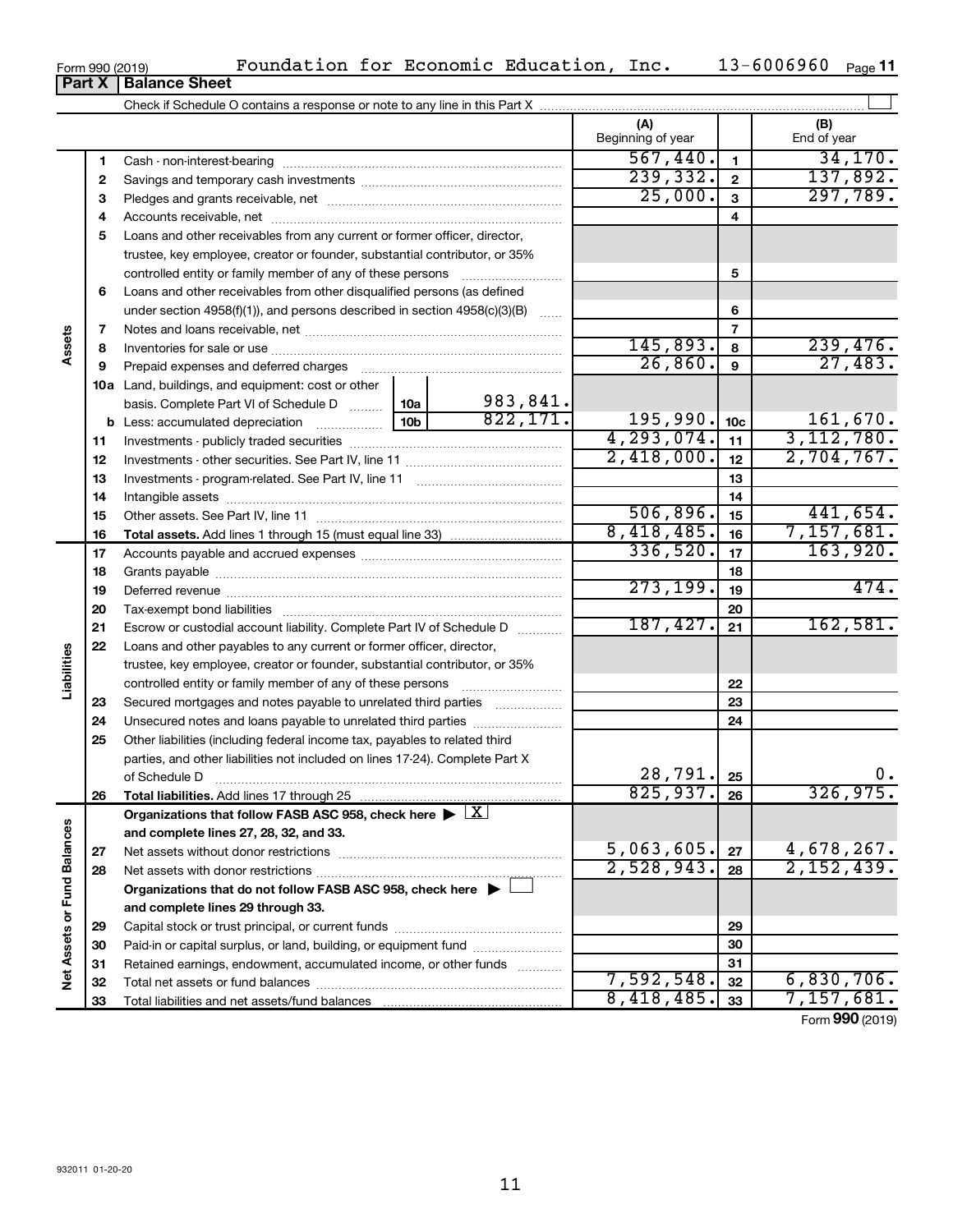Form 990 (2019) Foundation for Economic Education, Inc. 13-6006960 Page **11**

## Part X Balance Sheet

Check if Schedule O contains a response or note to any line in this Part X ☐

| | | | (A) Beginning of year | | (B) End of year |
|---|---|---|---|---|---|
| **Assets** | 1 | Cash - non-interest-bearing | 567,440. | 1 | 34,170. |
| | 2 | Savings and temporary cash investments | 239,332. | 2 | 137,892. |
| | 3 | Pledges and grants receivable, net | 25,000. | 3 | 297,789. |
| | 4 | Accounts receivable, net | | 4 | |
| | 5 | Loans and other receivables from any current or former officer, director, trustee, key employee, creator or founder, substantial contributor, or 35% controlled entity or family member of any of these persons | | 5 | |
| | 6 | Loans and other receivables from other disqualified persons (as defined under section 4958(f)(1)), and persons described in section 4958(c)(3)(B) | | 6 | |
| | 7 | Notes and loans receivable, net | | 7 | |
| | 8 | Inventories for sale or use | 145,893. | 8 | 239,476. |
| | 9 | Prepaid expenses and deferred charges | 26,860. | 9 | 27,483. |
| | 10a | Land, buildings, and equipment: cost or other basis. Complete Part VI of Schedule D — 10a: 983,841. | | | |
| | b | Less: accumulated depreciation — 10b: 822,171. | 195,990. | 10c | 161,670. |
| | 11 | Investments - publicly traded securities | 4,293,074. | 11 | 3,112,780. |
| | 12 | Investments - other securities. See Part IV, line 11 | 2,418,000. | 12 | 2,704,767. |
| | 13 | Investments - program-related. See Part IV, line 11 | | 13 | |
| | 14 | Intangible assets | | 14 | |
| | 15 | Other assets. See Part IV, line 11 | 506,896. | 15 | 441,654. |
| | 16 | **Total assets.** Add lines 1 through 15 (must equal line 33) | 8,418,485. | 16 | 7,157,681. |
| **Liabilities** | 17 | Accounts payable and accrued expenses | 336,520. | 17 | 163,920. |
| | 18 | Grants payable | | 18 | |
| | 19 | Deferred revenue | 273,199. | 19 | 474. |
| | 20 | Tax-exempt bond liabilities | | 20 | |
| | 21 | Escrow or custodial account liability. Complete Part IV of Schedule D | 187,427. | 21 | 162,581. |
| | 22 | Loans and other payables to any current or former officer, director, trustee, key employee, creator or founder, substantial contributor, or 35% controlled entity or family member of any of these persons | | 22 | |
| | 23 | Secured mortgages and notes payable to unrelated third parties | | 23 | |
| | 24 | Unsecured notes and loans payable to unrelated third parties | | 24 | |
| | 25 | Other liabilities (including federal income tax, payables to related third parties, and other liabilities not included on lines 17-24). Complete Part X of Schedule D | 28,791. | 25 | 0. |
| | 26 | **Total liabilities.** Add lines 17 through 25 | 825,937. | 26 | 326,975. |
| **Net Assets or Fund Balances** | | **Organizations that follow FASB ASC 958, check here ▶ ☒ and complete lines 27, 28, 32, and 33.** | | | |
| | 27 | Net assets without donor restrictions | 5,063,605. | 27 | 4,678,267. |
| | 28 | Net assets with donor restrictions | 2,528,943. | 28 | 2,152,439. |
| | | **Organizations that do not follow FASB ASC 958, check here ▶ ☐ and complete lines 29 through 33.** | | | |
| | 29 | Capital stock or trust principal, or current funds | | 29 | |
| | 30 | Paid-in or capital surplus, or land, building, or equipment fund | | 30 | |
| | 31 | Retained earnings, endowment, accumulated income, or other funds | | 31 | |
| | 32 | Total net assets or fund balances | 7,592,548. | 32 | 6,830,706. |
| | 33 | Total liabilities and net assets/fund balances | 8,418,485. | 33 | 7,157,681. |

Form **990** (2019)

932011 01-20-20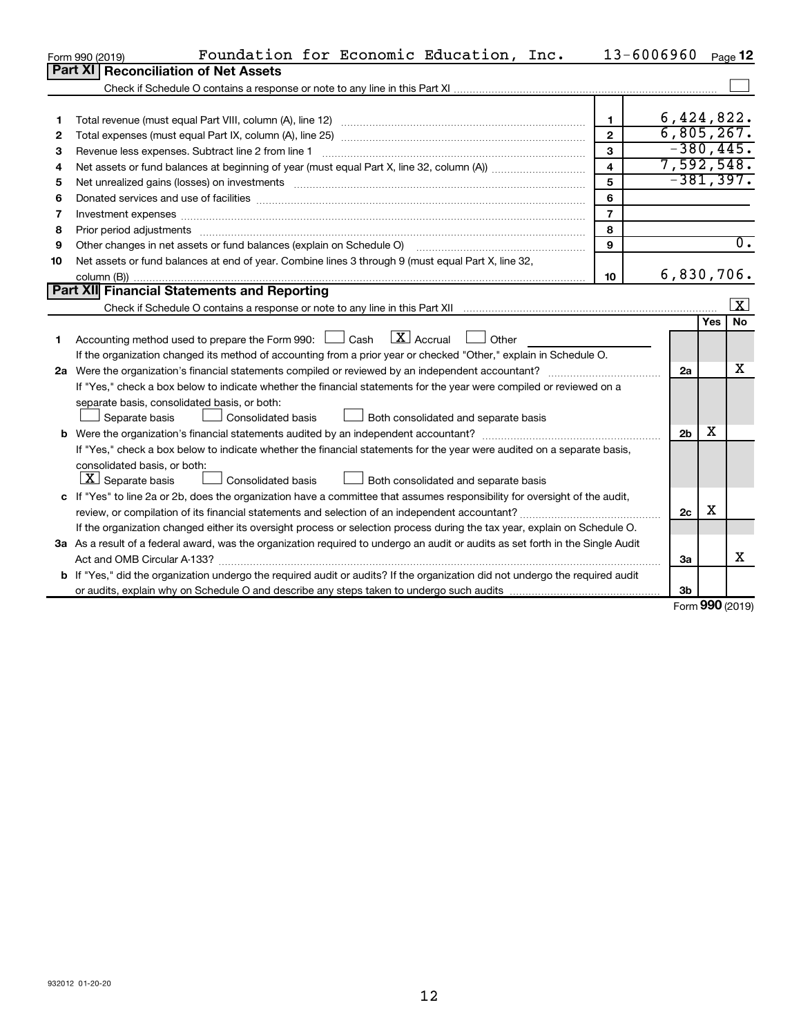Form 990 (2019) Foundation for Economic Education, Inc. 13-6006960 Page 12

## Part XI Reconciliation of Net Assets

Check if Schedule O contains a response or note to any line in this Part XI ☐

| | | | |
|---|---|---|---|
| 1 | Total revenue (must equal Part VIII, column (A), line 12) | 1 | 6,424,822. |
| 2 | Total expenses (must equal Part IX, column (A), line 25) | 2 | 6,805,267. |
| 3 | Revenue less expenses. Subtract line 2 from line 1 | 3 | -380,445. |
| 4 | Net assets or fund balances at beginning of year (must equal Part X, line 32, column (A)) | 4 | 7,592,548. |
| 5 | Net unrealized gains (losses) on investments | 5 | -381,397. |
| 6 | Donated services and use of facilities | 6 | |
| 7 | Investment expenses | 7 | |
| 8 | Prior period adjustments | 8 | |
| 9 | Other changes in net assets or fund balances (explain on Schedule O) | 9 | 0. |
| 10 | Net assets or fund balances at end of year. Combine lines 3 through 9 (must equal Part X, line 32, column (B)) | 10 | 6,830,706. |

## Part XII Financial Statements and Reporting

Check if Schedule O contains a response or note to any line in this Part XII ☒

| | | | Yes | No |
|---|---|---|---|---|
| 1 | Accounting method used to prepare the Form 990: ☐ Cash ☒ Accrual ☐ Other<br>If the organization changed its method of accounting from a prior year or checked "Other," explain in Schedule O. | | | |
| 2a | Were the organization's financial statements compiled or reviewed by an independent accountant?<br>If "Yes," check a box below to indicate whether the financial statements for the year were compiled or reviewed on a separate basis, consolidated basis, or both:<br>☐ Separate basis ☐ Consolidated basis ☐ Both consolidated and separate basis | 2a | | X |
| b | Were the organization's financial statements audited by an independent accountant?<br>If "Yes," check a box below to indicate whether the financial statements for the year were audited on a separate basis, consolidated basis, or both:<br>☒ Separate basis ☐ Consolidated basis ☐ Both consolidated and separate basis | 2b | X | |
| c | If "Yes" to line 2a or 2b, does the organization have a committee that assumes responsibility for oversight of the audit, review, or compilation of its financial statements and selection of an independent accountant?<br>If the organization changed either its oversight process or selection process during the tax year, explain on Schedule O. | 2c | X | |
| 3a | As a result of a federal award, was the organization required to undergo an audit or audits as set forth in the Single Audit Act and OMB Circular A-133? | 3a | | X |
| b | If "Yes," did the organization undergo the required audit or audits? If the organization did not undergo the required audit or audits, explain why on Schedule O and describe any steps taken to undergo such audits | 3b | | |

Form 990 (2019)

932012 01-20-20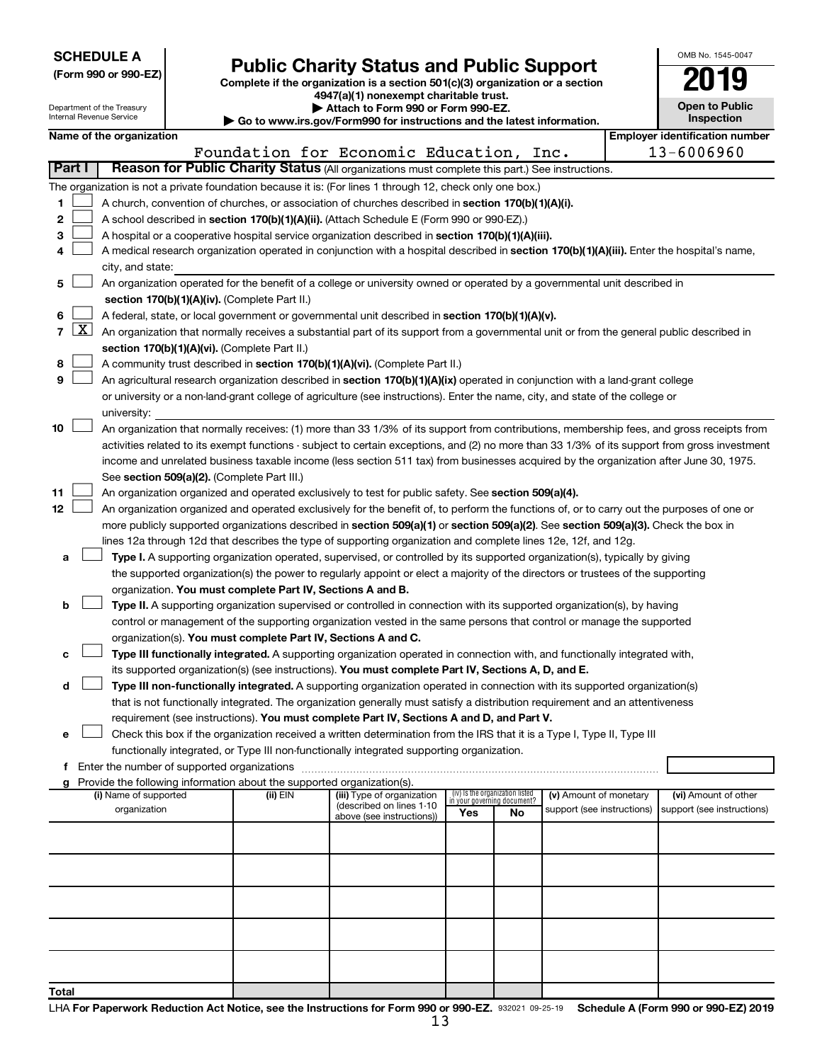**SCHEDULE A**
**(Form 990 or 990-EZ)**

Department of the Treasury
Internal Revenue Service

# Public Charity Status and Public Support

**Complete if the organization is a section 501(c)(3) organization or a section 4947(a)(1) nonexempt charitable trust.**
**▶ Attach to Form 990 or Form 990-EZ.**
**▶ Go to www.irs.gov/Form990 for instructions and the latest information.**

OMB No. 1545-0047

**2019**

**Open to Public Inspection**

| Name of the organization | Employer identification number |
|---|---|
| Foundation for Economic Education, Inc. | 13-6006960 |

**Part I** **Reason for Public Charity Status** (All organizations must complete this part.) See instructions.

The organization is not a private foundation because it is: (For lines 1 through 12, check only one box.)

1. ☐ A church, convention of churches, or association of churches described in **section 170(b)(1)(A)(i).**
2. ☐ A school described in **section 170(b)(1)(A)(ii).** (Attach Schedule E (Form 990 or 990-EZ).)
3. ☐ A hospital or a cooperative hospital service organization described in **section 170(b)(1)(A)(iii).**
4. ☐ A medical research organization operated in conjunction with a hospital described in **section 170(b)(1)(A)(iii).** Enter the hospital's name, city, and state:
5. ☐ An organization operated for the benefit of a college or university owned or operated by a governmental unit described in **section 170(b)(1)(A)(iv).** (Complete Part II.)
6. ☐ A federal, state, or local government or governmental unit described in **section 170(b)(1)(A)(v).**
7. ☒ An organization that normally receives a substantial part of its support from a governmental unit or from the general public described in **section 170(b)(1)(A)(vi).** (Complete Part II.)
8. ☐ A community trust described in **section 170(b)(1)(A)(vi).** (Complete Part II.)
9. ☐ An agricultural research organization described in **section 170(b)(1)(A)(ix)** operated in conjunction with a land-grant college or university or a non-land-grant college of agriculture (see instructions). Enter the name, city, and state of the college or university:
10. ☐ An organization that normally receives: (1) more than 33 1/3% of its support from contributions, membership fees, and gross receipts from activities related to its exempt functions - subject to certain exceptions, and (2) no more than 33 1/3% of its support from gross investment income and unrelated business taxable income (less section 511 tax) from businesses acquired by the organization after June 30, 1975. See **section 509(a)(2).** (Complete Part III.)
11. ☐ An organization organized and operated exclusively to test for public safety. See **section 509(a)(4).**
12. ☐ An organization organized and operated exclusively for the benefit of, to perform the functions of, or to carry out the purposes of one or more publicly supported organizations described in **section 509(a)(1)** or **section 509(a)(2).** See **section 509(a)(3).** Check the box in lines 12a through 12d that describes the type of supporting organization and complete lines 12e, 12f, and 12g.
   - **a** ☐ **Type I.** A supporting organization operated, supervised, or controlled by its supported organization(s), typically by giving the supported organization(s) the power to regularly appoint or elect a majority of the directors or trustees of the supporting organization. **You must complete Part IV, Sections A and B.**
   - **b** ☐ **Type II.** A supporting organization supervised or controlled in connection with its supported organization(s), by having control or management of the supporting organization vested in the same persons that control or manage the supported organization(s). **You must complete Part IV, Sections A and C.**
   - **c** ☐ **Type III functionally integrated.** A supporting organization operated in connection with, and functionally integrated with, its supported organization(s) (see instructions). **You must complete Part IV, Sections A, D, and E.**
   - **d** ☐ **Type III non-functionally integrated.** A supporting organization operated in connection with its supported organization(s) that is not functionally integrated. The organization generally must satisfy a distribution requirement and an attentiveness requirement (see instructions). **You must complete Part IV, Sections A and D, and Part V.**
   - **e** ☐ Check this box if the organization received a written determination from the IRS that it is a Type I, Type II, Type III functionally integrated, or Type III non-functionally integrated supporting organization.
   - **f** Enter the number of supported organizations
   - **g** Provide the following information about the supported organization(s).

| (i) Name of supported organization | (ii) EIN | (iii) Type of organization (described on lines 1-10 above (see instructions)) | (iv) Is the organization listed in your governing document? Yes | No | (v) Amount of monetary support (see instructions) | (vi) Amount of other support (see instructions) |
|---|---|---|---|---|---|---|
| | | | | | | |
| | | | | | | |
| | | | | | | |
| | | | | | | |
| | | | | | | |
| **Total** | | | | | | |

LHA **For Paperwork Reduction Act Notice, see the Instructions for Form 990 or 990-EZ.** 932021 09-25-19 **Schedule A (Form 990 or 990-EZ) 2019**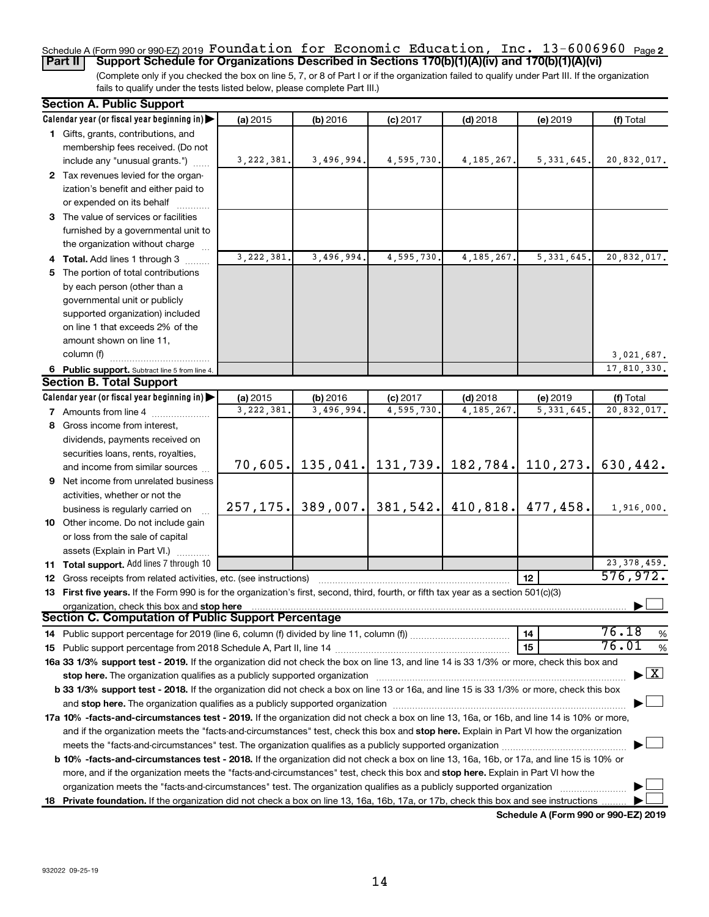Schedule A (Form 990 or 990-EZ) 2019 Foundation for Economic Education, Inc. 13-6006960 Page **2**

**Part II** **Support Schedule for Organizations Described in Sections 170(b)(1)(A)(iv) and 170(b)(1)(A)(vi)**

(Complete only if you checked the box on line 5, 7, or 8 of Part I or if the organization failed to qualify under Part III. If the organization fails to qualify under the tests listed below, please complete Part III.)

**Section A. Public Support**

| Calendar year (or fiscal year beginning in) ▶ | (a) 2015 | (b) 2016 | (c) 2017 | (d) 2018 | (e) 2019 | (f) Total |
|---|---|---|---|---|---|---|
| **1** Gifts, grants, contributions, and membership fees received. (Do not include any "unusual grants.") | 3,222,381. | 3,496,994. | 4,595,730. | 4,185,267. | 5,331,645. | 20,832,017. |
| **2** Tax revenues levied for the organization's benefit and either paid to or expended on its behalf | | | | | | |
| **3** The value of services or facilities furnished by a governmental unit to the organization without charge | | | | | | |
| **4** **Total.** Add lines 1 through 3 | 3,222,381. | 3,496,994. | 4,595,730. | 4,185,267. | 5,331,645. | 20,832,017. |
| **5** The portion of total contributions by each person (other than a governmental unit or publicly supported organization) included on line 1 that exceeds 2% of the amount shown on line 11, column (f) | | | | | | 3,021,687. |
| **6** **Public support.** Subtract line 5 from line 4. | | | | | | 17,810,330. |

**Section B. Total Support**

| Calendar year (or fiscal year beginning in) ▶ | (a) 2015 | (b) 2016 | (c) 2017 | (d) 2018 | (e) 2019 | (f) Total |
|---|---|---|---|---|---|---|
| **7** Amounts from line 4 | 3,222,381. | 3,496,994. | 4,595,730. | 4,185,267. | 5,331,645. | 20,832,017. |
| **8** Gross income from interest, dividends, payments received on securities loans, rents, royalties, and income from similar sources | 70,605. | 135,041. | 131,739. | 182,784. | 110,273. | 630,442. |
| **9** Net income from unrelated business activities, whether or not the business is regularly carried on | 257,175. | 389,007. | 381,542. | 410,818. | 477,458. | 1,916,000. |
| **10** Other income. Do not include gain or loss from the sale of capital assets (Explain in Part VI.) | | | | | | |
| **11** **Total support.** Add lines 7 through 10 | | | | | | 23,378,459. |

**12** Gross receipts from related activities, etc. (see instructions) **12** 576,972.

**13** **First five years.** If the Form 990 is for the organization's first, second, third, fourth, or fifth tax year as a section 501(c)(3) organization, check this box and **stop here** ☐

**Section C. Computation of Public Support Percentage**

**14** Public support percentage for 2019 (line 6, column (f) divided by line 11, column (f)) **14** 76.18 %

**15** Public support percentage from 2018 Schedule A, Part II, line 14 **15** 76.01 %

**16a 33 1/3% support test - 2019.** If the organization did not check the box on line 13, and line 14 is 33 1/3% or more, check this box and **stop here.** The organization qualifies as a publicly supported organization ☒

**b 33 1/3% support test - 2018.** If the organization did not check a box on line 13 or 16a, and line 15 is 33 1/3% or more, check this box and **stop here.** The organization qualifies as a publicly supported organization ☐

**17a 10% -facts-and-circumstances test - 2019.** If the organization did not check a box on line 13, 16a, or 16b, and line 14 is 10% or more, and if the organization meets the "facts-and-circumstances" test, check this box and **stop here.** Explain in Part VI how the organization meets the "facts-and-circumstances" test. The organization qualifies as a publicly supported organization ☐

**b 10% -facts-and-circumstances test - 2018.** If the organization did not check a box on line 13, 16a, 16b, or 17a, and line 15 is 10% or more, and if the organization meets the "facts-and-circumstances" test, check this box and **stop here.** Explain in Part VI how the organization meets the "facts-and-circumstances" test. The organization qualifies as a publicly supported organization ☐

**18** **Private foundation.** If the organization did not check a box on line 13, 16a, 16b, 17a, or 17b, check this box and see instructions ☐

**Schedule A (Form 990 or 990-EZ) 2019**

932022 09-25-19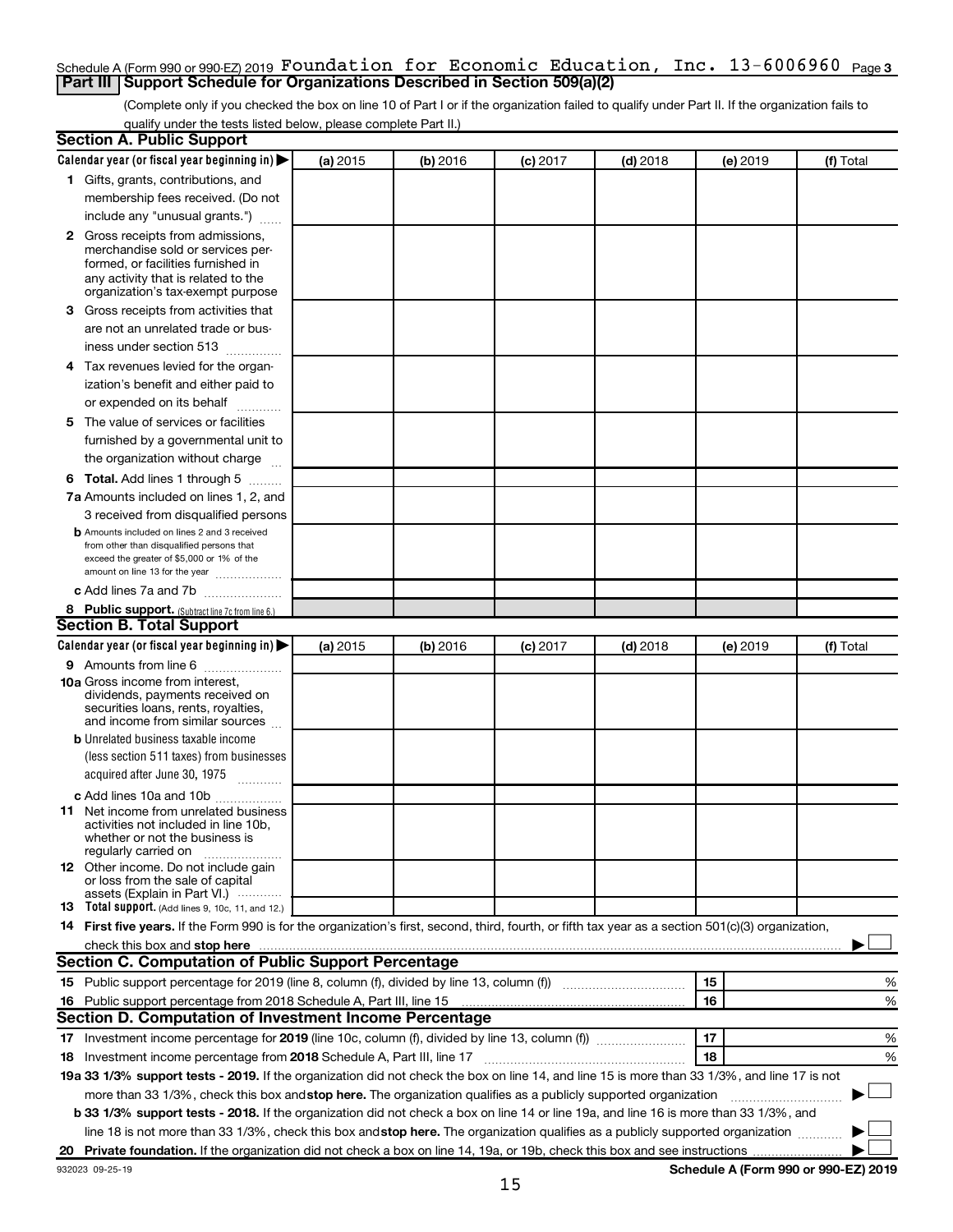Schedule A (Form 990 or 990-EZ) 2019 Foundation for Economic Education, Inc. 13-6006960 Page 3

## Part III Support Schedule for Organizations Described in Section 509(a)(2)

(Complete only if you checked the box on line 10 of Part I or if the organization failed to qualify under Part II. If the organization fails to qualify under the tests listed below, please complete Part II.)

### Section A. Public Support

| Calendar year (or fiscal year beginning in) ▶ | (a) 2015 | (b) 2016 | (c) 2017 | (d) 2018 | (e) 2019 | (f) Total |
|---|---|---|---|---|---|---|
| **1** Gifts, grants, contributions, and membership fees received. (Do not include any "unusual grants.") | | | | | | |
| **2** Gross receipts from admissions, merchandise sold or services performed, or facilities furnished in any activity that is related to the organization's tax-exempt purpose | | | | | | |
| **3** Gross receipts from activities that are not an unrelated trade or business under section 513 | | | | | | |
| **4** Tax revenues levied for the organization's benefit and either paid to or expended on its behalf | | | | | | |
| **5** The value of services or facilities furnished by a governmental unit to the organization without charge | | | | | | |
| **6 Total.** Add lines 1 through 5 | | | | | | |
| **7a** Amounts included on lines 1, 2, and 3 received from disqualified persons | | | | | | |
| **b** Amounts included on lines 2 and 3 received from other than disqualified persons that exceed the greater of $5,000 or 1% of the amount on line 13 for the year | | | | | | |
| **c** Add lines 7a and 7b | | | | | | |
| **8 Public support.** (Subtract line 7c from line 6.) | | | | | | |

### Section B. Total Support

| Calendar year (or fiscal year beginning in) ▶ | (a) 2015 | (b) 2016 | (c) 2017 | (d) 2018 | (e) 2019 | (f) Total |
|---|---|---|---|---|---|---|
| **9** Amounts from line 6 | | | | | | |
| **10a** Gross income from interest, dividends, payments received on securities loans, rents, royalties, and income from similar sources | | | | | | |
| **b** Unrelated business taxable income (less section 511 taxes) from businesses acquired after June 30, 1975 | | | | | | |
| **c** Add lines 10a and 10b | | | | | | |
| **11** Net income from unrelated business activities not included in line 10b, whether or not the business is regularly carried on | | | | | | |
| **12** Other income. Do not include gain or loss from the sale of capital assets (Explain in Part VI.) | | | | | | |
| **13 Total support.** (Add lines 9, 10c, 11, and 12.) | | | | | | |

**14 First five years.** If the Form 990 is for the organization's first, second, third, fourth, or fifth tax year as a section 501(c)(3) organization, check this box and **stop here** ▶ ☐

### Section C. Computation of Public Support Percentage

| | | | |
|---|---|---|---|
| **15** | Public support percentage for 2019 (line 8, column (f), divided by line 13, column (f)) | 15 | % |
| **16** | Public support percentage from 2018 Schedule A, Part III, line 15 | 16 | % |

### Section D. Computation of Investment Income Percentage

| | | | |
|---|---|---|---|
| **17** | Investment income percentage for **2019** (line 10c, column (f), divided by line 13, column (f)) | 17 | % |
| **18** | Investment income percentage from **2018** Schedule A, Part III, line 17 | 18 | % |

**19a 33 1/3% support tests - 2019.** If the organization did not check the box on line 14, and line 15 is more than 33 1/3%, and line 17 is not more than 33 1/3%, check this box and **stop here.** The organization qualifies as a publicly supported organization ▶ ☐

**b 33 1/3% support tests - 2018.** If the organization did not check a box on line 14 or line 19a, and line 16 is more than 33 1/3%, and line 18 is not more than 33 1/3%, check this box and **stop here.** The organization qualifies as a publicly supported organization ▶ ☐

**20 Private foundation.** If the organization did not check a box on line 14, 19a, or 19b, check this box and see instructions ▶ ☐

932023 09-25-19 **Schedule A (Form 990 or 990-EZ) 2019**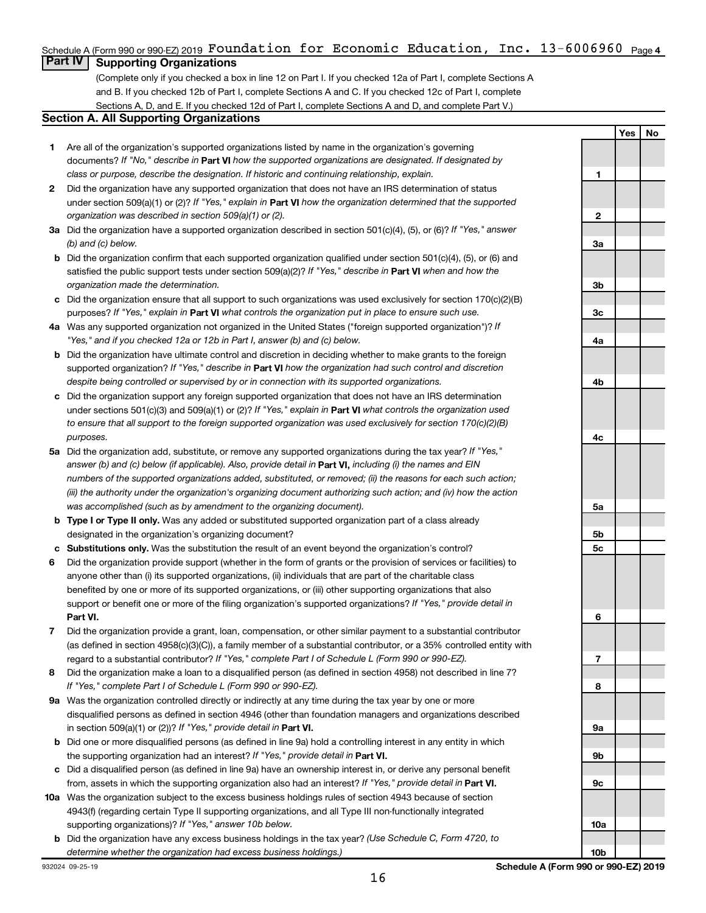Schedule A (Form 990 or 990-EZ) 2019 Foundation for Economic Education, Inc. 13-6006960 Page 4

## Part IV Supporting Organizations

(Complete only if you checked a box in line 12 on Part I. If you checked 12a of Part I, complete Sections A and B. If you checked 12b of Part I, complete Sections A and C. If you checked 12c of Part I, complete Sections A, D, and E. If you checked 12d of Part I, complete Sections A and D, and complete Part V.)

### Section A. All Supporting Organizations

| | | | Yes | No |
|---|---|---|---|---|
| 1 | Are all of the organization's supported organizations listed by name in the organization's governing documents? *If "No," describe in* **Part VI** *how the supported organizations are designated. If designated by class or purpose, describe the designation. If historic and continuing relationship, explain.* | 1 | | |
| 2 | Did the organization have any supported organization that does not have an IRS determination of status under section 509(a)(1) or (2)? *If "Yes," explain in* **Part VI** *how the organization determined that the supported organization was described in section 509(a)(1) or (2).* | 2 | | |
| 3a | Did the organization have a supported organization described in section 501(c)(4), (5), or (6)? *If "Yes," answer (b) and (c) below.* | 3a | | |
| b | Did the organization confirm that each supported organization qualified under section 501(c)(4), (5), or (6) and satisfied the public support tests under section 509(a)(2)? *If "Yes," describe in* **Part VI** *when and how the organization made the determination.* | 3b | | |
| c | Did the organization ensure that all support to such organizations was used exclusively for section 170(c)(2)(B) purposes? *If "Yes," explain in* **Part VI** *what controls the organization put in place to ensure such use.* | 3c | | |
| 4a | Was any supported organization not organized in the United States ("foreign supported organization")? *If "Yes," and if you checked 12a or 12b in Part I, answer (b) and (c) below.* | 4a | | |
| b | Did the organization have ultimate control and discretion in deciding whether to make grants to the foreign supported organization? *If "Yes," describe in* **Part VI** *how the organization had such control and discretion despite being controlled or supervised by or in connection with its supported organizations.* | 4b | | |
| c | Did the organization support any foreign supported organization that does not have an IRS determination under sections 501(c)(3) and 509(a)(1) or (2)? *If "Yes," explain in* **Part VI** *what controls the organization used to ensure that all support to the foreign supported organization was used exclusively for section 170(c)(2)(B) purposes.* | 4c | | |
| 5a | Did the organization add, substitute, or remove any supported organizations during the tax year? *If "Yes," answer (b) and (c) below (if applicable). Also, provide detail in* **Part VI,** *including (i) the names and EIN numbers of the supported organizations added, substituted, or removed; (ii) the reasons for each such action; (iii) the authority under the organization's organizing document authorizing such action; and (iv) how the action was accomplished (such as by amendment to the organizing document).* | 5a | | |
| b | **Type I or Type II only.** Was any added or substituted supported organization part of a class already designated in the organization's organizing document? | 5b | | |
| c | **Substitutions only.** Was the substitution the result of an event beyond the organization's control? | 5c | | |
| 6 | Did the organization provide support (whether in the form of grants or the provision of services or facilities) to anyone other than (i) its supported organizations, (ii) individuals that are part of the charitable class benefited by one or more of its supported organizations, or (iii) other supporting organizations that also support or benefit one or more of the filing organization's supported organizations? *If "Yes," provide detail in* **Part VI.** | 6 | | |
| 7 | Did the organization provide a grant, loan, compensation, or other similar payment to a substantial contributor (as defined in section 4958(c)(3)(C)), a family member of a substantial contributor, or a 35% controlled entity with regard to a substantial contributor? *If "Yes," complete Part I of Schedule L (Form 990 or 990-EZ).* | 7 | | |
| 8 | Did the organization make a loan to a disqualified person (as defined in section 4958) not described in line 7? *If "Yes," complete Part I of Schedule L (Form 990 or 990-EZ).* | 8 | | |
| 9a | Was the organization controlled directly or indirectly at any time during the tax year by one or more disqualified persons as defined in section 4946 (other than foundation managers and organizations described in section 509(a)(1) or (2))? *If "Yes," provide detail in* **Part VI.** | 9a | | |
| b | Did one or more disqualified persons (as defined in line 9a) hold a controlling interest in any entity in which the supporting organization had an interest? *If "Yes," provide detail in* **Part VI.** | 9b | | |
| c | Did a disqualified person (as defined in line 9a) have an ownership interest in, or derive any personal benefit from, assets in which the supporting organization also had an interest? *If "Yes," provide detail in* **Part VI.** | 9c | | |
| 10a | Was the organization subject to the excess business holdings rules of section 4943 because of section 4943(f) (regarding certain Type II supporting organizations, and all Type III non-functionally integrated supporting organizations)? *If "Yes," answer 10b below.* | 10a | | |
| b | Did the organization have any excess business holdings in the tax year? *(Use Schedule C, Form 4720, to determine whether the organization had excess business holdings.)* | 10b | | |

932024 09-25-19 **Schedule A (Form 990 or 990-EZ) 2019**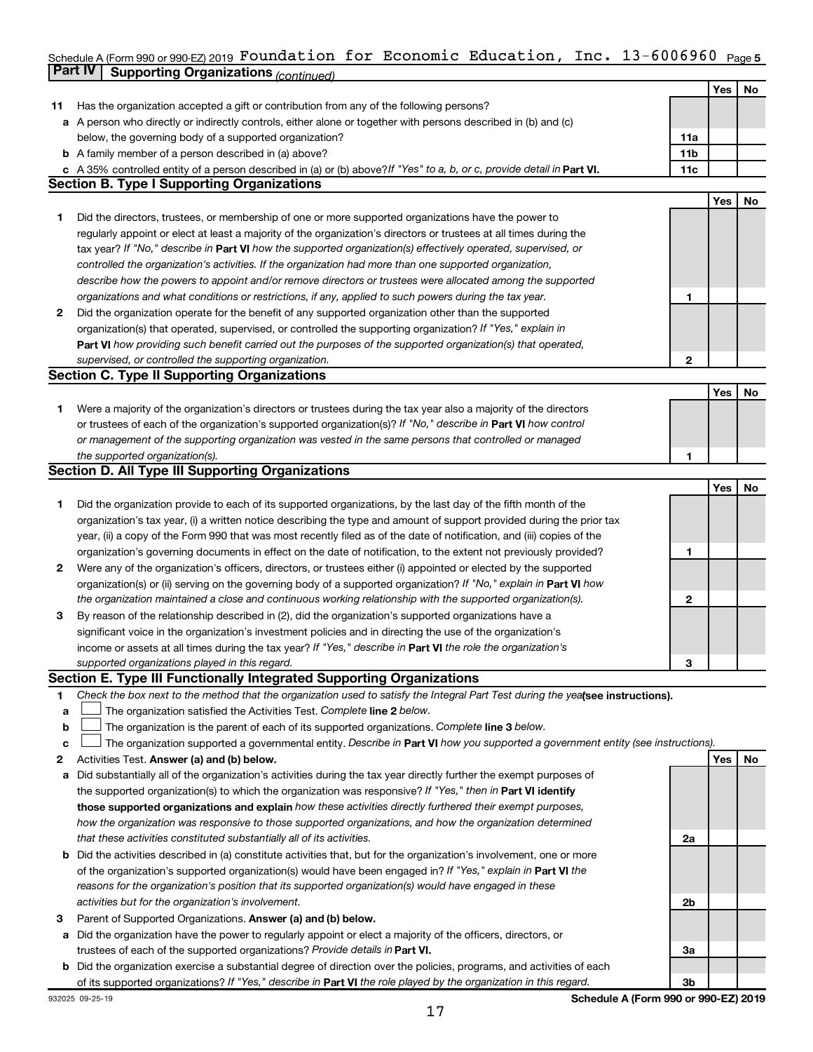Schedule A (Form 990 or 990-EZ) 2019 Foundation for Economic Education, Inc. 13-6006960 Page 5

**Part IV Supporting Organizations** *(continued)*

| | | | Yes | No |
|---|---|---|---|---|
| **11** | Has the organization accepted a gift or contribution from any of the following persons? | | | |
| **a** | A person who directly or indirectly controls, either alone or together with persons described in (b) and (c) below, the governing body of a supported organization? | **11a** | | |
| **b** | A family member of a person described in (a) above? | **11b** | | |
| **c** | A 35% controlled entity of a person described in (a) or (b) above? *If "Yes" to a, b, or c, provide detail in* **Part VI.** | **11c** | | |

## Section B. Type I Supporting Organizations

| | | | Yes | No |
|---|---|---|---|---|
| **1** | Did the directors, trustees, or membership of one or more supported organizations have the power to regularly appoint or elect at least a majority of the organization's directors or trustees at all times during the tax year? *If "No," describe in* **Part VI** *how the supported organization(s) effectively operated, supervised, or controlled the organization's activities. If the organization had more than one supported organization, describe how the powers to appoint and/or remove directors or trustees were allocated among the supported organizations and what conditions or restrictions, if any, applied to such powers during the tax year.* | **1** | | |
| **2** | Did the organization operate for the benefit of any supported organization other than the supported organization(s) that operated, supervised, or controlled the supporting organization? *If "Yes," explain in* **Part VI** *how providing such benefit carried out the purposes of the supported organization(s) that operated, supervised, or controlled the supporting organization.* | **2** | | |

## Section C. Type II Supporting Organizations

| | | | Yes | No |
|---|---|---|---|---|
| **1** | Were a majority of the organization's directors or trustees during the tax year also a majority of the directors or trustees of each of the organization's supported organization(s)? *If "No," describe in* **Part VI** *how control or management of the supporting organization was vested in the same persons that controlled or managed the supported organization(s).* | **1** | | |

## Section D. All Type III Supporting Organizations

| | | | Yes | No |
|---|---|---|---|---|
| **1** | Did the organization provide to each of its supported organizations, by the last day of the fifth month of the organization's tax year, (i) a written notice describing the type and amount of support provided during the prior tax year, (ii) a copy of the Form 990 that was most recently filed as of the date of notification, and (iii) copies of the organization's governing documents in effect on the date of notification, to the extent not previously provided? | **1** | | |
| **2** | Were any of the organization's officers, directors, or trustees either (i) appointed or elected by the supported organization(s) or (ii) serving on the governing body of a supported organization? *If "No," explain in* **Part VI** *how the organization maintained a close and continuous working relationship with the supported organization(s).* | **2** | | |
| **3** | By reason of the relationship described in (2), did the organization's supported organizations have a significant voice in the organization's investment policies and in directing the use of the organization's income or assets at all times during the tax year? *If "Yes," describe in* **Part VI** *the role the organization's supported organizations played in this regard.* | **3** | | |

## Section E. Type III Functionally Integrated Supporting Organizations

**1** *Check the box next to the method that the organization used to satisfy the Integral Part Test during the year* **(see instructions).**

- **a** ☐ The organization satisfied the Activities Test. *Complete* **line 2** *below.*
- **b** ☐ The organization is the parent of each of its supported organizations. *Complete* **line 3** *below.*
- **c** ☐ The organization supported a governmental entity. *Describe in* **Part VI** *how you supported a government entity (see instructions).*

| | | | Yes | No |
|---|---|---|---|---|
| **2** | Activities Test. **Answer (a) and (b) below.** | | | |
| **a** | Did substantially all of the organization's activities during the tax year directly further the exempt purposes of the supported organization(s) to which the organization was responsive? *If "Yes," then in* **Part VI identify those supported organizations and explain** *how these activities directly furthered their exempt purposes, how the organization was responsive to those supported organizations, and how the organization determined that these activities constituted substantially all of its activities.* | **2a** | | |
| **b** | Did the activities described in (a) constitute activities that, but for the organization's involvement, one or more of the organization's supported organization(s) would have been engaged in? *If "Yes," explain in* **Part VI** *the reasons for the organization's position that its supported organization(s) would have engaged in these activities but for the organization's involvement.* | **2b** | | |
| **3** | Parent of Supported Organizations. **Answer (a) and (b) below.** | | | |
| **a** | Did the organization have the power to regularly appoint or elect a majority of the officers, directors, or trustees of each of the supported organizations? *Provide details in* **Part VI.** | **3a** | | |
| **b** | Did the organization exercise a substantial degree of direction over the policies, programs, and activities of each of its supported organizations? *If "Yes," describe in* **Part VI** *the role played by the organization in this regard.* | **3b** | | |

932025 09-25-19 **Schedule A (Form 990 or 990-EZ) 2019**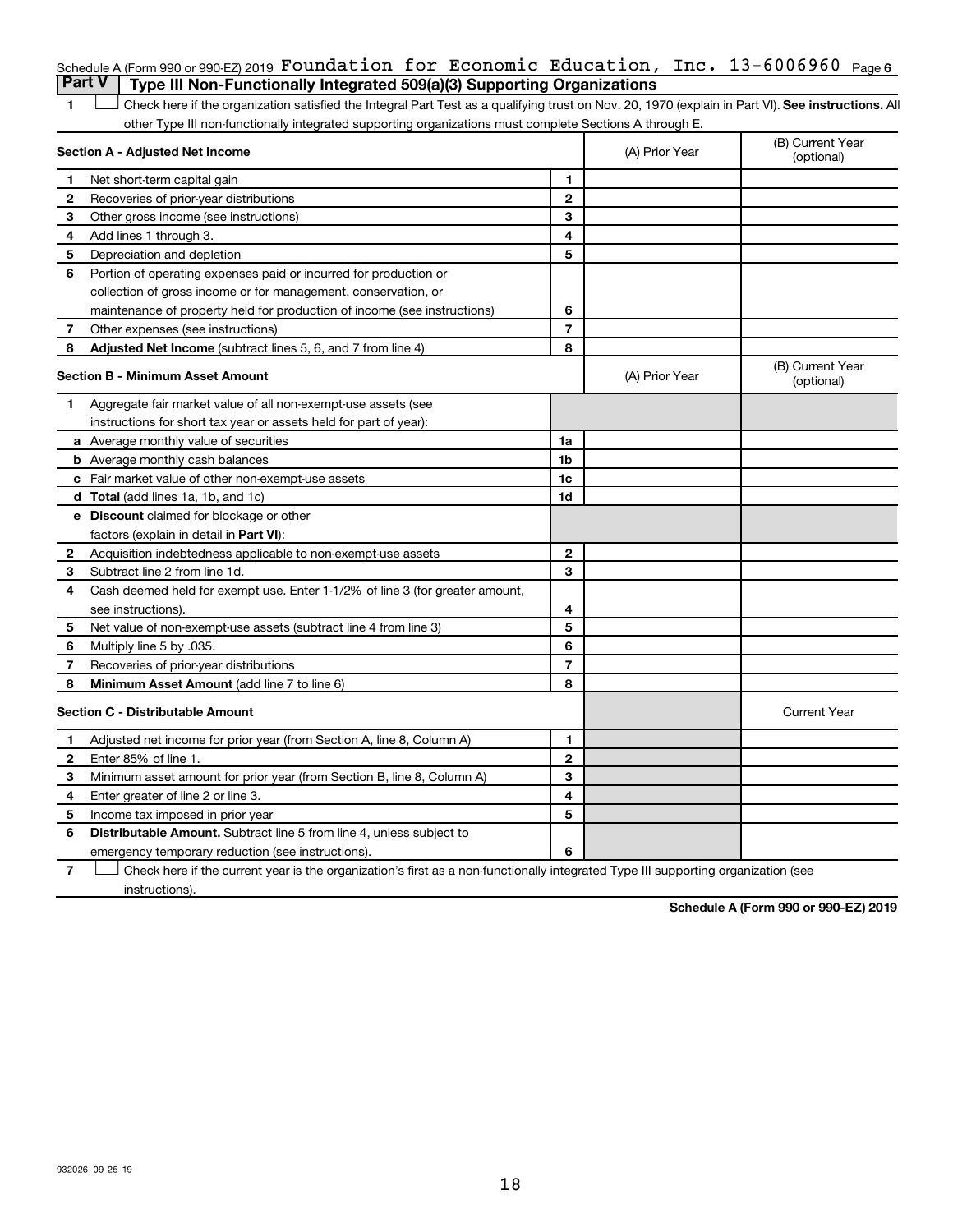Schedule A (Form 990 or 990-EZ) 2019 Foundation for Economic Education, Inc. 13-6006960 Page 6

## Part V | Type III Non-Functionally Integrated 509(a)(3) Supporting Organizations

1 ☐ Check here if the organization satisfied the Integral Part Test as a qualifying trust on Nov. 20, 1970 (explain in Part VI). **See instructions.** All other Type III non-functionally integrated supporting organizations must complete Sections A through E.

| **Section A - Adjusted Net Income** | | (A) Prior Year | (B) Current Year (optional) |
|---|---|---|---|
| **1** Net short-term capital gain | 1 | | |
| **2** Recoveries of prior-year distributions | 2 | | |
| **3** Other gross income (see instructions) | 3 | | |
| **4** Add lines 1 through 3. | 4 | | |
| **5** Depreciation and depletion | 5 | | |
| **6** Portion of operating expenses paid or incurred for production or collection of gross income or for management, conservation, or maintenance of property held for production of income (see instructions) | 6 | | |
| **7** Other expenses (see instructions) | 7 | | |
| **8** **Adjusted Net Income** (subtract lines 5, 6, and 7 from line 4) | 8 | | |

| **Section B - Minimum Asset Amount** | | (A) Prior Year | (B) Current Year (optional) |
|---|---|---|---|
| **1** Aggregate fair market value of all non-exempt-use assets (see instructions for short tax year or assets held for part of year): | | | |
| **a** Average monthly value of securities | 1a | | |
| **b** Average monthly cash balances | 1b | | |
| **c** Fair market value of other non-exempt-use assets | 1c | | |
| **d** **Total** (add lines 1a, 1b, and 1c) | 1d | | |
| **e** **Discount** claimed for blockage or other factors (explain in detail in **Part VI**): | | | |
| **2** Acquisition indebtedness applicable to non-exempt-use assets | 2 | | |
| **3** Subtract line 2 from line 1d. | 3 | | |
| **4** Cash deemed held for exempt use. Enter 1-1/2% of line 3 (for greater amount, see instructions). | 4 | | |
| **5** Net value of non-exempt-use assets (subtract line 4 from line 3) | 5 | | |
| **6** Multiply line 5 by .035. | 6 | | |
| **7** Recoveries of prior-year distributions | 7 | | |
| **8** **Minimum Asset Amount** (add line 7 to line 6) | 8 | | |

| **Section C - Distributable Amount** | | | Current Year |
|---|---|---|---|
| **1** Adjusted net income for prior year (from Section A, line 8, Column A) | 1 | | |
| **2** Enter 85% of line 1. | 2 | | |
| **3** Minimum asset amount for prior year (from Section B, line 8, Column A) | 3 | | |
| **4** Enter greater of line 2 or line 3. | 4 | | |
| **5** Income tax imposed in prior year | 5 | | |
| **6** **Distributable Amount.** Subtract line 5 from line 4, unless subject to emergency temporary reduction (see instructions). | 6 | | |

**7** ☐ Check here if the current year is the organization's first as a non-functionally integrated Type III supporting organization (see instructions).

**Schedule A (Form 990 or 990-EZ) 2019**

932026 09-25-19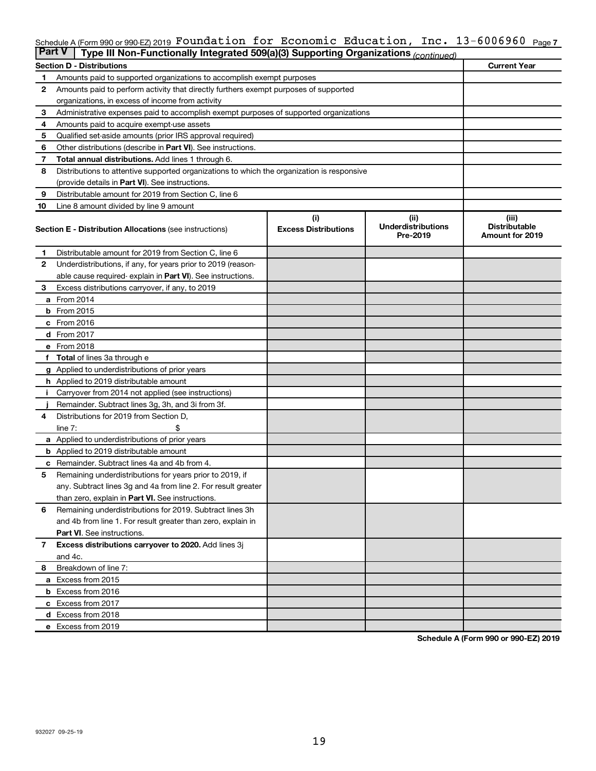Schedule A (Form 990 or 990-EZ) 2019 Foundation for Economic Education, Inc. 13-6006960 Page 7

**Part V | Type III Non-Functionally Integrated 509(a)(3) Supporting Organizations** *(continued)*

| **Section D - Distributions** | | **Current Year** |
|---|---|---|
| **1** | Amounts paid to supported organizations to accomplish exempt purposes | |
| **2** | Amounts paid to perform activity that directly furthers exempt purposes of supported organizations, in excess of income from activity | |
| **3** | Administrative expenses paid to accomplish exempt purposes of supported organizations | |
| **4** | Amounts paid to acquire exempt-use assets | |
| **5** | Qualified set-aside amounts (prior IRS approval required) | |
| **6** | Other distributions (describe in **Part VI**). See instructions. | |
| **7** | **Total annual distributions.** Add lines 1 through 6. | |
| **8** | Distributions to attentive supported organizations to which the organization is responsive (provide details in **Part VI**). See instructions. | |
| **9** | Distributable amount for 2019 from Section C, line 6 | |
| **10** | Line 8 amount divided by line 9 amount | |

| | **Section E - Distribution Allocations** (see instructions) | **(i) Excess Distributions** | **(ii) Underdistributions Pre-2019** | **(iii) Distributable Amount for 2019** |
|---|---|---|---|---|
| **1** | Distributable amount for 2019 from Section C, line 6 | | | |
| **2** | Underdistributions, if any, for years prior to 2019 (reasonable cause required- explain in **Part VI**). See instructions. | | | |
| **3** | Excess distributions carryover, if any, to 2019 | | | |
| **a** | From 2014 | | | |
| **b** | From 2015 | | | |
| **c** | From 2016 | | | |
| **d** | From 2017 | | | |
| **e** | From 2018 | | | |
| **f** | **Total** of lines 3a through e | | | |
| **g** | Applied to underdistributions of prior years | | | |
| **h** | Applied to 2019 distributable amount | | | |
| **i** | Carryover from 2014 not applied (see instructions) | | | |
| **j** | Remainder. Subtract lines 3g, 3h, and 3i from 3f. | | | |
| **4** | Distributions for 2019 from Section D, line 7: $ | | | |
| **a** | Applied to underdistributions of prior years | | | |
| **b** | Applied to 2019 distributable amount | | | |
| **c** | Remainder. Subtract lines 4a and 4b from 4. | | | |
| **5** | Remaining underdistributions for years prior to 2019, if any. Subtract lines 3g and 4a from line 2. For result greater than zero, explain in **Part VI.** See instructions. | | | |
| **6** | Remaining underdistributions for 2019. Subtract lines 3h and 4b from line 1. For result greater than zero, explain in **Part VI**. See instructions. | | | |
| **7** | **Excess distributions carryover to 2020.** Add lines 3j and 4c. | | | |
| **8** | Breakdown of line 7: | | | |
| **a** | Excess from 2015 | | | |
| **b** | Excess from 2016 | | | |
| **c** | Excess from 2017 | | | |
| **d** | Excess from 2018 | | | |
| **e** | Excess from 2019 | | | |

**Schedule A (Form 990 or 990-EZ) 2019**

932027 09-25-19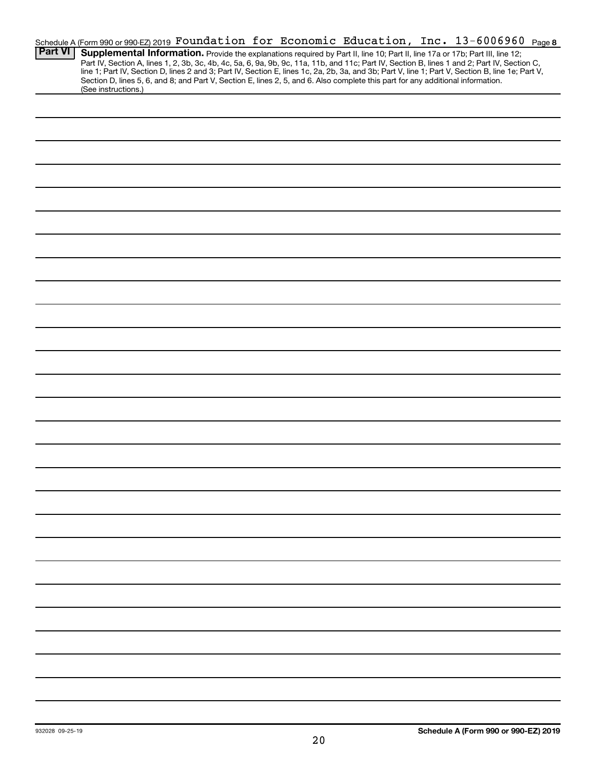Schedule A (Form 990 or 990-EZ) 2019 Foundation for Economic Education, Inc. 13-6006960 Page 8

**Part VI** **Supplemental Information.** Provide the explanations required by Part II, line 10; Part II, line 17a or 17b; Part III, line 12; Part IV, Section A, lines 1, 2, 3b, 3c, 4b, 4c, 5a, 6, 9a, 9b, 9c, 11a, 11b, and 11c; Part IV, Section B, lines 1 and 2; Part IV, Section C, line 1; Part IV, Section D, lines 2 and 3; Part IV, Section E, lines 1c, 2a, 2b, 3a, and 3b; Part V, line 1; Part V, Section B, line 1e; Part V, Section D, lines 5, 6, and 8; and Part V, Section E, lines 2, 5, and 6. Also complete this part for any additional information. (See instructions.)

932028 09-25-19

**Schedule A (Form 990 or 990-EZ) 2019**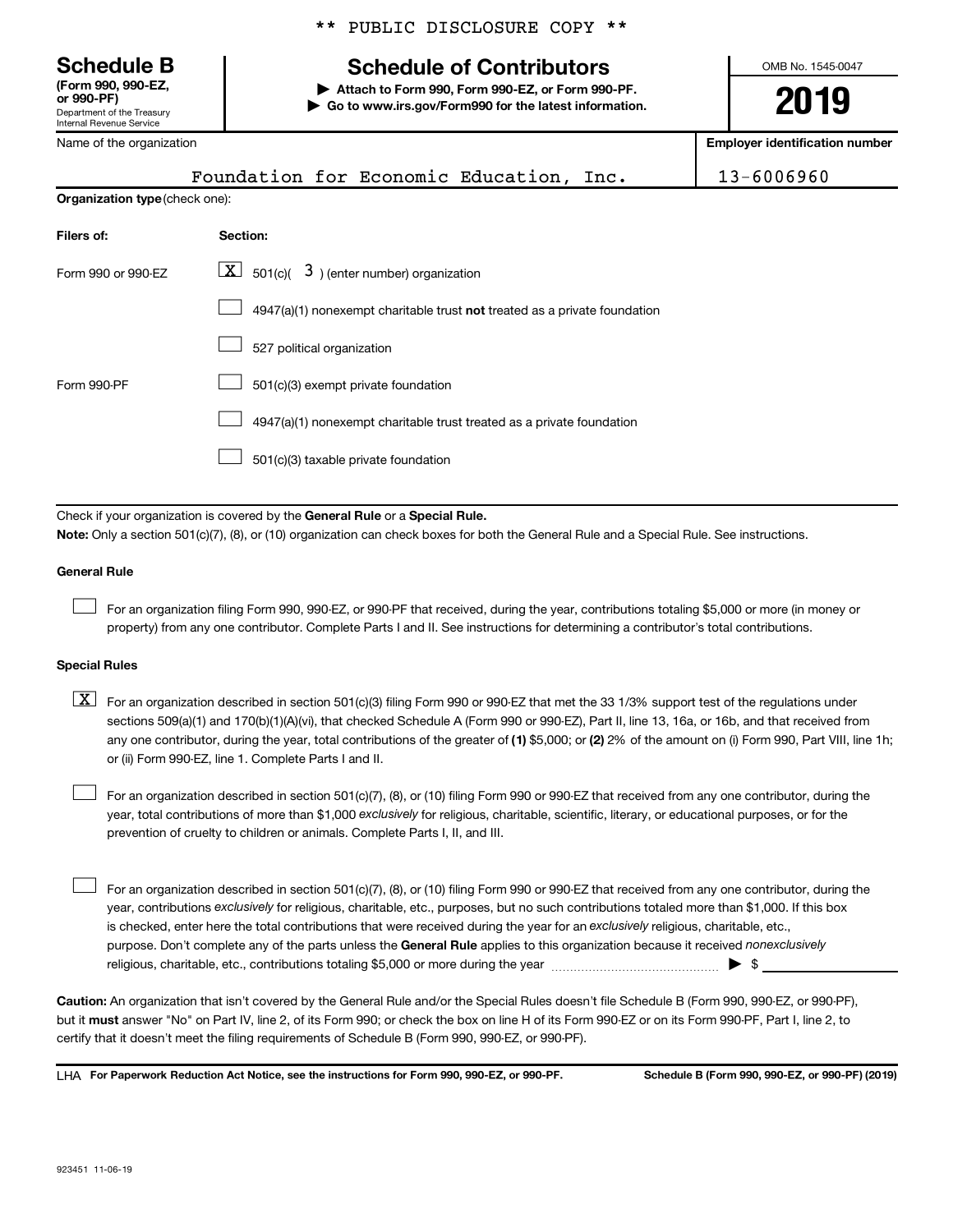** PUBLIC DISCLOSURE COPY **

# Schedule B

**(Form 990, 990-EZ, or 990-PF)**
Department of the Treasury
Internal Revenue Service

## Schedule of Contributors

▶ **Attach to Form 990, Form 990-EZ, or Form 990-PF.**
▶ **Go to www.irs.gov/Form990 for the latest information.**

OMB No. 1545-0047

**2019**

| Name of the organization | Employer identification number |
|---|---|
| Foundation for Economic Education, Inc. | 13-6006960 |

**Organization type** (check one):

| Filers of: | Section: |
|---|---|
| Form 990 or 990-EZ | [X] 501(c)( 3 ) (enter number) organization |
| | [ ] 4947(a)(1) nonexempt charitable trust **not** treated as a private foundation |
| | [ ] 527 political organization |
| Form 990-PF | [ ] 501(c)(3) exempt private foundation |
| | [ ] 4947(a)(1) nonexempt charitable trust treated as a private foundation |
| | [ ] 501(c)(3) taxable private foundation |

Check if your organization is covered by the **General Rule** or a **Special Rule.**

**Note:** Only a section 501(c)(7), (8), or (10) organization can check boxes for both the General Rule and a Special Rule. See instructions.

**General Rule**

[ ] For an organization filing Form 990, 990-EZ, or 990-PF that received, during the year, contributions totaling $5,000 or more (in money or property) from any one contributor. Complete Parts I and II. See instructions for determining a contributor's total contributions.

**Special Rules**

[X] For an organization described in section 501(c)(3) filing Form 990 or 990-EZ that met the 33 1/3% support test of the regulations under sections 509(a)(1) and 170(b)(1)(A)(vi), that checked Schedule A (Form 990 or 990-EZ), Part II, line 13, 16a, or 16b, and that received from any one contributor, during the year, total contributions of the greater of **(1)** $5,000; or **(2)** 2% of the amount on (i) Form 990, Part VIII, line 1h; or (ii) Form 990-EZ, line 1. Complete Parts I and II.

[ ] For an organization described in section 501(c)(7), (8), or (10) filing Form 990 or 990-EZ that received from any one contributor, during the year, total contributions of more than $1,000 *exclusively* for religious, charitable, scientific, literary, or educational purposes, or for the prevention of cruelty to children or animals. Complete Parts I, II, and III.

[ ] For an organization described in section 501(c)(7), (8), or (10) filing Form 990 or 990-EZ that received from any one contributor, during the year, contributions *exclusively* for religious, charitable, etc., purposes, but no such contributions totaled more than $1,000. If this box is checked, enter here the total contributions that were received during the year for an *exclusively* religious, charitable, etc., purpose. Don't complete any of the parts unless the **General Rule** applies to this organization because it received *nonexclusively* religious, charitable, etc., contributions totaling $5,000 or more during the year ▶ $ ______

**Caution:** An organization that isn't covered by the General Rule and/or the Special Rules doesn't file Schedule B (Form 990, 990-EZ, or 990-PF), but it **must** answer "No" on Part IV, line 2, of its Form 990; or check the box on line H of its Form 990-EZ or on its Form 990-PF, Part I, line 2, to certify that it doesn't meet the filing requirements of Schedule B (Form 990, 990-EZ, or 990-PF).

LHA **For Paperwork Reduction Act Notice, see the instructions for Form 990, 990-EZ, or 990-PF.** **Schedule B (Form 990, 990-EZ, or 990-PF) (2019)**

923451 11-06-19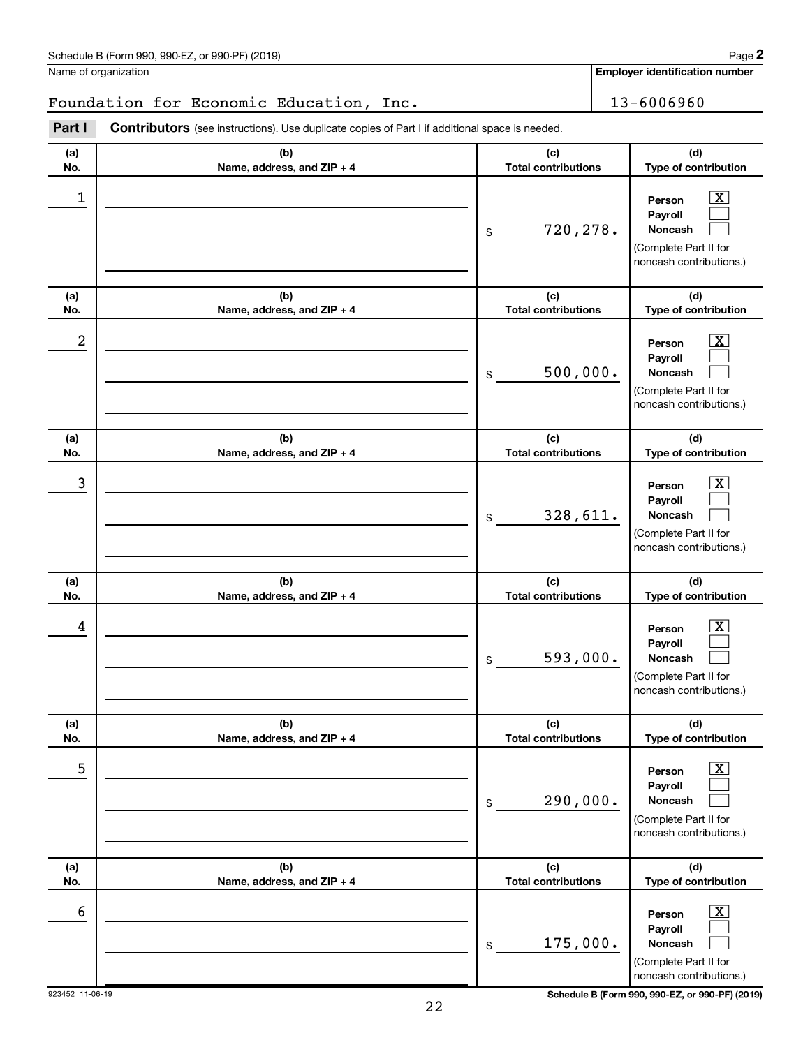Schedule B (Form 990, 990-EZ, or 990-PF) (2019)

Name of organization: Foundation for Economic Education, Inc.

Employer identification number: 13-6006960

**Part I** **Contributors** (see instructions). Use duplicate copies of Part I if additional space is needed.

| (a) No. | (b) Name, address, and ZIP + 4 | (c) Total contributions | (d) Type of contribution |
|---|---|---|---|
| 1 | | $ 720,278. | Person [X] Payroll [ ] Noncash [ ] (Complete Part II for noncash contributions.) |
| 2 | | $ 500,000. | Person [X] Payroll [ ] Noncash [ ] (Complete Part II for noncash contributions.) |
| 3 | | $ 328,611. | Person [X] Payroll [ ] Noncash [ ] (Complete Part II for noncash contributions.) |
| 4 | | $ 593,000. | Person [X] Payroll [ ] Noncash [ ] (Complete Part II for noncash contributions.) |
| 5 | | $ 290,000. | Person [X] Payroll [ ] Noncash [ ] (Complete Part II for noncash contributions.) |
| 6 | | $ 175,000. | Person [X] Payroll [ ] Noncash [ ] (Complete Part II for noncash contributions.) |

923452 11-06-19

Schedule B (Form 990, 990-EZ, or 990-PF) (2019)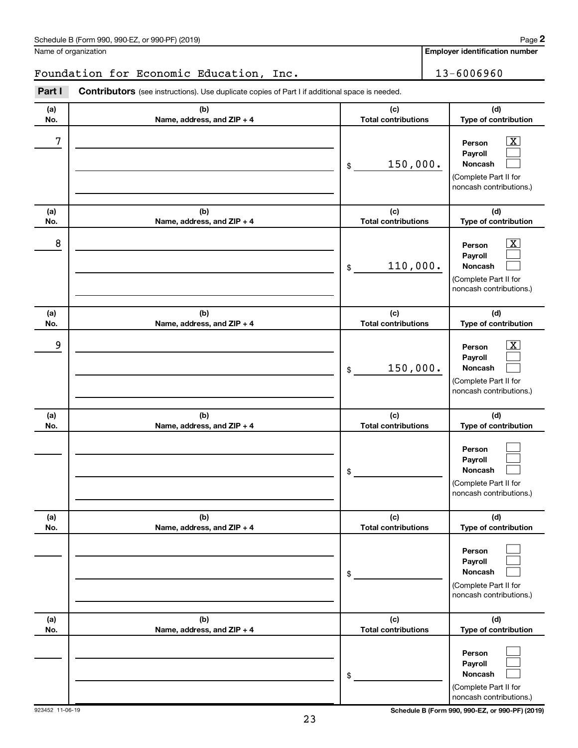Schedule B (Form 990, 990-EZ, or 990-PF) (2019)

Name of organization: Foundation for Economic Education, Inc.

Employer identification number: 13-6006960

**Part I** **Contributors** (see instructions). Use duplicate copies of Part I if additional space is needed.

| (a) No. | (b) Name, address, and ZIP + 4 | (c) Total contributions | (d) Type of contribution |
|---|---|---|---|
| 7 | | $ 150,000. | Person [X] Payroll [ ] Noncash [ ] (Complete Part II for noncash contributions.) |
| 8 | | $ 110,000. | Person [X] Payroll [ ] Noncash [ ] (Complete Part II for noncash contributions.) |
| 9 | | $ 150,000. | Person [X] Payroll [ ] Noncash [ ] (Complete Part II for noncash contributions.) |
| | | $ | Person [ ] Payroll [ ] Noncash [ ] (Complete Part II for noncash contributions.) |
| | | $ | Person [ ] Payroll [ ] Noncash [ ] (Complete Part II for noncash contributions.) |
| | | $ | Person [ ] Payroll [ ] Noncash [ ] (Complete Part II for noncash contributions.) |

923452 11-06-19

Schedule B (Form 990, 990-EZ, or 990-PF) (2019)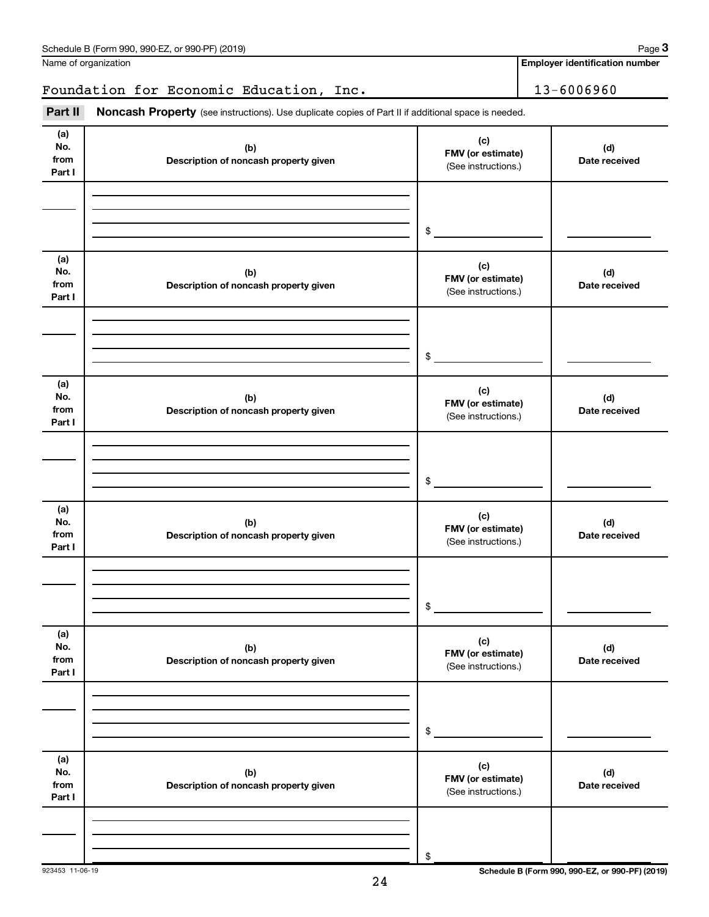Schedule B (Form 990, 990-EZ, or 990-PF) (2019) Page **3**

| Name of organization | Employer identification number |
| --- | --- |
| Foundation for Economic Education, Inc. | 13-6006960 |

**Part II** **Noncash Property** (see instructions). Use duplicate copies of Part II if additional space is needed.

| (a) No. from Part I | (b) Description of noncash property given | (c) FMV (or estimate) (See instructions.) | (d) Date received |
| --- | --- | --- | --- |
| | | $ | |

| (a) No. from Part I | (b) Description of noncash property given | (c) FMV (or estimate) (See instructions.) | (d) Date received |
| --- | --- | --- | --- |
| | | $ | |

| (a) No. from Part I | (b) Description of noncash property given | (c) FMV (or estimate) (See instructions.) | (d) Date received |
| --- | --- | --- | --- |
| | | $ | |

| (a) No. from Part I | (b) Description of noncash property given | (c) FMV (or estimate) (See instructions.) | (d) Date received |
| --- | --- | --- | --- |
| | | $ | |

| (a) No. from Part I | (b) Description of noncash property given | (c) FMV (or estimate) (See instructions.) | (d) Date received |
| --- | --- | --- | --- |
| | | $ | |

| (a) No. from Part I | (b) Description of noncash property given | (c) FMV (or estimate) (See instructions.) | (d) Date received |
| --- | --- | --- | --- |
| | | $ | |

923453 11-06-19

**Schedule B (Form 990, 990-EZ, or 990-PF) (2019)**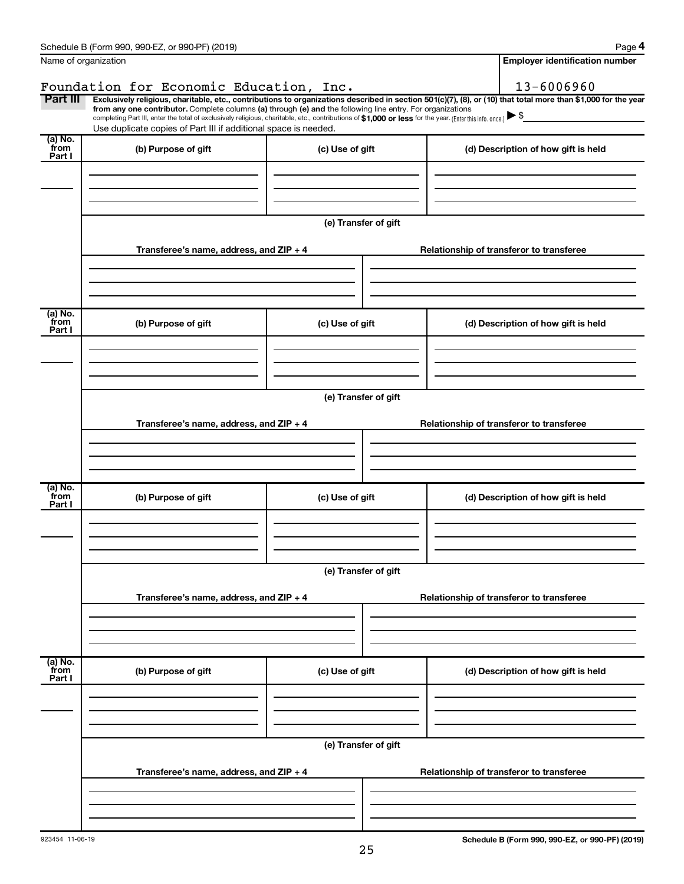Schedule B (Form 990, 990-EZ, or 990-PF) (2019) Page **4**

| Name of organization | Employer identification number |
|---|---|
| Foundation for Economic Education, Inc. | 13-6006960 |

**Part III** **Exclusively religious, charitable, etc., contributions to organizations described in section 501(c)(7), (8), or (10) that total more than $1,000 for the year from any one contributor.** Complete columns **(a)** through **(e) and** the following line entry. For organizations completing Part III, enter the total of exclusively religious, charitable, etc., contributions of **$1,000 or less** for the year. (Enter this info. once.) ▶ $

Use duplicate copies of Part III if additional space is needed.

| (a) No. from Part I | (b) Purpose of gift | (c) Use of gift | (d) Description of how gift is held |
|---|---|---|---|
| | | | |

**(e) Transfer of gift**

| Transferee's name, address, and ZIP + 4 | Relationship of transferor to transferee |
|---|---|
| | |

| (a) No. from Part I | (b) Purpose of gift | (c) Use of gift | (d) Description of how gift is held |
|---|---|---|---|
| | | | |

**(e) Transfer of gift**

| Transferee's name, address, and ZIP + 4 | Relationship of transferor to transferee |
|---|---|
| | |

| (a) No. from Part I | (b) Purpose of gift | (c) Use of gift | (d) Description of how gift is held |
|---|---|---|---|
| | | | |

**(e) Transfer of gift**

| Transferee's name, address, and ZIP + 4 | Relationship of transferor to transferee |
|---|---|
| | |

| (a) No. from Part I | (b) Purpose of gift | (c) Use of gift | (d) Description of how gift is held |
|---|---|---|---|
| | | | |

**(e) Transfer of gift**

| Transferee's name, address, and ZIP + 4 | Relationship of transferor to transferee |
|---|---|
| | |

923454 11-06-19 **Schedule B (Form 990, 990-EZ, or 990-PF) (2019)**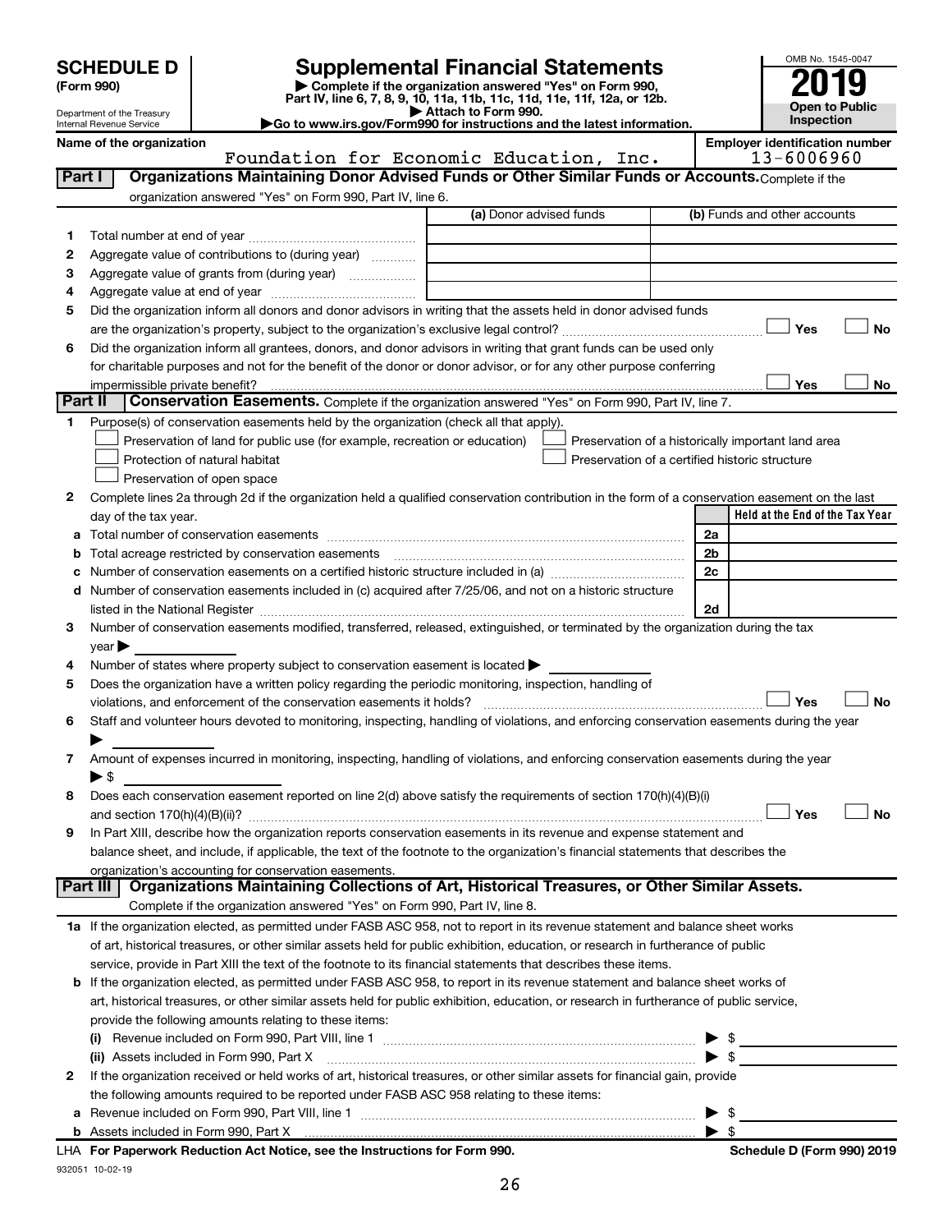# SCHEDULE D (Form 990)

Department of the Treasury
Internal Revenue Service

## Supplemental Financial Statements

▶ Complete if the organization answered "Yes" on Form 990, Part IV, line 6, 7, 8, 9, 10, 11a, 11b, 11c, 11d, 11e, 11f, 12a, or 12b.
▶ Attach to Form 990.
▶Go to www.irs.gov/Form990 for instructions and the latest information.

OMB No. 1545-0047

**2019**

**Open to Public Inspection**

**Name of the organization**
Foundation for Economic Education, Inc.

**Employer identification number**
13-6006960

**Part I** | **Organizations Maintaining Donor Advised Funds or Other Similar Funds or Accounts.** Complete if the organization answered "Yes" on Form 990, Part IV, line 6.

| | | (a) Donor advised funds | (b) Funds and other accounts |
|---|---|---|---|
| 1 | Total number at end of year | | |
| 2 | Aggregate value of contributions to (during year) | | |
| 3 | Aggregate value of grants from (during year) | | |
| 4 | Aggregate value at end of year | | |

5 Did the organization inform all donors and donor advisors in writing that the assets held in donor advised funds are the organization's property, subject to the organization's exclusive legal control? ☐ Yes ☐ No

6 Did the organization inform all grantees, donors, and donor advisors in writing that grant funds can be used only for charitable purposes and not for the benefit of the donor or donor advisor, or for any other purpose conferring impermissible private benefit? ☐ Yes ☐ No

**Part II** | **Conservation Easements.** Complete if the organization answered "Yes" on Form 990, Part IV, line 7.

1 Purpose(s) of conservation easements held by the organization (check all that apply).

☐ Preservation of land for public use (for example, recreation or education)
☐ Protection of natural habitat
☐ Preservation of open space
☐ Preservation of a historically important land area
☐ Preservation of a certified historic structure

2 Complete lines 2a through 2d if the organization held a qualified conservation contribution in the form of a conservation easement on the last day of the tax year.

| | | | Held at the End of the Tax Year |
|---|---|---|---|
| a | Total number of conservation easements | 2a | |
| b | Total acreage restricted by conservation easements | 2b | |
| c | Number of conservation easements on a certified historic structure included in (a) | 2c | |
| d | Number of conservation easements included in (c) acquired after 7/25/06, and not on a historic structure listed in the National Register | 2d | |

3 Number of conservation easements modified, transferred, released, extinguished, or terminated by the organization during the tax year ▶

4 Number of states where property subject to conservation easement is located ▶

5 Does the organization have a written policy regarding the periodic monitoring, inspection, handling of violations, and enforcement of the conservation easements it holds? ☐ Yes ☐ No

6 Staff and volunteer hours devoted to monitoring, inspecting, handling of violations, and enforcing conservation easements during the year ▶

7 Amount of expenses incurred in monitoring, inspecting, handling of violations, and enforcing conservation easements during the year ▶ $

8 Does each conservation easement reported on line 2(d) above satisfy the requirements of section 170(h)(4)(B)(i) and section 170(h)(4)(B)(ii)? ☐ Yes ☐ No

9 In Part XIII, describe how the organization reports conservation easements in its revenue and expense statement and balance sheet, and include, if applicable, the text of the footnote to the organization's financial statements that describes the organization's accounting for conservation easements.

**Part III** | **Organizations Maintaining Collections of Art, Historical Treasures, or Other Similar Assets.** Complete if the organization answered "Yes" on Form 990, Part IV, line 8.

1a If the organization elected, as permitted under FASB ASC 958, not to report in its revenue statement and balance sheet works of art, historical treasures, or other similar assets held for public exhibition, education, or research in furtherance of public service, provide in Part XIII the text of the footnote to its financial statements that describes these items.

b If the organization elected, as permitted under FASB ASC 958, to report in its revenue statement and balance sheet works of art, historical treasures, or other similar assets held for public exhibition, education, or research in furtherance of public service, provide the following amounts relating to these items:

(i) Revenue included on Form 990, Part VIII, line 1 ▶ $

(ii) Assets included in Form 990, Part X ▶ $

2 If the organization received or held works of art, historical treasures, or other similar assets for financial gain, provide the following amounts required to be reported under FASB ASC 958 relating to these items:

a Revenue included on Form 990, Part VIII, line 1 ▶ $

b Assets included in Form 990, Part X ▶ $

LHA **For Paperwork Reduction Act Notice, see the Instructions for Form 990.** **Schedule D (Form 990) 2019**

932051 10-02-19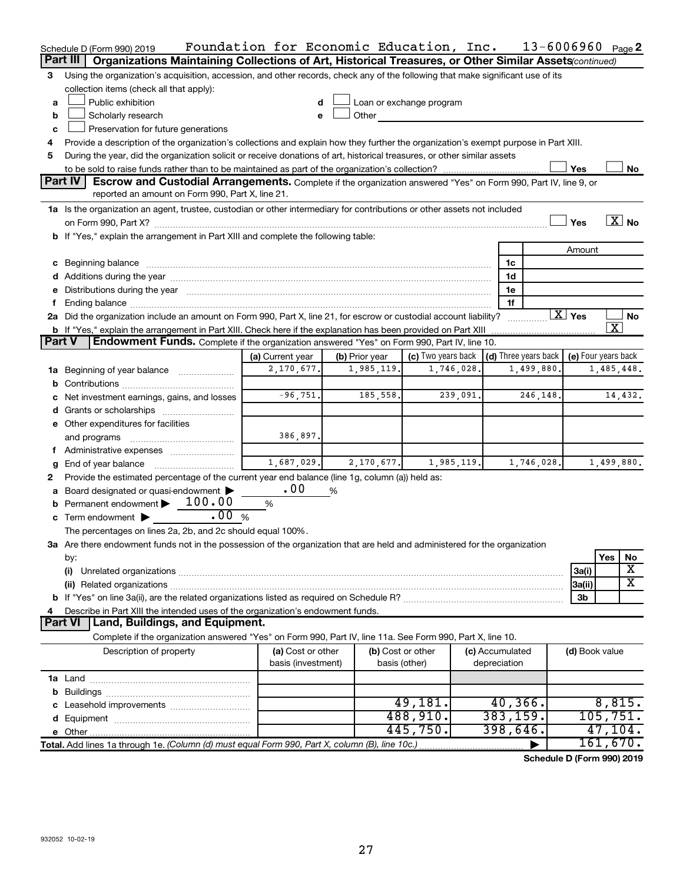Schedule D (Form 990) 2019 Foundation for Economic Education, Inc. 13-6006960 Page 2

## Part III Organizations Maintaining Collections of Art, Historical Treasures, or Other Similar Assets *(continued)*

3 Using the organization's acquisition, accession, and other records, check any of the following that make significant use of its collection items (check all that apply):

- a ☐ Public exhibition
- b ☐ Scholarly research
- c ☐ Preservation for future generations
- d ☐ Loan or exchange program
- e ☐ Other

4 Provide a description of the organization's collections and explain how they further the organization's exempt purpose in Part XIII.

5 During the year, did the organization solicit or receive donations of art, historical treasures, or other similar assets to be sold to raise funds rather than to be maintained as part of the organization's collection? ☐ Yes ☐ No

## Part IV Escrow and Custodial Arrangements.

Complete if the organization answered "Yes" on Form 990, Part IV, line 9, or reported an amount on Form 990, Part X, line 21.

1a Is the organization an agent, trustee, custodian or other intermediary for contributions or other assets not included on Form 990, Part X? ☐ Yes ☒ No

b If "Yes," explain the arrangement in Part XIII and complete the following table:

| | | Amount |
|---|---|---|
| c Beginning balance | 1c | |
| d Additions during the year | 1d | |
| e Distributions during the year | 1e | |
| f Ending balance | 1f | |

2a Did the organization include an amount on Form 990, Part X, line 21, for escrow or custodial account liability? ☒ Yes ☐ No

b If "Yes," explain the arrangement in Part XIII. Check here if the explanation has been provided on Part XIII ☒

## Part V Endowment Funds.

Complete if the organization answered "Yes" on Form 990, Part IV, line 10.

| | (a) Current year | (b) Prior year | (c) Two years back | (d) Three years back | (e) Four years back |
|---|---|---|---|---|---|
| 1a Beginning of year balance | 2,170,677. | 1,985,119. | 1,746,028. | 1,499,880. | 1,485,448. |
| b Contributions | | | | | |
| c Net investment earnings, gains, and losses | -96,751. | 185,558. | 239,091. | 246,148. | 14,432. |
| d Grants or scholarships | | | | | |
| e Other expenditures for facilities and programs | 386,897. | | | | |
| f Administrative expenses | | | | | |
| g End of year balance | 1,687,029. | 2,170,677. | 1,985,119. | 1,746,028. | 1,499,880. |

2 Provide the estimated percentage of the current year end balance (line 1g, column (a)) held as:

- a Board designated or quasi-endowment ▶ .00 %
- b Permanent endowment ▶ 100.00 %
- c Term endowment ▶ .00 %

The percentages on lines 2a, 2b, and 2c should equal 100%.

3a Are there endowment funds not in the possession of the organization that are held and administered for the organization by:

| | | Yes | No |
|---|---|---|---|
| (i) Unrelated organizations | 3a(i) | | X |
| (ii) Related organizations | 3a(ii) | | X |
| b If "Yes" on line 3a(ii), are the related organizations listed as required on Schedule R? | 3b | | |

4 Describe in Part XIII the intended uses of the organization's endowment funds.

## Part VI Land, Buildings, and Equipment.

Complete if the organization answered "Yes" on Form 990, Part IV, line 11a. See Form 990, Part X, line 10.

| Description of property | (a) Cost or other basis (investment) | (b) Cost or other basis (other) | (c) Accumulated depreciation | (d) Book value |
|---|---|---|---|---|
| 1a Land | | | | |
| b Buildings | | | | |
| c Leasehold improvements | | 49,181. | 40,366. | 8,815. |
| d Equipment | | 488,910. | 383,159. | 105,751. |
| e Other | | 445,750. | 398,646. | 47,104. |
| Total. Add lines 1a through 1e. *(Column (d) must equal Form 990, Part X, column (B), line 10c.)* | | | ▶ | 161,670. |

Schedule D (Form 990) 2019

932052 10-02-19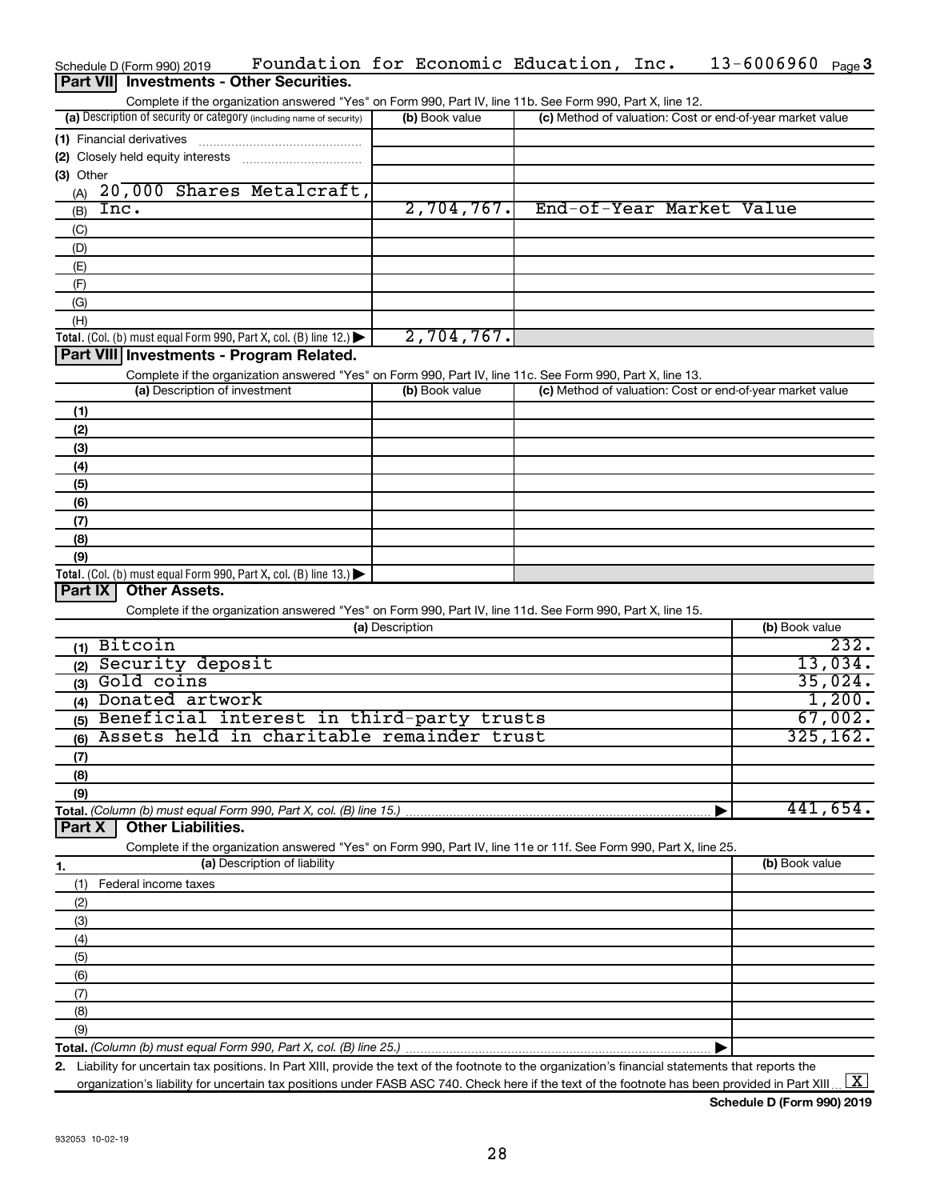Schedule D (Form 990) 2019 Foundation for Economic Education, Inc. 13-6006960 Page 3

## Part VII Investments - Other Securities.

Complete if the organization answered "Yes" on Form 990, Part IV, line 11b. See Form 990, Part X, line 12.

| (a) Description of security or category (including name of security) | (b) Book value | (c) Method of valuation: Cost or end-of-year market value |
|---|---|---|
| (1) Financial derivatives | | |
| (2) Closely held equity interests | | |
| (3) Other | | |
| (A) 20,000 Shares Metalcraft, | | |
| (B) Inc. | 2,704,767. | End-of-Year Market Value |
| (C) | | |
| (D) | | |
| (E) | | |
| (F) | | |
| (G) | | |
| (H) | | |
| **Total.** (Col. (b) must equal Form 990, Part X, col. (B) line 12.) ▶ | 2,704,767. | |

## Part VIII Investments - Program Related.

Complete if the organization answered "Yes" on Form 990, Part IV, line 11c. See Form 990, Part X, line 13.

| (a) Description of investment | (b) Book value | (c) Method of valuation: Cost or end-of-year market value |
|---|---|---|
| (1) | | |
| (2) | | |
| (3) | | |
| (4) | | |
| (5) | | |
| (6) | | |
| (7) | | |
| (8) | | |
| (9) | | |
| **Total.** (Col. (b) must equal Form 990, Part X, col. (B) line 13.) ▶ | | |

## Part IX Other Assets.

Complete if the organization answered "Yes" on Form 990, Part IV, line 11d. See Form 990, Part X, line 15.

| (a) Description | (b) Book value |
|---|---|
| (1) Bitcoin | 232. |
| (2) Security deposit | 13,034. |
| (3) Gold coins | 35,024. |
| (4) Donated artwork | 1,200. |
| (5) Beneficial interest in third-party trusts | 67,002. |
| (6) Assets held in charitable remainder trust | 325,162. |
| (7) | |
| (8) | |
| (9) | |
| **Total.** (Column (b) must equal Form 990, Part X, col. (B) line 15.) ▶ | 441,654. |

## Part X Other Liabilities.

Complete if the organization answered "Yes" on Form 990, Part IV, line 11e or 11f. See Form 990, Part X, line 25.

| 1. (a) Description of liability | (b) Book value |
|---|---|
| (1) Federal income taxes | |
| (2) | |
| (3) | |
| (4) | |
| (5) | |
| (6) | |
| (7) | |
| (8) | |
| (9) | |
| **Total.** (Column (b) must equal Form 990, Part X, col. (B) line 25.) ▶ | |

2. Liability for uncertain tax positions. In Part XIII, provide the text of the footnote to the organization's financial statements that reports the organization's liability for uncertain tax positions under FASB ASC 740. Check here if the text of the footnote has been provided in Part XIII ... [X]

Schedule D (Form 990) 2019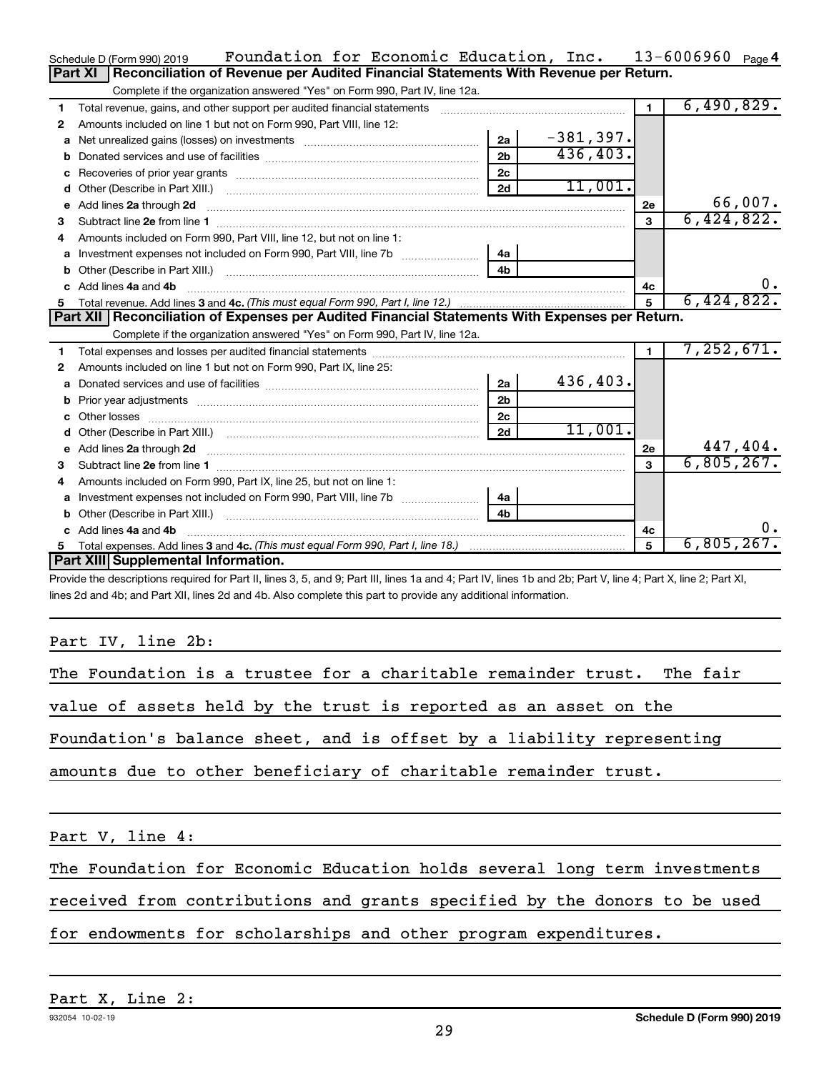Schedule D (Form 990) 2019 Foundation for Economic Education, Inc. 13-6006960 Page 4

## Part XI Reconciliation of Revenue per Audited Financial Statements With Revenue per Return.

Complete if the organization answered "Yes" on Form 990, Part IV, line 12a.

| | | | | | |
|---|---|---|---|---|---|
| 1 | Total revenue, gains, and other support per audited financial statements | | | 1 | 6,490,829. |
| 2 | Amounts included on line 1 but not on Form 990, Part VIII, line 12: | | | | |
| a | Net unrealized gains (losses) on investments | 2a | -381,397. | | |
| b | Donated services and use of facilities | 2b | 436,403. | | |
| c | Recoveries of prior year grants | 2c | | | |
| d | Other (Describe in Part XIII.) | 2d | 11,001. | | |
| e | Add lines 2a through 2d | | | 2e | 66,007. |
| 3 | Subtract line 2e from line 1 | | | 3 | 6,424,822. |
| 4 | Amounts included on Form 990, Part VIII, line 12, but not on line 1: | | | | |
| a | Investment expenses not included on Form 990, Part VIII, line 7b | 4a | | | |
| b | Other (Describe in Part XIII.) | 4b | | | |
| c | Add lines 4a and 4b | | | 4c | 0. |
| 5 | Total revenue. Add lines 3 and 4c. *(This must equal Form 990, Part I, line 12.)* | | | 5 | 6,424,822. |

## Part XII Reconciliation of Expenses per Audited Financial Statements With Expenses per Return.

Complete if the organization answered "Yes" on Form 990, Part IV, line 12a.

| | | | | | |
|---|---|---|---|---|---|
| 1 | Total expenses and losses per audited financial statements | | | 1 | 7,252,671. |
| 2 | Amounts included on line 1 but not on Form 990, Part IX, line 25: | | | | |
| a | Donated services and use of facilities | 2a | 436,403. | | |
| b | Prior year adjustments | 2b | | | |
| c | Other losses | 2c | | | |
| d | Other (Describe in Part XIII.) | 2d | 11,001. | | |
| e | Add lines 2a through 2d | | | 2e | 447,404. |
| 3 | Subtract line 2e from line 1 | | | 3 | 6,805,267. |
| 4 | Amounts included on Form 990, Part IX, line 25, but not on line 1: | | | | |
| a | Investment expenses not included on Form 990, Part VIII, line 7b | 4a | | | |
| b | Other (Describe in Part XIII.) | 4b | | | |
| c | Add lines 4a and 4b | | | 4c | 0. |
| 5 | Total expenses. Add lines 3 and 4c. *(This must equal Form 990, Part I, line 18.)* | | | 5 | 6,805,267. |

## Part XIII Supplemental Information.

Provide the descriptions required for Part II, lines 3, 5, and 9; Part III, lines 1a and 4; Part IV, lines 1b and 2b; Part V, line 4; Part X, line 2; Part XI, lines 2d and 4b; and Part XII, lines 2d and 4b. Also complete this part to provide any additional information.

Part IV, line 2b:

The Foundation is a trustee for a charitable remainder trust. The fair value of assets held by the trust is reported as an asset on the Foundation's balance sheet, and is offset by a liability representing amounts due to other beneficiary of charitable remainder trust.

Part V, line 4:

The Foundation for Economic Education holds several long term investments received from contributions and grants specified by the donors to be used for endowments for scholarships and other program expenditures.

Part X, Line 2:

932054 10-02-19 Schedule D (Form 990) 2019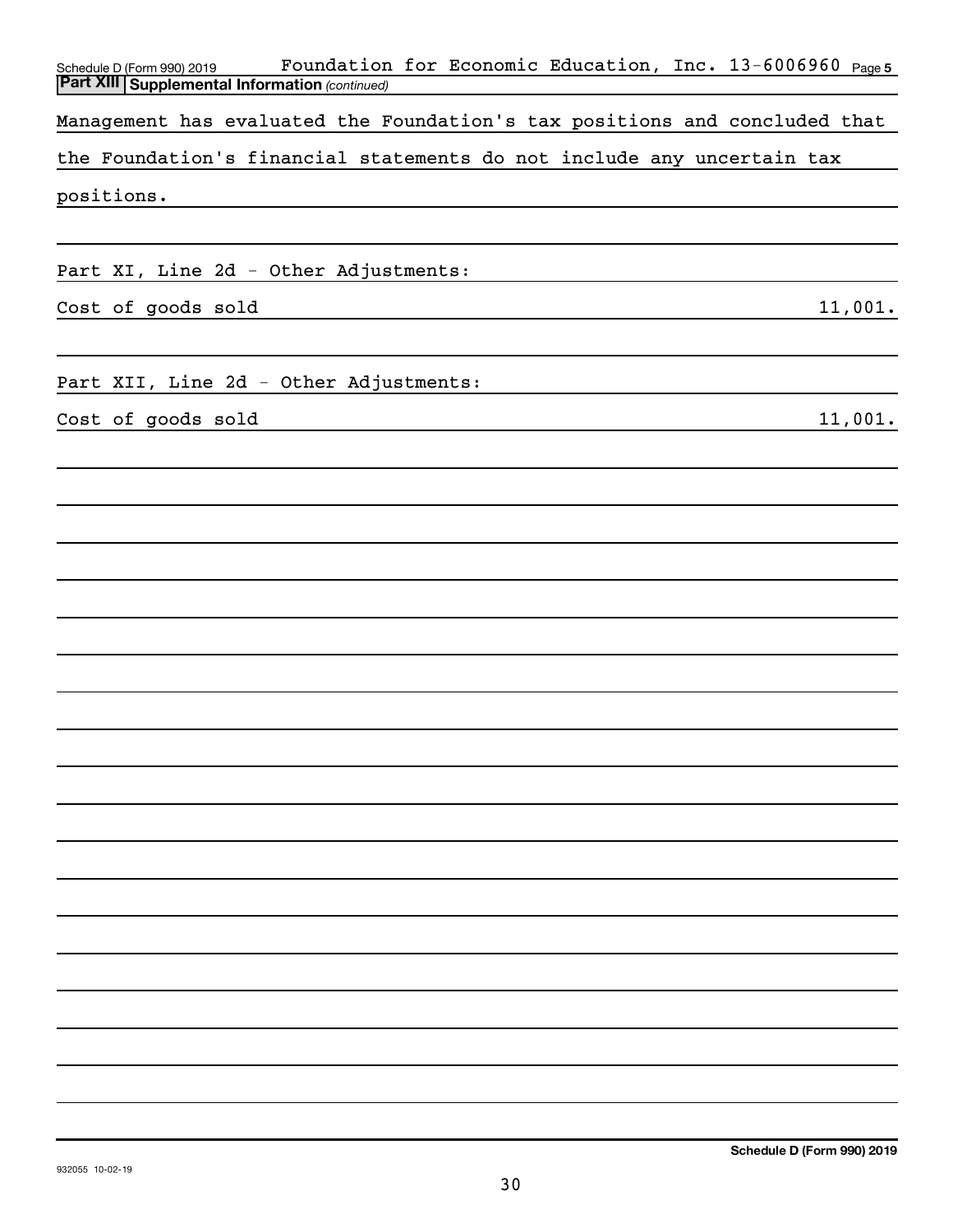Schedule D (Form 990) 2019 Foundation for Economic Education, Inc. 13-6006960 Page 5

**Part XIII Supplemental Information** *(continued)*

Management has evaluated the Foundation's tax positions and concluded that the Foundation's financial statements do not include any uncertain tax positions.

Part XI, Line 2d - Other Adjustments:

| | |
|---|---|
| Cost of goods sold | 11,001. |

Part XII, Line 2d - Other Adjustments:

| | |
|---|---|
| Cost of goods sold | 11,001. |

**Schedule D (Form 990) 2019**

932055 10-02-19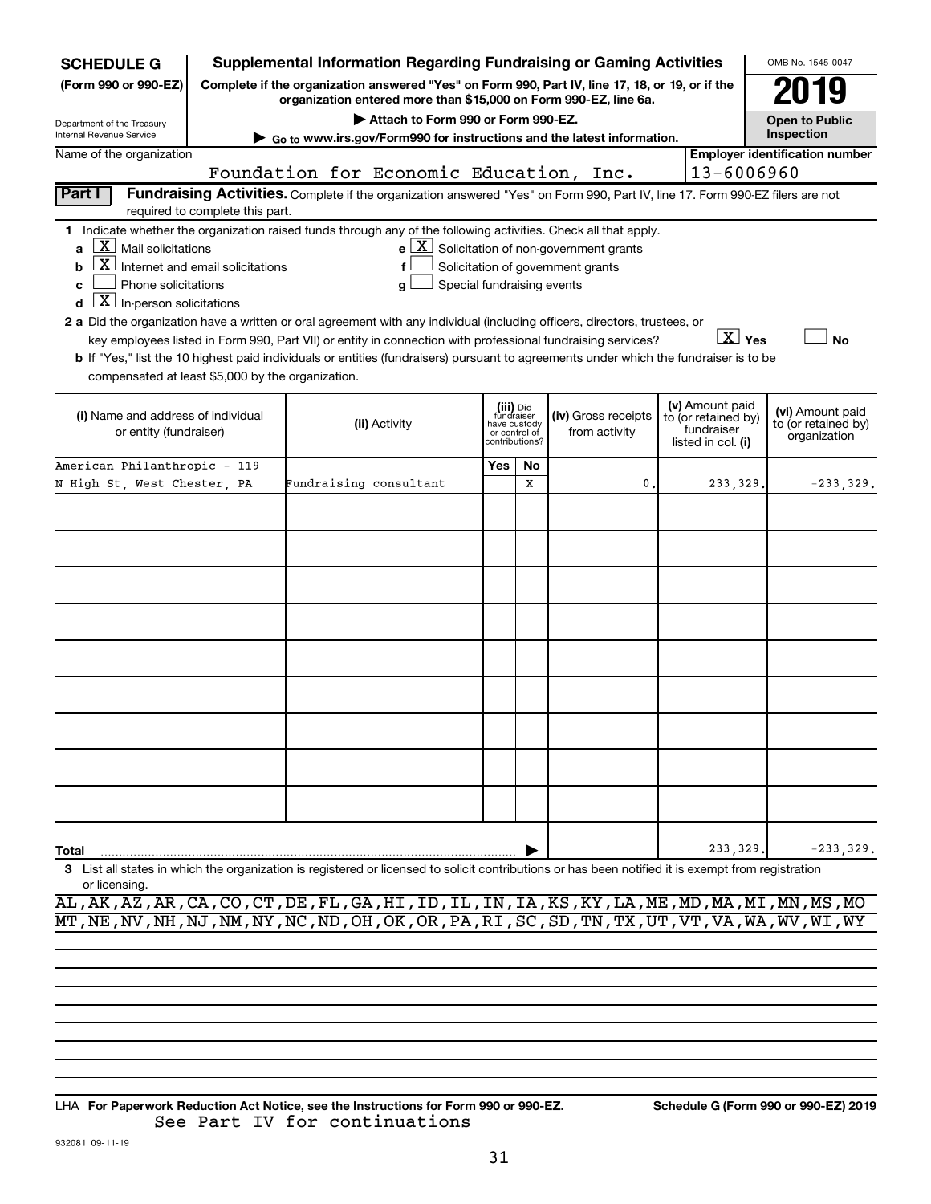**SCHEDULE G** (Form 990 or 990-EZ)

Department of the Treasury
Internal Revenue Service

# Supplemental Information Regarding Fundraising or Gaming Activities

**Complete if the organization answered "Yes" on Form 990, Part IV, line 17, 18, or 19, or if the organization entered more than $15,000 on Form 990-EZ, line 6a.**

▶ Attach to Form 990 or Form 990-EZ.

▶ Go to www.irs.gov/Form990 for instructions and the latest information.

OMB No. 1545-0047

**2019**

**Open to Public Inspection**

Name of the organization: Foundation for Economic Education, Inc.

Employer identification number: 13-6006960

**Part I** **Fundraising Activities.** Complete if the organization answered "Yes" on Form 990, Part IV, line 17. Form 990-EZ filers are not required to complete this part.

1 Indicate whether the organization raised funds through any of the following activities. Check all that apply.

- a [X] Mail solicitations
- b [X] Internet and email solicitations
- c [ ] Phone solicitations
- d [X] In-person solicitations
- e [X] Solicitation of non-government grants
- f [ ] Solicitation of government grants
- g [ ] Special fundraising events

2 a Did the organization have a written or oral agreement with any individual (including officers, directors, trustees, or key employees listed in Form 990, Part VII) or entity in connection with professional fundraising services? [X] Yes [ ] No

b If "Yes," list the 10 highest paid individuals or entities (fundraisers) pursuant to agreements under which the fundraiser is to be compensated at least $5,000 by the organization.

| (i) Name and address of individual or entity (fundraiser) | (ii) Activity | (iii) Did fundraiser have custody or control of contributions? Yes | No | (iv) Gross receipts from activity | (v) Amount paid to (or retained by) fundraiser listed in col. (i) | (vi) Amount paid to (or retained by) organization |
|---|---|---|---|---|---|---|
| American Philanthropic - 119 N High St, West Chester, PA | Fundraising consultant | | X | 0. | 233,329. | -233,329. |
| | | | | | | |
| | | | | | | |
| | | | | | | |
| | | | | | | |
| | | | | | | |
| | | | | | | |
| | | | | | | |
| | | | | | | |
| | | | | | | |
| **Total** ▶ | | | | | 233,329. | -233,329. |

3 List all states in which the organization is registered or licensed to solicit contributions or has been notified it is exempt from registration or licensing.

AL,AK,AZ,AR,CA,CO,CT,DE,FL,GA,HI,ID,IL,IN,IA,KS,KY,LA,ME,MD,MA,MI,MN,MS,MO
MT,NE,NV,NH,NJ,NM,NY,NC,ND,OH,OK,OR,PA,RI,SC,SD,TN,TX,UT,VT,VA,WA,WV,WI,WY

LHA **For Paperwork Reduction Act Notice, see the Instructions for Form 990 or 990-EZ.** **Schedule G (Form 990 or 990-EZ) 2019**

See Part IV for continuations

932081 09-11-19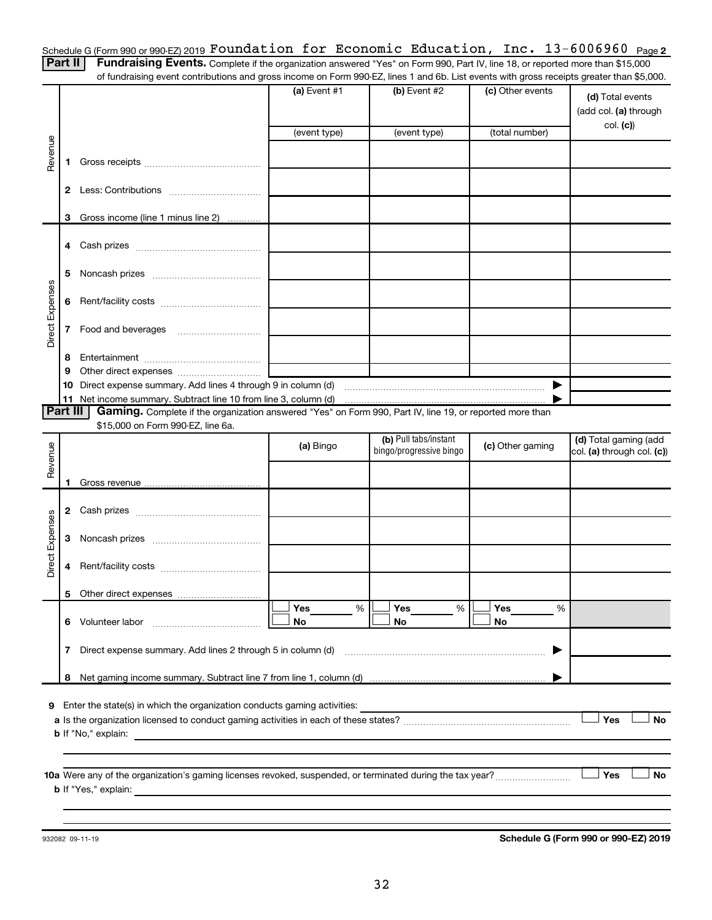Schedule G (Form 990 or 990-EZ) 2019 Foundation for Economic Education, Inc. 13-6006960 Page 2

**Part II Fundraising Events.** Complete if the organization answered "Yes" on Form 990, Part IV, line 18, or reported more than $15,000 of fundraising event contributions and gross income on Form 990-EZ, lines 1 and 6b. List events with gross receipts greater than $5,000.

| | | (a) Event #1 | (b) Event #2 | (c) Other events | (d) Total events (add col. (a) through col. (c)) |
|---|---|---|---|---|---|
| | | (event type) | (event type) | (total number) | |
| Revenue | 1 Gross receipts | | | | |
| | 2 Less: Contributions | | | | |
| | 3 Gross income (line 1 minus line 2) | | | | |
| Direct Expenses | 4 Cash prizes | | | | |
| | 5 Noncash prizes | | | | |
| | 6 Rent/facility costs | | | | |
| | 7 Food and beverages | | | | |
| | 8 Entertainment | | | | |
| | 9 Other direct expenses | | | | |
| | 10 Direct expense summary. Add lines 4 through 9 in column (d) | | | ▶ | |
| | 11 Net income summary. Subtract line 10 from line 3, column (d) | | | ▶ | |

**Part III Gaming.** Complete if the organization answered "Yes" on Form 990, Part IV, line 19, or reported more than $15,000 on Form 990-EZ, line 6a.

| | | (a) Bingo | (b) Pull tabs/instant bingo/progressive bingo | (c) Other gaming | (d) Total gaming (add col. (a) through col. (c)) |
|---|---|---|---|---|---|
| Revenue | 1 Gross revenue | | | | |
| Direct Expenses | 2 Cash prizes | | | | |
| | 3 Noncash prizes | | | | |
| | 4 Rent/facility costs | | | | |
| | 5 Other direct expenses | | | | |
| | 6 Volunteer labor | ☐ Yes ___ % ☐ No | ☐ Yes ___ % ☐ No | ☐ Yes ___ % ☐ No | |
| | 7 Direct expense summary. Add lines 2 through 5 in column (d) | | | ▶ | |
| | 8 Net gaming income summary. Subtract line 7 from line 1, column (d) | | | ▶ | |

9 Enter the state(s) in which the organization conducts gaming activities:

a Is the organization licensed to conduct gaming activities in each of these states? ☐ Yes ☐ No

b If "No," explain:

10a Were any of the organization's gaming licenses revoked, suspended, or terminated during the tax year? ☐ Yes ☐ No

b If "Yes," explain:

932082 09-11-19

**Schedule G (Form 990 or 990-EZ) 2019**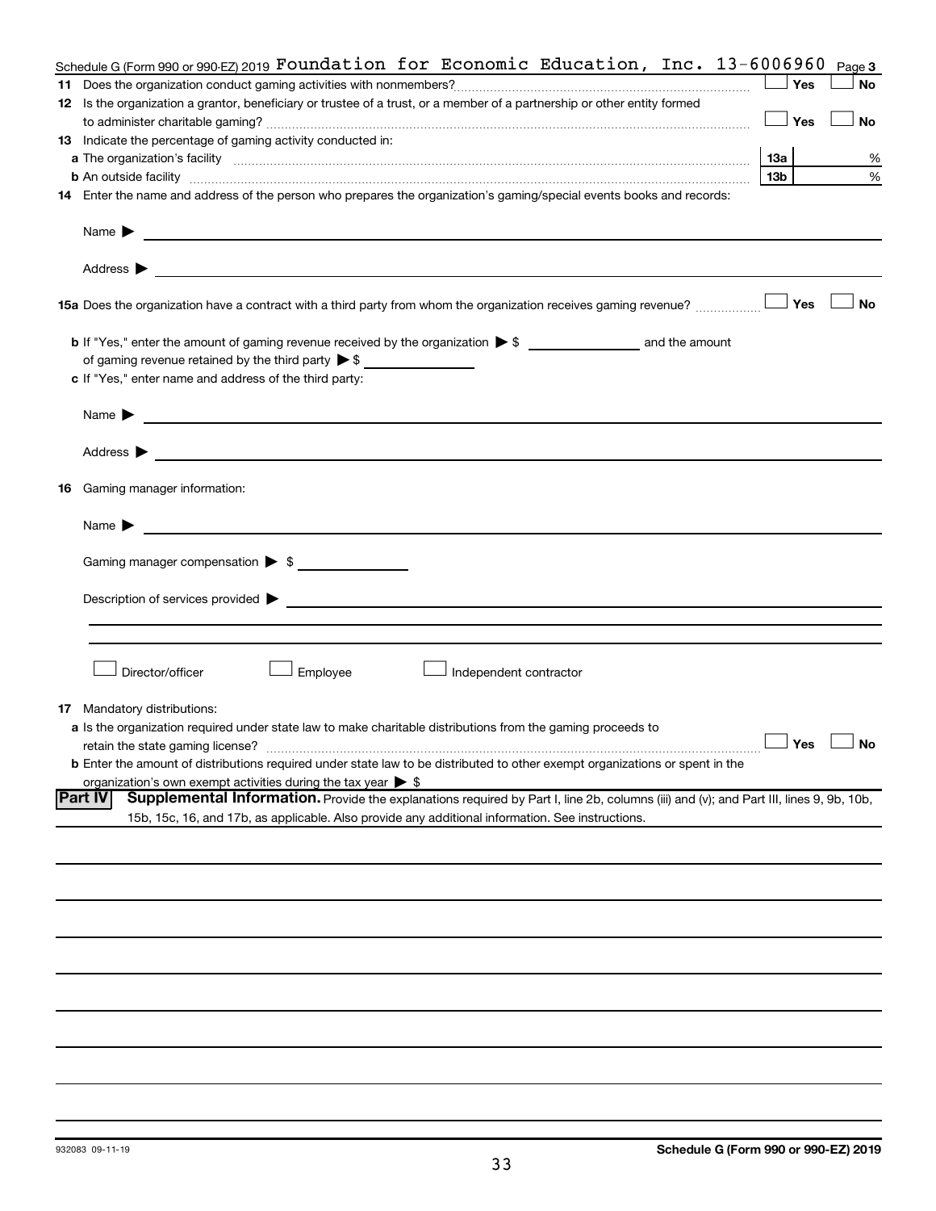Schedule G (Form 990 or 990-EZ) 2019 Foundation for Economic Education, Inc. 13-6006960 Page 3

11 Does the organization conduct gaming activities with nonmembers? ☐ Yes ☐ No

12 Is the organization a grantor, beneficiary or trustee of a trust, or a member of a partnership or other entity formed to administer charitable gaming? ☐ Yes ☐ No

13 Indicate the percentage of gaming activity conducted in:

a The organization's facility 13a %

b An outside facility 13b %

14 Enter the name and address of the person who prepares the organization's gaming/special events books and records:

Name ▶

Address ▶

15a Does the organization have a contract with a third party from whom the organization receives gaming revenue? ☐ Yes ☐ No

b If "Yes," enter the amount of gaming revenue received by the organization ▶ $ ______ and the amount of gaming revenue retained by the third party ▶ $ ______

c If "Yes," enter name and address of the third party:

Name ▶

Address ▶

16 Gaming manager information:

Name ▶

Gaming manager compensation ▶ $ ______

Description of services provided ▶

☐ Director/officer ☐ Employee ☐ Independent contractor

17 Mandatory distributions:

a Is the organization required under state law to make charitable distributions from the gaming proceeds to retain the state gaming license? ☐ Yes ☐ No

b Enter the amount of distributions required under state law to be distributed to other exempt organizations or spent in the organization's own exempt activities during the tax year ▶ $

## Part IV Supplemental Information.

Provide the explanations required by Part I, line 2b, columns (iii) and (v); and Part III, lines 9, 9b, 10b, 15b, 15c, 16, and 17b, as applicable. Also provide any additional information. See instructions.

932083 09-11-19

Schedule G (Form 990 or 990-EZ) 2019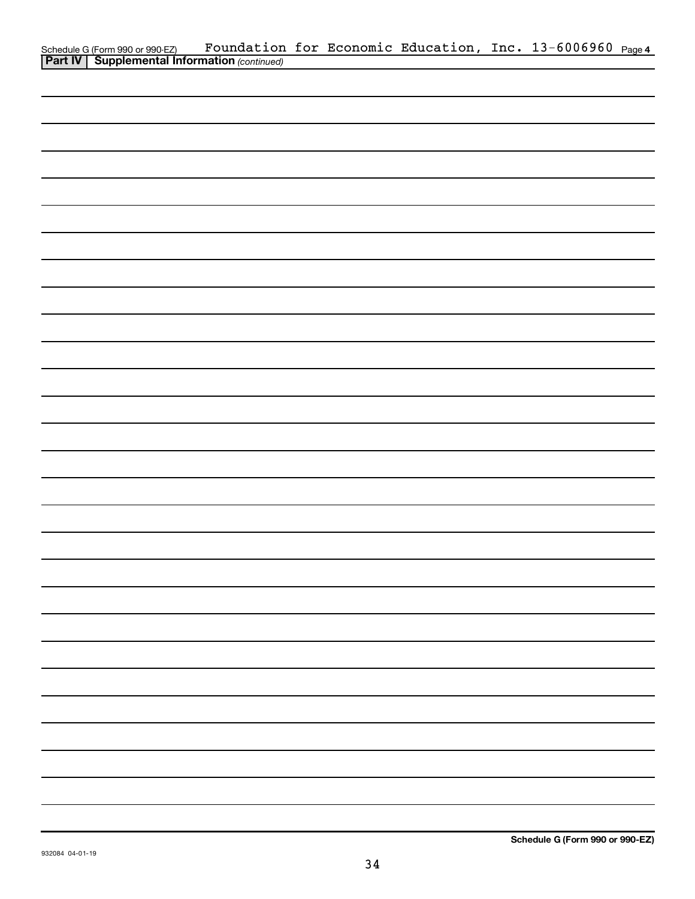Schedule G (Form 990 or 990-EZ) Foundation for Economic Education, Inc. 13-6006960 Page **4**

**Part IV | Supplemental Information** *(continued)*

**Schedule G (Form 990 or 990-EZ)**

932084 04-01-19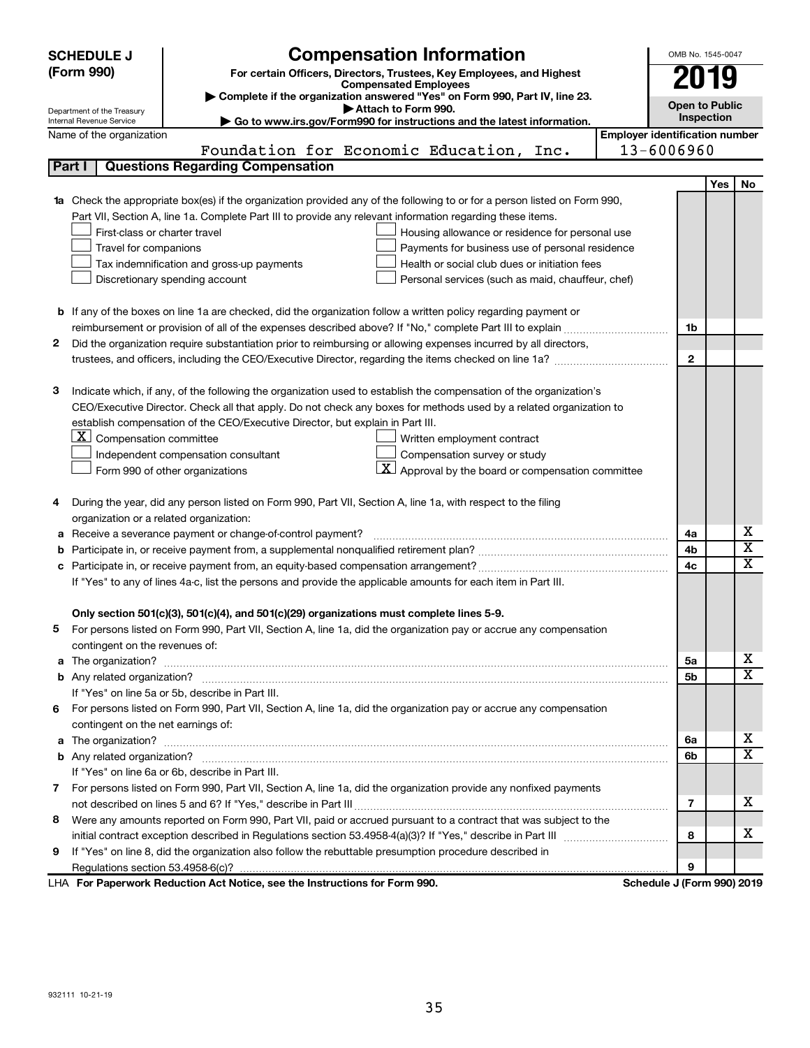**SCHEDULE J (Form 990)**

Department of the Treasury
Internal Revenue Service

# Compensation Information

**For certain Officers, Directors, Trustees, Key Employees, and Highest Compensated Employees**

▶ Complete if the organization answered "Yes" on Form 990, Part IV, line 23.
▶ Attach to Form 990.
▶ Go to www.irs.gov/Form990 for instructions and the latest information.

OMB No. 1545-0047

**2019**

**Open to Public Inspection**

Name of the organization: Foundation for Economic Education, Inc.

Employer identification number: 13-6006960

## Part I Questions Regarding Compensation

| | | | Yes | No |
|---|---|---|---|---|
| **1a** | Check the appropriate box(es) if the organization provided any of the following to or for a person listed on Form 990, Part VII, Section A, line 1a. Complete Part III to provide any relevant information regarding these items.<br>☐ First-class or charter travel ☐ Housing allowance or residence for personal use<br>☐ Travel for companions ☐ Payments for business use of personal residence<br>☐ Tax indemnification and gross-up payments ☐ Health or social club dues or initiation fees<br>☐ Discretionary spending account ☐ Personal services (such as maid, chauffeur, chef) | | | |
| **b** | If any of the boxes on line 1a are checked, did the organization follow a written policy regarding payment or reimbursement or provision of all of the expenses described above? If "No," complete Part III to explain | 1b | | |
| **2** | Did the organization require substantiation prior to reimbursing or allowing expenses incurred by all directors, trustees, and officers, including the CEO/Executive Director, regarding the items checked on line 1a? | 2 | | |
| **3** | Indicate which, if any, of the following the organization used to establish the compensation of the organization's CEO/Executive Director. Check all that apply. Do not check any boxes for methods used by a related organization to establish compensation of the CEO/Executive Director, but explain in Part III.<br>☒ Compensation committee ☐ Written employment contract<br>☐ Independent compensation consultant ☐ Compensation survey or study<br>☐ Form 990 of other organizations ☒ Approval by the board or compensation committee | | | |
| **4** | During the year, did any person listed on Form 990, Part VII, Section A, line 1a, with respect to the filing organization or a related organization: | | | |
| **a** | Receive a severance payment or change-of-control payment? | 4a | | X |
| **b** | Participate in, or receive payment from, a supplemental nonqualified retirement plan? | 4b | | X |
| **c** | Participate in, or receive payment from, an equity-based compensation arrangement? | 4c | | X |
| | If "Yes" to any of lines 4a-c, list the persons and provide the applicable amounts for each item in Part III. | | | |
| | **Only section 501(c)(3), 501(c)(4), and 501(c)(29) organizations must complete lines 5-9.** | | | |
| **5** | For persons listed on Form 990, Part VII, Section A, line 1a, did the organization pay or accrue any compensation contingent on the revenues of: | | | |
| **a** | The organization? | 5a | | X |
| **b** | Any related organization? | 5b | | X |
| | If "Yes" on line 5a or 5b, describe in Part III. | | | |
| **6** | For persons listed on Form 990, Part VII, Section A, line 1a, did the organization pay or accrue any compensation contingent on the net earnings of: | | | |
| **a** | The organization? | 6a | | X |
| **b** | Any related organization? | 6b | | X |
| | If "Yes" on line 6a or 6b, describe in Part III. | | | |
| **7** | For persons listed on Form 990, Part VII, Section A, line 1a, did the organization provide any nonfixed payments not described on lines 5 and 6? If "Yes," describe in Part III | 7 | | X |
| **8** | Were any amounts reported on Form 990, Part VII, paid or accrued pursuant to a contract that was subject to the initial contract exception described in Regulations section 53.4958-4(a)(3)? If "Yes," describe in Part III | 8 | | X |
| **9** | If "Yes" on line 8, did the organization also follow the rebuttable presumption procedure described in Regulations section 53.4958-6(c)? | 9 | | |

LHA **For Paperwork Reduction Act Notice, see the Instructions for Form 990.** **Schedule J (Form 990) 2019**

932111 10-21-19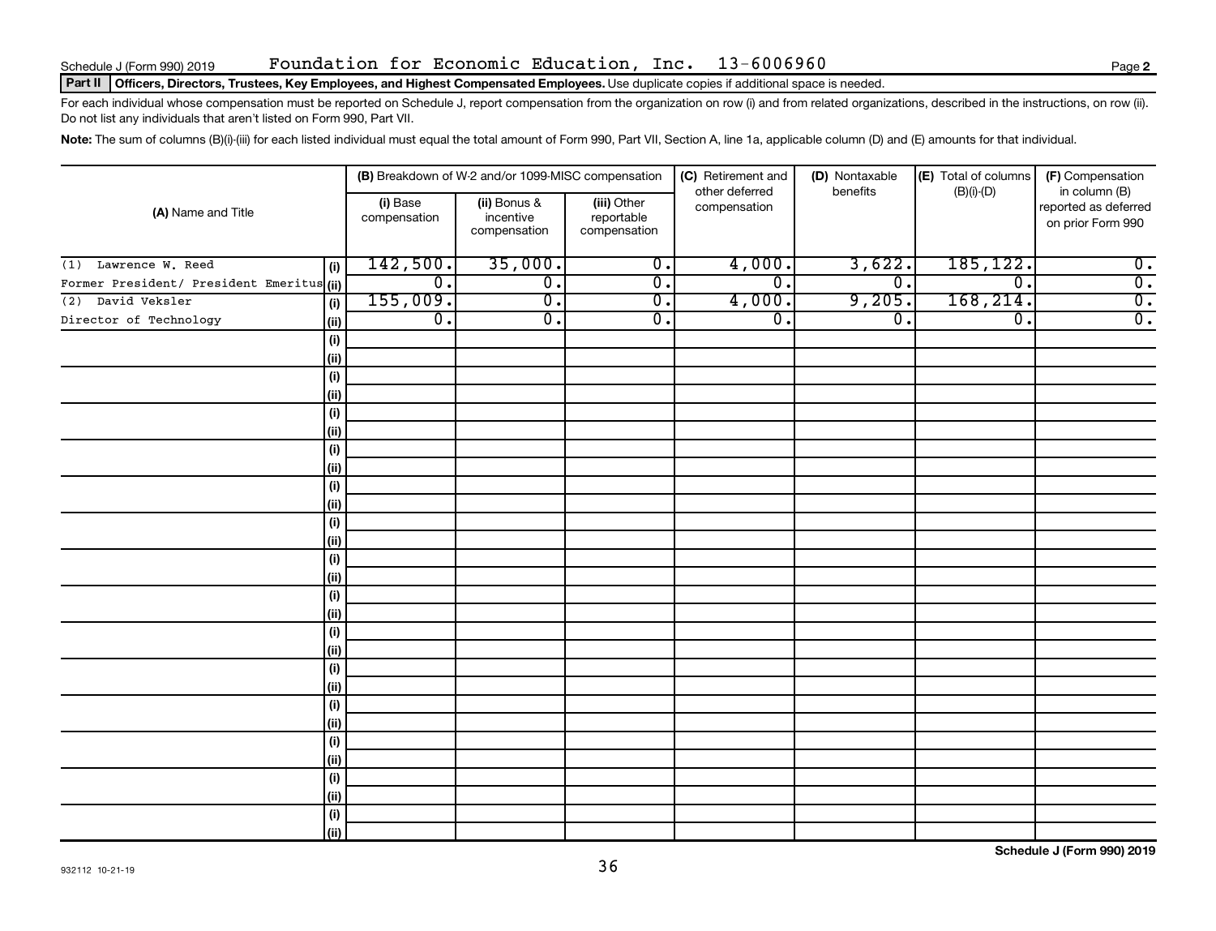Schedule J (Form 990) 2019 Foundation for Economic Education, Inc. 13-6006960

**Part II** **Officers, Directors, Trustees, Key Employees, and Highest Compensated Employees.** Use duplicate copies if additional space is needed.

For each individual whose compensation must be reported on Schedule J, report compensation from the organization on row (i) and from related organizations, described in the instructions, on row (ii). Do not list any individuals that aren't listed on Form 990, Part VII.

**Note:** The sum of columns (B)(i)-(iii) for each listed individual must equal the total amount of Form 990, Part VII, Section A, line 1a, applicable column (D) and (E) amounts for that individual.

| (A) Name and Title | | (B) Breakdown of W-2 and/or 1099-MISC compensation | | | (C) Retirement and other deferred compensation | (D) Nontaxable benefits | (E) Total of columns (B)(i)-(D) | (F) Compensation in column (B) reported as deferred on prior Form 990 |
|---|---|---|---|---|---|---|---|---|
| | | (i) Base compensation | (ii) Bonus & incentive compensation | (iii) Other reportable compensation | | | | |
| (1) Lawrence W. Reed | (i) | 142,500. | 35,000. | 0. | 4,000. | 3,622. | 185,122. | 0. |
| Former President/ President Emeritus | (ii) | 0. | 0. | 0. | 0. | 0. | 0. | 0. |
| (2) David Veksler | (i) | 155,009. | 0. | 0. | 4,000. | 9,205. | 168,214. | 0. |
| Director of Technology | (ii) | 0. | 0. | 0. | 0. | 0. | 0. | 0. |
| | (i) | | | | | | | |
| | (ii) | | | | | | | |
| | (i) | | | | | | | |
| | (ii) | | | | | | | |
| | (i) | | | | | | | |
| | (ii) | | | | | | | |
| | (i) | | | | | | | |
| | (ii) | | | | | | | |
| | (i) | | | | | | | |
| | (ii) | | | | | | | |
| | (i) | | | | | | | |
| | (ii) | | | | | | | |
| | (i) | | | | | | | |
| | (ii) | | | | | | | |
| | (i) | | | | | | | |
| | (ii) | | | | | | | |
| | (i) | | | | | | | |
| | (ii) | | | | | | | |
| | (i) | | | | | | | |
| | (ii) | | | | | | | |
| | (i) | | | | | | | |
| | (ii) | | | | | | | |
| | (i) | | | | | | | |
| | (ii) | | | | | | | |
| | (i) | | | | | | | |
| | (ii) | | | | | | | |
| | (i) | | | | | | | |
| | (ii) | | | | | | | |

932112 10-21-19

**Schedule J (Form 990) 2019**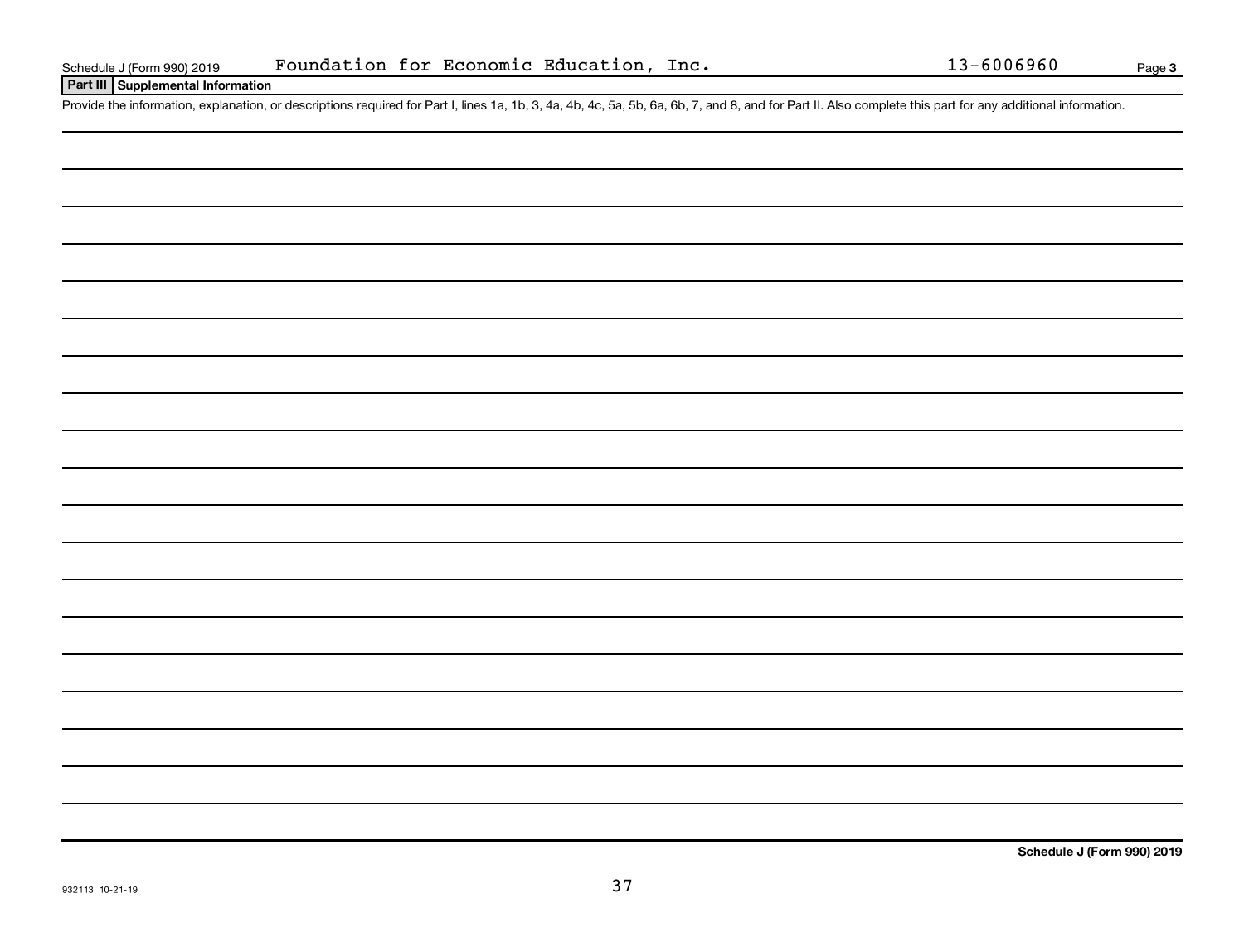Schedule J (Form 990) 2019 Foundation for Economic Education, Inc. 13-6006960 Page 3

## Part III Supplemental Information

Provide the information, explanation, or descriptions required for Part I, lines 1a, 1b, 3, 4a, 4b, 4c, 5a, 5b, 6a, 6b, 7, and 8, and for Part II. Also complete this part for any additional information.

Schedule J (Form 990) 2019

932113 10-21-19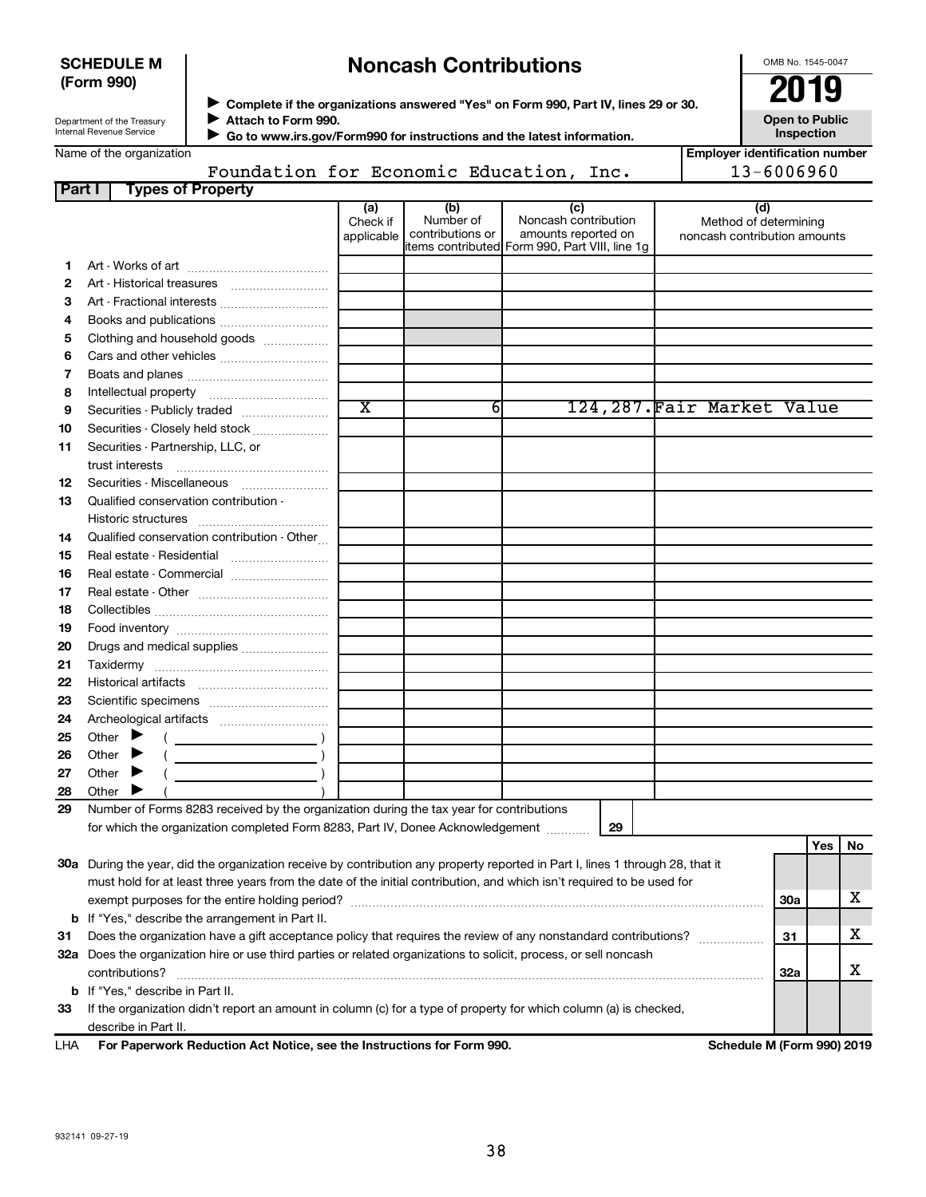**SCHEDULE M (Form 990)**

Department of the Treasury
Internal Revenue Service

# Noncash Contributions

▶ Complete if the organizations answered "Yes" on Form 990, Part IV, lines 29 or 30.
▶ Attach to Form 990.
▶ Go to www.irs.gov/Form990 for instructions and the latest information.

OMB No. 1545-0047

**2019**

**Open to Public Inspection**

Name of the organization: Foundation for Economic Education, Inc.

Employer identification number: 13-6006960

**Part I — Types of Property**

| | | (a) Check if applicable | (b) Number of contributions or items contributed | (c) Noncash contribution amounts reported on Form 990, Part VIII, line 1g | (d) Method of determining noncash contribution amounts |
|---|---|---|---|---|---|
| 1 | Art - Works of art | | | | |
| 2 | Art - Historical treasures | | | | |
| 3 | Art - Fractional interests | | | | |
| 4 | Books and publications | | | | |
| 5 | Clothing and household goods | | | | |
| 6 | Cars and other vehicles | | | | |
| 7 | Boats and planes | | | | |
| 8 | Intellectual property | | | | |
| 9 | Securities - Publicly traded | X | 6 | 124,287. | Fair Market Value |
| 10 | Securities - Closely held stock | | | | |
| 11 | Securities - Partnership, LLC, or trust interests | | | | |
| 12 | Securities - Miscellaneous | | | | |
| 13 | Qualified conservation contribution - Historic structures | | | | |
| 14 | Qualified conservation contribution - Other | | | | |
| 15 | Real estate - Residential | | | | |
| 16 | Real estate - Commercial | | | | |
| 17 | Real estate - Other | | | | |
| 18 | Collectibles | | | | |
| 19 | Food inventory | | | | |
| 20 | Drugs and medical supplies | | | | |
| 21 | Taxidermy | | | | |
| 22 | Historical artifacts | | | | |
| 23 | Scientific specimens | | | | |
| 24 | Archeological artifacts | | | | |
| 25 | Other ▶ ( ) | | | | |
| 26 | Other ▶ ( ) | | | | |
| 27 | Other ▶ ( ) | | | | |
| 28 | Other ▶ ( ) | | | | |

29 Number of Forms 8283 received by the organization during the tax year for contributions for which the organization completed Form 8283, Part IV, Donee Acknowledgement ..... **29**

| | | | Yes | No |
|---|---|---|---|---|
| 30a | During the year, did the organization receive by contribution any property reported in Part I, lines 1 through 28, that it must hold for at least three years from the date of the initial contribution, and which isn't required to be used for exempt purposes for the entire holding period? | 30a | | X |
| b | If "Yes," describe the arrangement in Part II. | | | |
| 31 | Does the organization have a gift acceptance policy that requires the review of any nonstandard contributions? | 31 | | X |
| 32a | Does the organization hire or use third parties or related organizations to solicit, process, or sell noncash contributions? | 32a | | X |
| b | If "Yes," describe in Part II. | | | |
| 33 | If the organization didn't report an amount in column (c) for a type of property for which column (a) is checked, describe in Part II. | | | |

LHA **For Paperwork Reduction Act Notice, see the Instructions for Form 990.** **Schedule M (Form 990) 2019**

932141 09-27-19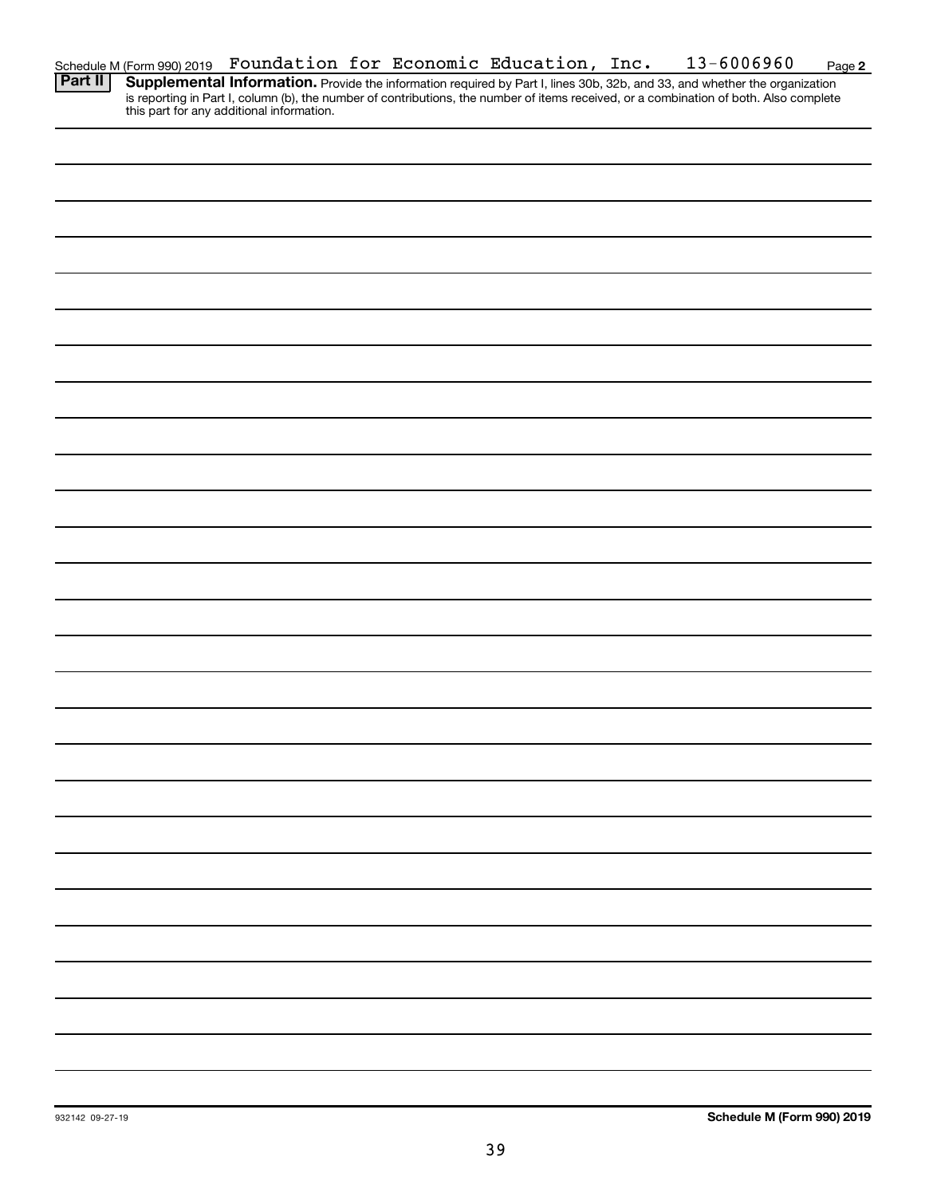Schedule M (Form 990) 2019 Foundation for Economic Education, Inc. 13-6006960 Page **2**

**Part II** **Supplemental Information.** Provide the information required by Part I, lines 30b, 32b, and 33, and whether the organization is reporting in Part I, column (b), the number of contributions, the number of items received, or a combination of both. Also complete this part for any additional information.

932142 09-27-19

**Schedule M (Form 990) 2019**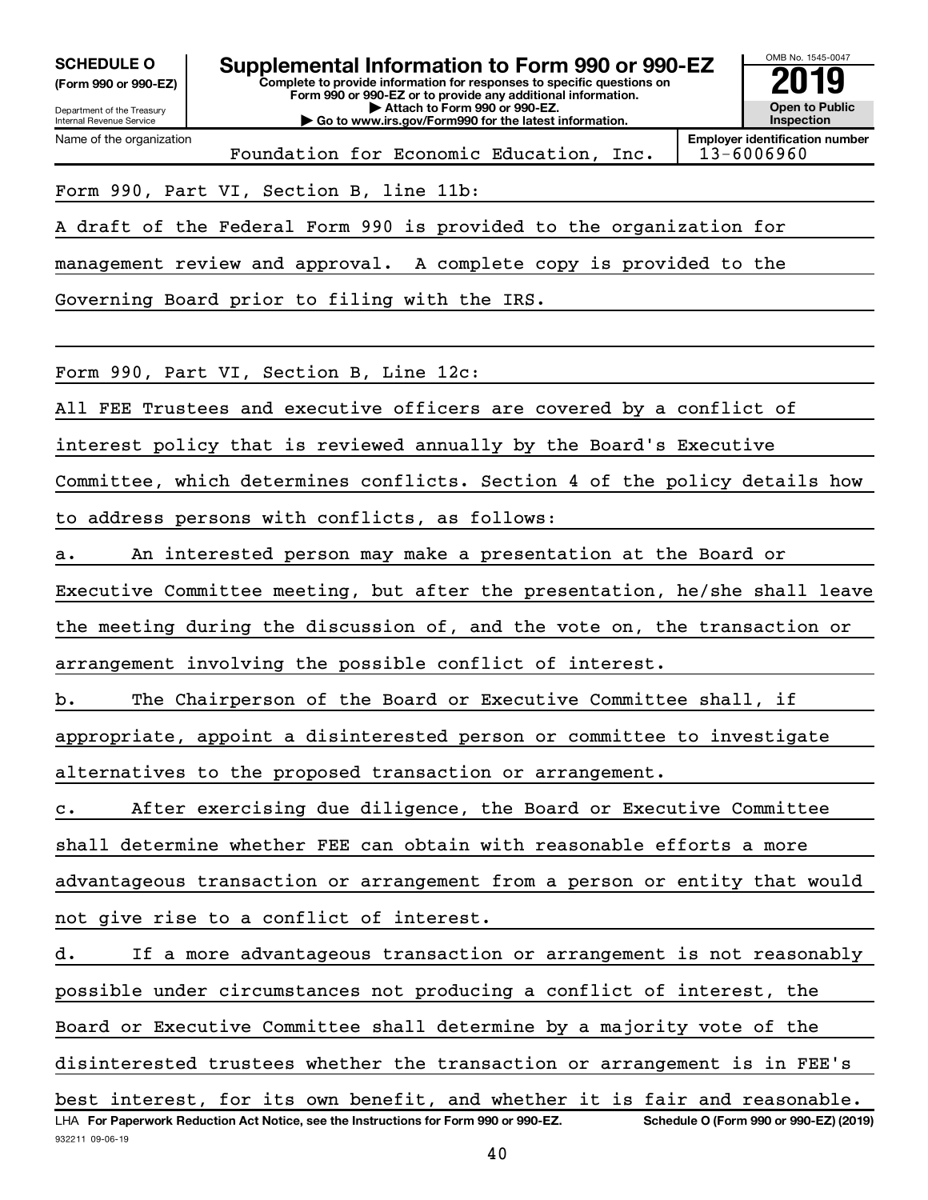**SCHEDULE O** (Form 990 or 990-EZ)

Department of the Treasury
Internal Revenue Service

# Supplemental Information to Form 990 or 990-EZ

**Complete to provide information for responses to specific questions on Form 990 or 990-EZ or to provide any additional information.**
**▶ Attach to Form 990 or 990-EZ.**
**▶ Go to www.irs.gov/Form990 for the latest information.**

OMB No. 1545-0047

**2019**

**Open to Public Inspection**

Name of the organization: Foundation for Economic Education, Inc.

**Employer identification number:** 13-6006960

Form 990, Part VI, Section B, line 11b:

A draft of the Federal Form 990 is provided to the organization for management review and approval. A complete copy is provided to the Governing Board prior to filing with the IRS.

Form 990, Part VI, Section B, Line 12c:

All FEE Trustees and executive officers are covered by a conflict of interest policy that is reviewed annually by the Board's Executive Committee, which determines conflicts. Section 4 of the policy details how to address persons with conflicts, as follows:

a. An interested person may make a presentation at the Board or Executive Committee meeting, but after the presentation, he/she shall leave the meeting during the discussion of, and the vote on, the transaction or arrangement involving the possible conflict of interest.

b. The Chairperson of the Board or Executive Committee shall, if appropriate, appoint a disinterested person or committee to investigate alternatives to the proposed transaction or arrangement.

c. After exercising due diligence, the Board or Executive Committee shall determine whether FEE can obtain with reasonable efforts a more advantageous transaction or arrangement from a person or entity that would not give rise to a conflict of interest.

d. If a more advantageous transaction or arrangement is not reasonably possible under circumstances not producing a conflict of interest, the Board or Executive Committee shall determine by a majority vote of the disinterested trustees whether the transaction or arrangement is in FEE's best interest, for its own benefit, and whether it is fair and reasonable.

LHA **For Paperwork Reduction Act Notice, see the Instructions for Form 990 or 990-EZ.** **Schedule O (Form 990 or 990-EZ) (2019)**

932211 09-06-19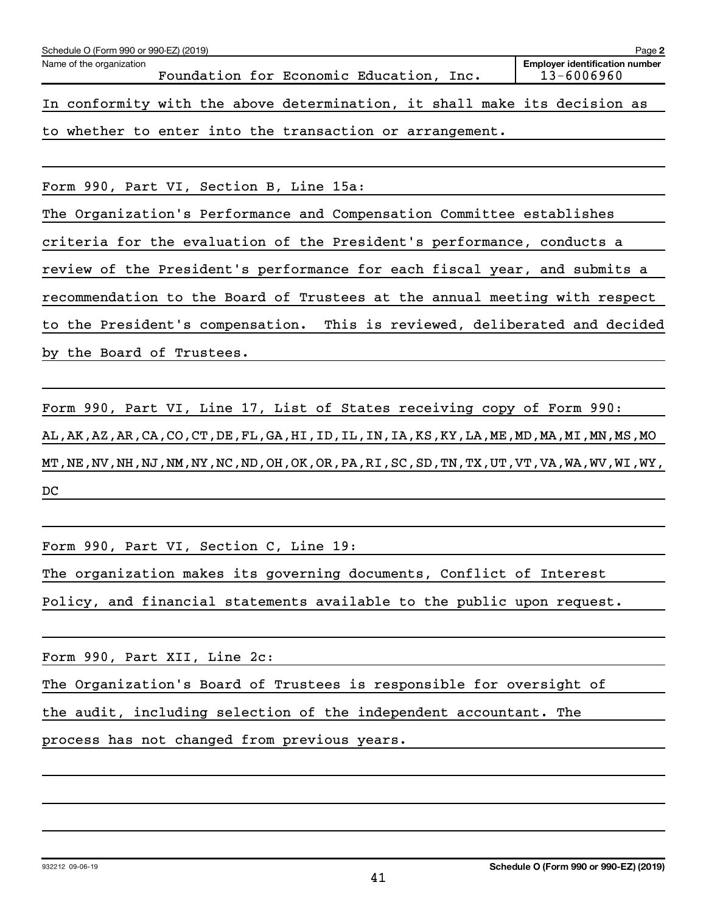Schedule O (Form 990 or 990-EZ) (2019)

Name of the organization: Foundation for Economic Education, Inc.

Employer identification number: 13-6006960

In conformity with the above determination, it shall make its decision as to whether to enter into the transaction or arrangement.

Form 990, Part VI, Section B, Line 15a:

The Organization's Performance and Compensation Committee establishes criteria for the evaluation of the President's performance, conducts a review of the President's performance for each fiscal year, and submits a recommendation to the Board of Trustees at the annual meeting with respect to the President's compensation. This is reviewed, deliberated and decided by the Board of Trustees.

Form 990, Part VI, Line 17, List of States receiving copy of Form 990:

AL,AK,AZ,AR,CA,CO,CT,DE,FL,GA,HI,ID,IL,IN,IA,KS,KY,LA,ME,MD,MA,MI,MN,MS,MO MT,NE,NV,NH,NJ,NM,NY,NC,ND,OH,OK,OR,PA,RI,SC,SD,TN,TX,UT,VT,VA,WA,WV,WI,WY, DC

Form 990, Part VI, Section C, Line 19:

The organization makes its governing documents, Conflict of Interest Policy, and financial statements available to the public upon request.

Form 990, Part XII, Line 2c:

The Organization's Board of Trustees is responsible for oversight of the audit, including selection of the independent accountant. The process has not changed from previous years.

932212 09-06-19

Schedule O (Form 990 or 990-EZ) (2019)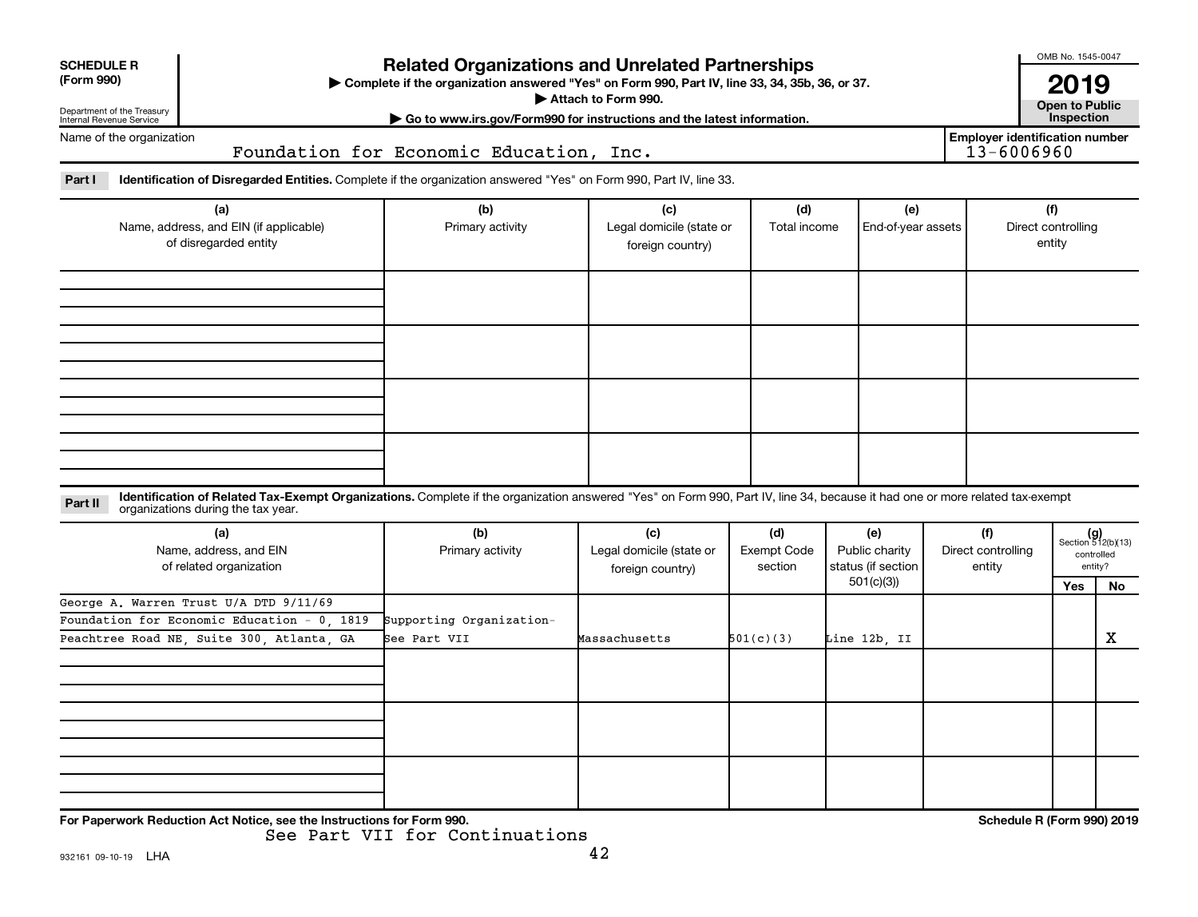**SCHEDULE R (Form 990)**

Department of the Treasury
Internal Revenue Service

# Related Organizations and Unrelated Partnerships

▶ Complete if the organization answered "Yes" on Form 990, Part IV, line 33, 34, 35b, 36, or 37.
▶ Attach to Form 990.
▶ Go to www.irs.gov/Form990 for instructions and the latest information.

OMB No. 1545-0047

**2019**

**Open to Public Inspection**

Name of the organization: Foundation for Economic Education, Inc.

Employer identification number: 13-6006960

**Part I** **Identification of Disregarded Entities.** Complete if the organization answered "Yes" on Form 990, Part IV, line 33.

| (a) Name, address, and EIN (if applicable) of disregarded entity | (b) Primary activity | (c) Legal domicile (state or foreign country) | (d) Total income | (e) End-of-year assets | (f) Direct controlling entity |
|---|---|---|---|---|---|
| | | | | | |
| | | | | | |
| | | | | | |
| | | | | | |

**Part II** **Identification of Related Tax-Exempt Organizations.** Complete if the organization answered "Yes" on Form 990, Part IV, line 34, because it had one or more related tax-exempt organizations during the tax year.

| (a) Name, address, and EIN of related organization | (b) Primary activity | (c) Legal domicile (state or foreign country) | (d) Exempt Code section | (e) Public charity status (if section 501(c)(3)) | (f) Direct controlling entity | (g) Section 512(b)(13) controlled entity? Yes | No |
|---|---|---|---|---|---|---|---|
| George A. Warren Trust U/A DTD 9/11/69 Foundation for Economic Education - 0, 1819 Peachtree Road NE, Suite 300, Atlanta, GA | Supporting Organization- See Part VII | Massachusetts | 501(c)(3) | Line 12b, II | | | X |
| | | | | | | | |
| | | | | | | | |
| | | | | | | | |

For Paperwork Reduction Act Notice, see the Instructions for Form 990.

Schedule R (Form 990) 2019

See Part VII for Continuations

932161 09-10-19 LHA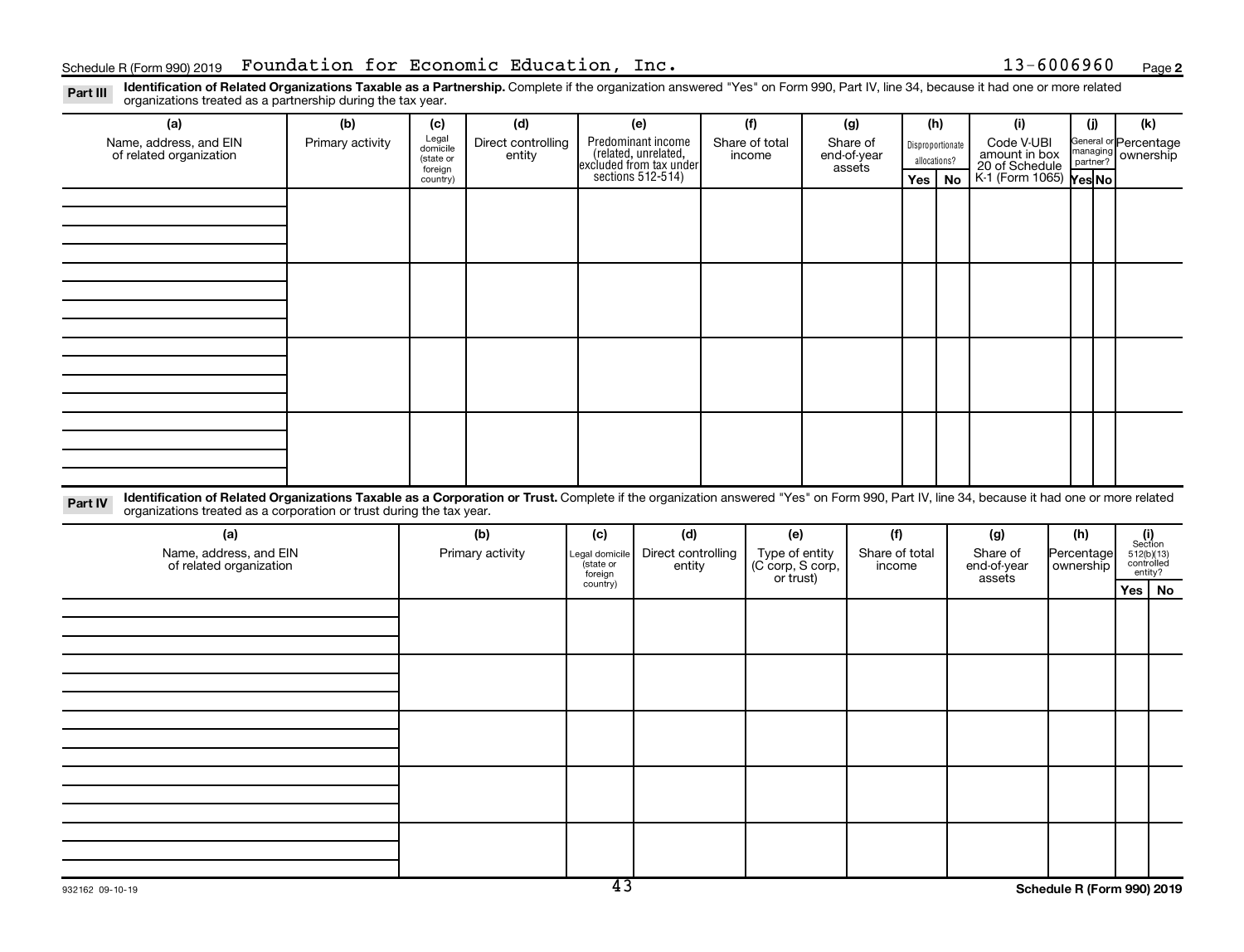Schedule R (Form 990) 2019 Foundation for Economic Education, Inc. 13-6006960 Page 2

**Part III** **Identification of Related Organizations Taxable as a Partnership.** Complete if the organization answered "Yes" on Form 990, Part IV, line 34, because it had one or more related organizations treated as a partnership during the tax year.

| (a) Name, address, and EIN of related organization | (b) Primary activity | (c) Legal domicile (state or foreign country) | (d) Direct controlling entity | (e) Predominant income (related, unrelated, excluded from tax under sections 512-514) | (f) Share of total income | (g) Share of end-of-year assets | (h) Disproportionate allocations? Yes | (h) No | (i) Code V-UBI amount in box 20 of Schedule K-1 (Form 1065) | (j) General or managing partner? Yes | (j) No | (k) Percentage ownership |
|---|---|---|---|---|---|---|---|---|---|---|---|---|
| | | | | | | | | | | | | |
| | | | | | | | | | | | | |
| | | | | | | | | | | | | |
| | | | | | | | | | | | | |

**Part IV** **Identification of Related Organizations Taxable as a Corporation or Trust.** Complete if the organization answered "Yes" on Form 990, Part IV, line 34, because it had one or more related organizations treated as a corporation or trust during the tax year.

| (a) Name, address, and EIN of related organization | (b) Primary activity | (c) Legal domicile (state or foreign country) | (d) Direct controlling entity | (e) Type of entity (C corp, S corp, or trust) | (f) Share of total income | (g) Share of end-of-year assets | (h) Percentage ownership | (i) Section 512(b)(13) controlled entity? Yes | (i) No |
|---|---|---|---|---|---|---|---|---|---|
| | | | | | | | | | |
| | | | | | | | | | |
| | | | | | | | | | |
| | | | | | | | | | |
| | | | | | | | | | |

932162 09-10-19 Schedule R (Form 990) 2019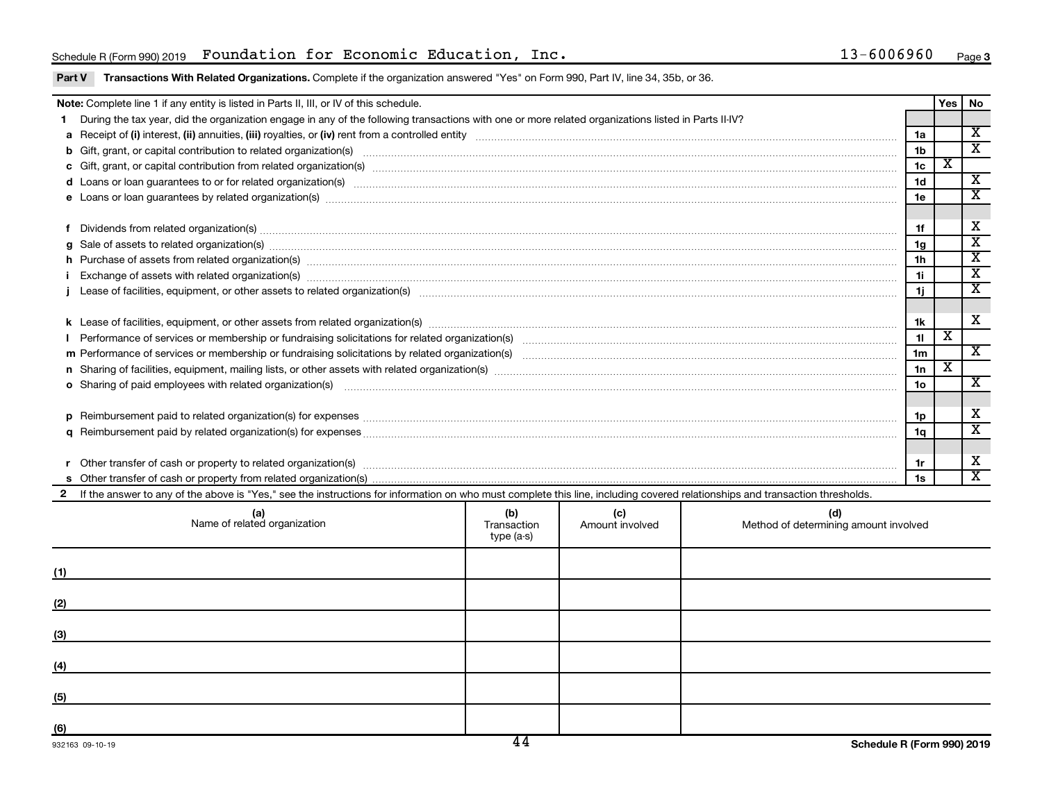Schedule R (Form 990) 2019 Foundation for Economic Education, Inc. 13-6006960

**Part V** **Transactions With Related Organizations.** Complete if the organization answered "Yes" on Form 990, Part IV, line 34, 35b, or 36.

| **Note:** Complete line 1 if any entity is listed in Parts II, III, or IV of this schedule. | | Yes | No |
|---|---|---|---|
| **1** During the tax year, did the organization engage in any of the following transactions with one or more related organizations listed in Parts II-IV? | | | |
| **a** Receipt of **(i)** interest, **(ii)** annuities, **(iii)** royalties, or **(iv)** rent from a controlled entity | 1a | | X |
| **b** Gift, grant, or capital contribution to related organization(s) | 1b | | X |
| **c** Gift, grant, or capital contribution from related organization(s) | 1c | X | |
| **d** Loans or loan guarantees to or for related organization(s) | 1d | | X |
| **e** Loans or loan guarantees by related organization(s) | 1e | | X |
| **f** Dividends from related organization(s) | 1f | | X |
| **g** Sale of assets to related organization(s) | 1g | | X |
| **h** Purchase of assets from related organization(s) | 1h | | X |
| **i** Exchange of assets with related organization(s) | 1i | | X |
| **j** Lease of facilities, equipment, or other assets to related organization(s) | 1j | | X |
| **k** Lease of facilities, equipment, or other assets from related organization(s) | 1k | | X |
| **l** Performance of services or membership or fundraising solicitations for related organization(s) | 1l | X | |
| **m** Performance of services or membership or fundraising solicitations by related organization(s) | 1m | | X |
| **n** Sharing of facilities, equipment, mailing lists, or other assets with related organization(s) | 1n | X | |
| **o** Sharing of paid employees with related organization(s) | 1o | | X |
| **p** Reimbursement paid to related organization(s) for expenses | 1p | | X |
| **q** Reimbursement paid by related organization(s) for expenses | 1q | | X |
| **r** Other transfer of cash or property to related organization(s) | 1r | | X |
| **s** Other transfer of cash or property from related organization(s) | 1s | | X |

**2** If the answer to any of the above is "Yes," see the instructions for information on who must complete this line, including covered relationships and transaction thresholds.

| | (a) Name of related organization | (b) Transaction type (a-s) | (c) Amount involved | (d) Method of determining amount involved |
|---|---|---|---|---|
| (1) | | | | |
| (2) | | | | |
| (3) | | | | |
| (4) | | | | |
| (5) | | | | |
| (6) | | | | |

932163 09-10-19 **Schedule R (Form 990) 2019**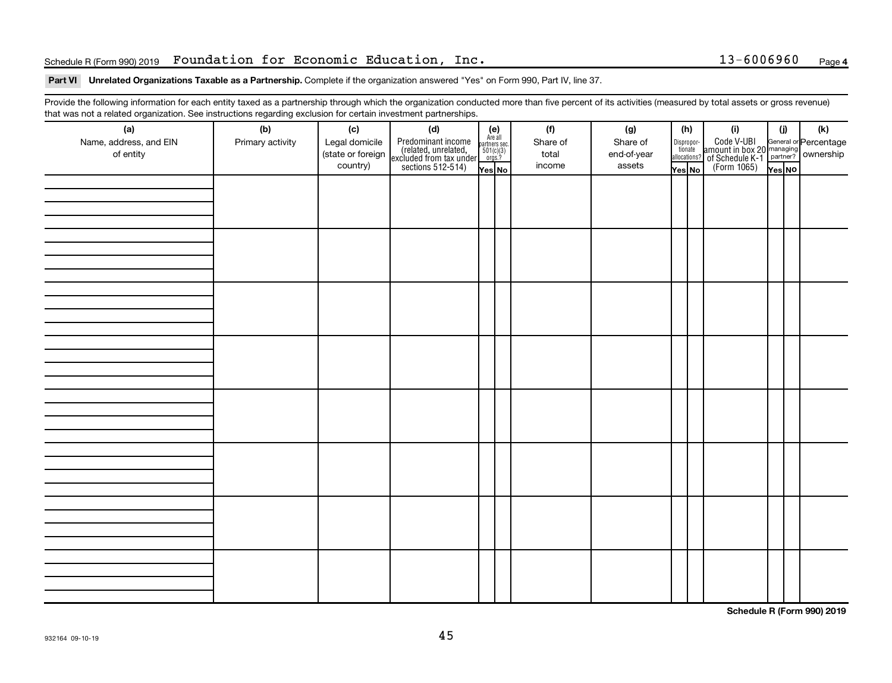Schedule R (Form 990) 2019 Foundation for Economic Education, Inc. 13-6006960 Page **4**

**Part VI Unrelated Organizations Taxable as a Partnership.** Complete if the organization answered "Yes" on Form 990, Part IV, line 37.

Provide the following information for each entity taxed as a partnership through which the organization conducted more than five percent of its activities (measured by total assets or gross revenue) that was not a related organization. See instructions regarding exclusion for certain investment partnerships.

| (a) Name, address, and EIN of entity | (b) Primary activity | (c) Legal domicile (state or foreign country) | (d) Predominant income (related, unrelated, excluded from tax under sections 512-514) | (e) Are all partners sec. 501(c)(3) orgs.? | | (f) Share of total income | (g) Share of end-of-year assets | (h) Disproportionate allocations? | | (i) Code V-UBI amount in box 20 of Schedule K-1 (Form 1065) | (j) General or managing partner? | | (k) Percentage ownership |
|---|---|---|---|---|---|---|---|---|---|---|---|---|---|
| | | | | Yes | No | | | Yes | No | | Yes | No | |
| | | | | | | | | | | | | | |
| | | | | | | | | | | | | | |
| | | | | | | | | | | | | | |
| | | | | | | | | | | | | | |
| | | | | | | | | | | | | | |
| | | | | | | | | | | | | | |
| | | | | | | | | | | | | | |
| | | | | | | | | | | | | | |

**Schedule R (Form 990) 2019**

932164 09-10-19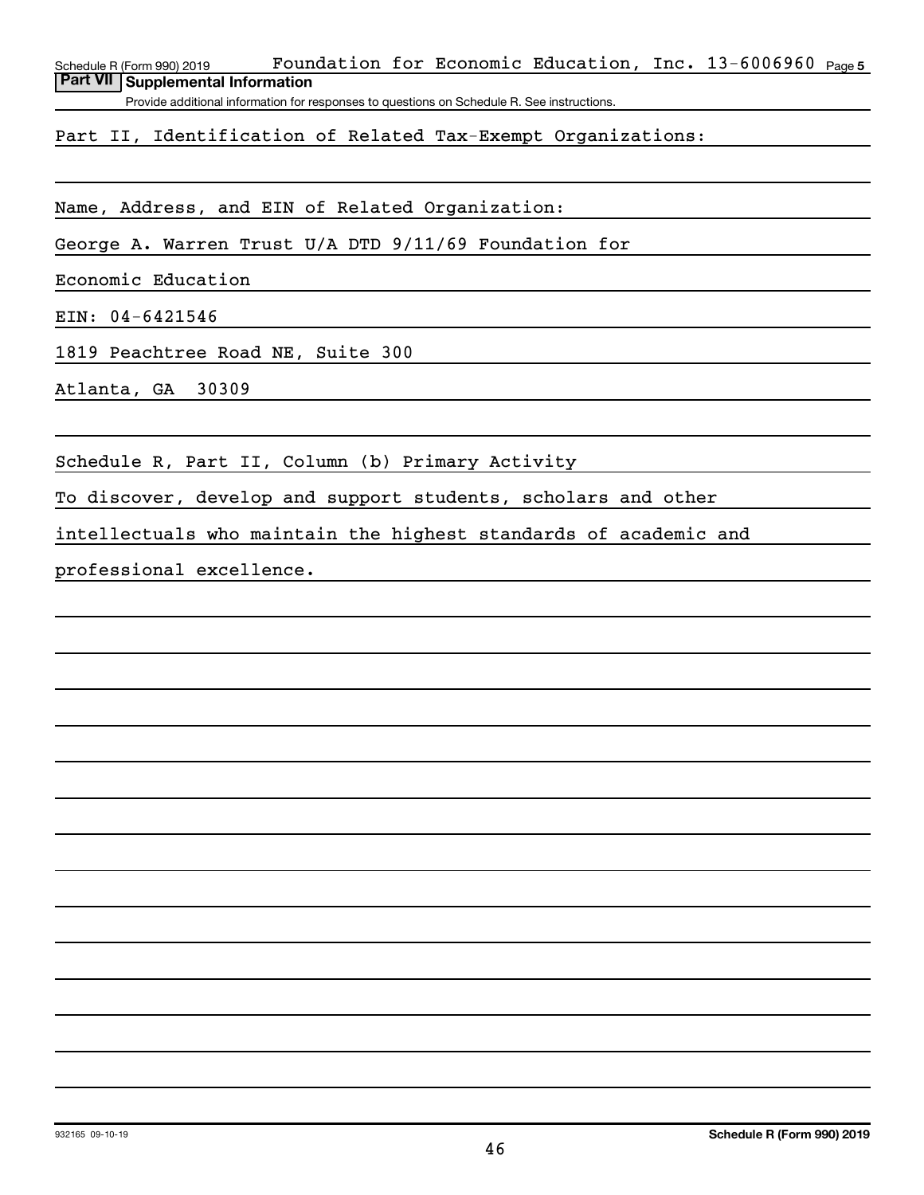Schedule R (Form 990) 2019 Foundation for Economic Education, Inc. 13-6006960 Page 5

## Part VII Supplemental Information

Provide additional information for responses to questions on Schedule R. See instructions.

Part II, Identification of Related Tax-Exempt Organizations:

Name, Address, and EIN of Related Organization:

George A. Warren Trust U/A DTD 9/11/69 Foundation for Economic Education

EIN: 04-6421546

1819 Peachtree Road NE, Suite 300

Atlanta, GA 30309

Schedule R, Part II, Column (b) Primary Activity

To discover, develop and support students, scholars and other intellectuals who maintain the highest standards of academic and professional excellence.

932165 09-10-19

Schedule R (Form 990) 2019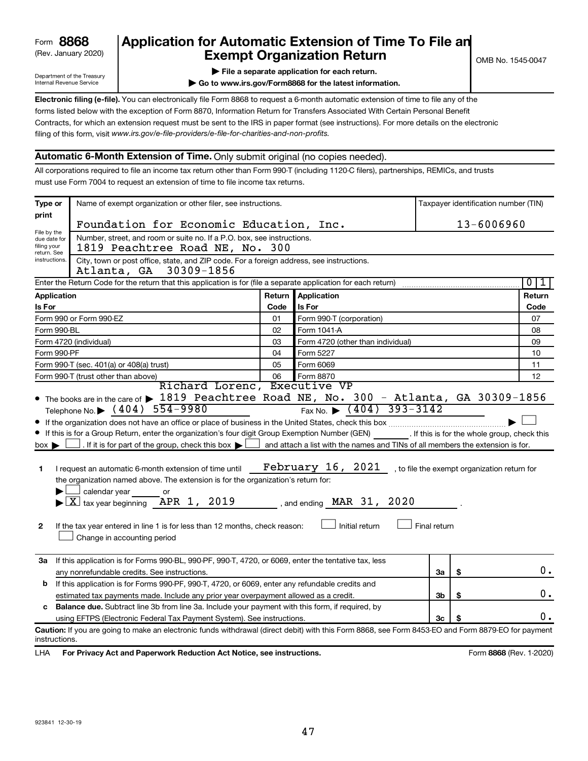Form **8868**
(Rev. January 2020)

Department of the Treasury
Internal Revenue Service

# Application for Automatic Extension of Time To File an Exempt Organization Return

▶ **File a separate application for each return.**

▶ **Go to www.irs.gov/Form8868 for the latest information.**

OMB No. 1545-0047

**Electronic filing (e-file).** You can electronically file Form 8868 to request a 6-month automatic extension of time to file any of the forms listed below with the exception of Form 8870, Information Return for Transfers Associated With Certain Personal Benefit Contracts, for which an extension request must be sent to the IRS in paper format (see instructions). For more details on the electronic filing of this form, visit *www.irs.gov/e-file-providers/e-file-for-charities-and-non-profits.*

## Automatic 6-Month Extension of Time. Only submit original (no copies needed).

All corporations required to file an income tax return other than Form 990-T (including 1120-C filers), partnerships, REMICs, and trusts must use Form 7004 to request an extension of time to file income tax returns.

**Type or print** — File by the due date for filing your return. See instructions.

Name of exempt organization or other filer, see instructions.: Foundation for Economic Education, Inc.

Taxpayer identification number (TIN): 13-6006960

Number, street, and room or suite no. If a P.O. box, see instructions.: 1819 Peachtree Road NE, No. 300

City, town or post office, state, and ZIP code. For a foreign address, see instructions.: Atlanta, GA 30309-1856

Enter the Return Code for the return that this application is for (file a separate application for each return): 01

| Application Is For | Return Code | Application Is For | Return Code |
|---|---|---|---|
| Form 990 or Form 990-EZ | 01 | Form 990-T (corporation) | 07 |
| Form 990-BL | 02 | Form 1041-A | 08 |
| Form 4720 (individual) | 03 | Form 4720 (other than individual) | 09 |
| Form 990-PF | 04 | Form 5227 | 10 |
| Form 990-T (sec. 401(a) or 408(a) trust) | 05 | Form 6069 | 11 |
| Form 990-T (trust other than above) | 06 | Form 8870 | 12 |

- The books are in the care of ▶ Richard Lorenc, Executive VP
  1819 Peachtree Road NE, No. 300 - Atlanta, GA 30309-1856
  Telephone No. ▶ (404) 554-9980 Fax No. ▶ (404) 393-3142
- If the organization does not have an office or place of business in the United States, check this box ▶ ☐
- If this is for a Group Return, enter the organization's four digit Group Exemption Number (GEN) ______. If this is for the whole group, check this box ▶ ☐. If it is for part of the group, check this box ▶ ☐ and attach a list with the names and TINs of all members the extension is for.

**1** I request an automatic 6-month extension of time until February 16, 2021, to file the exempt organization return for the organization named above. The extension is for the organization's return for:

▶ ☐ calendar year ______ or

▶ ☒ tax year beginning APR 1, 2019, and ending MAR 31, 2020.

**2** If the tax year entered in line 1 is for less than 12 months, check reason: ☐ Initial return ☐ Final return ☐ Change in accounting period

| | | | |
|---|---|---|---|
| **3a** | If this application is for Forms 990-BL, 990-PF, 990-T, 4720, or 6069, enter the tentative tax, less any nonrefundable credits. See instructions. | 3a | $ 0. |
| **b** | If this application is for Forms 990-PF, 990-T, 4720, or 6069, enter any refundable credits and estimated tax payments made. Include any prior year overpayment allowed as a credit. | 3b | $ 0. |
| **c** | **Balance due.** Subtract line 3b from line 3a. Include your payment with this form, if required, by using EFTPS (Electronic Federal Tax Payment System). See instructions. | 3c | $ 0. |

**Caution:** If you are going to make an electronic funds withdrawal (direct debit) with this Form 8868, see Form 8453-EO and Form 8879-EO for payment instructions.

LHA **For Privacy Act and Paperwork Reduction Act Notice, see instructions.** Form **8868** (Rev. 1-2020)

923841 12-30-19